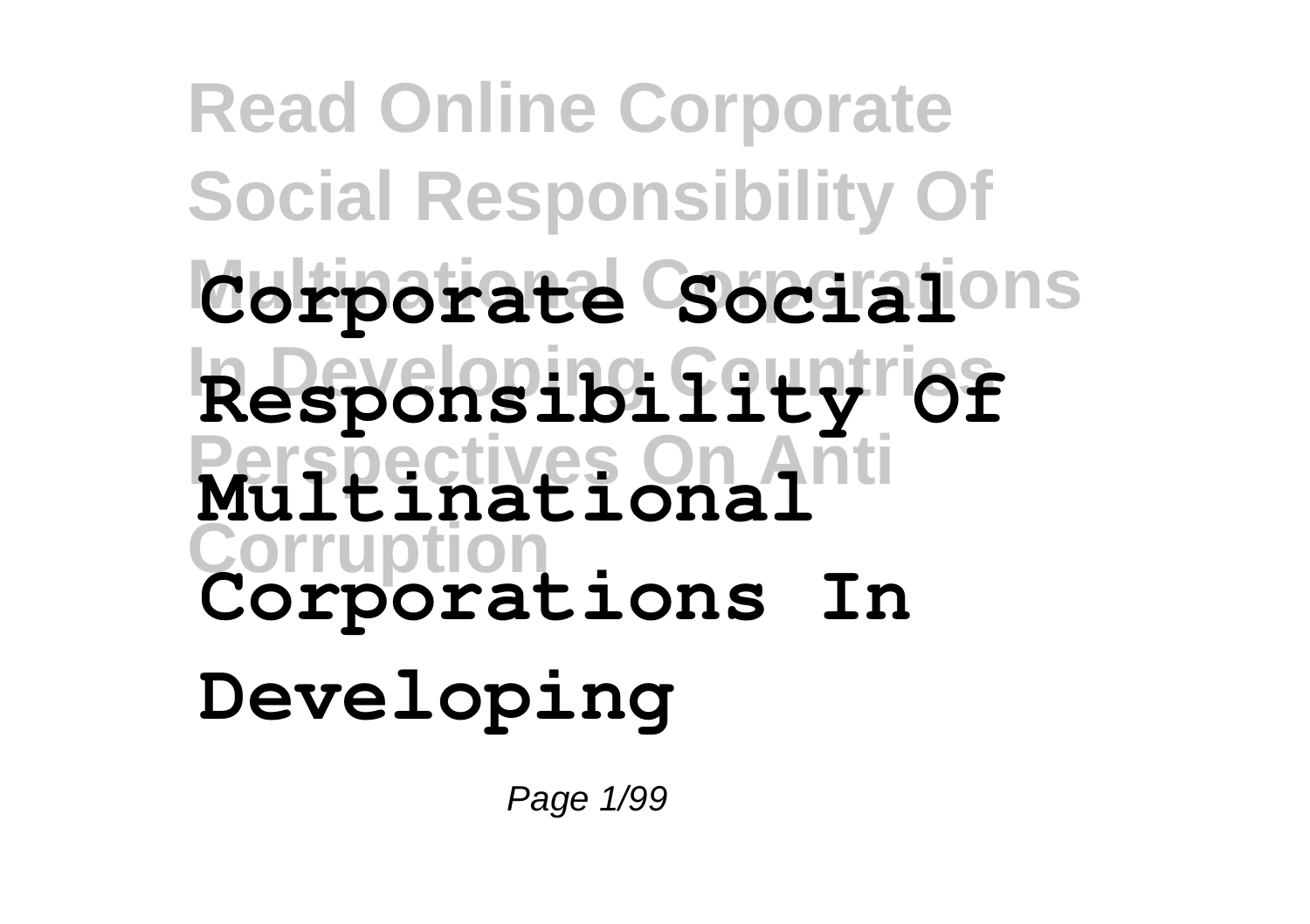# Corporate Social Responsibility Of Multinational Corporations In Developing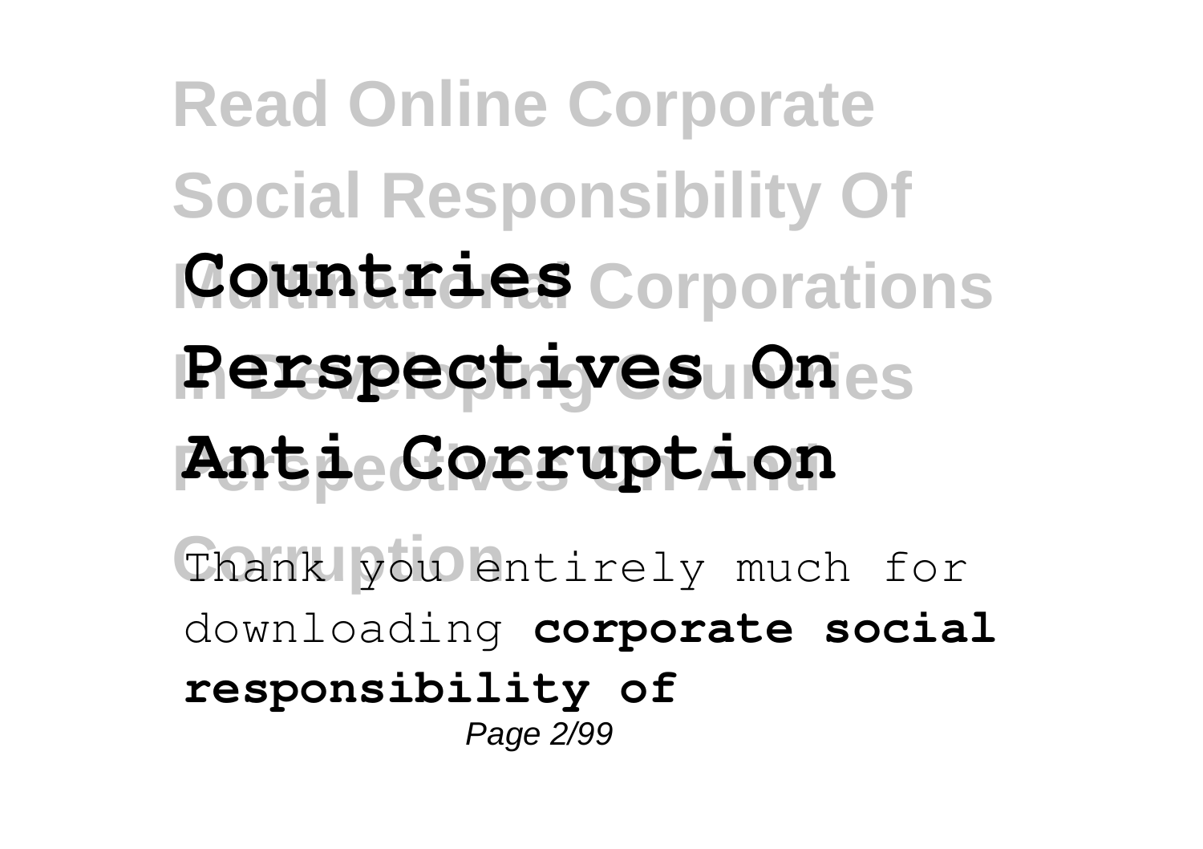**Read Online Corporate Social Responsibility Of Multinational Corporations In Developing Countries Perspectives On Anti Corruption**

Thank you entirely much for downloading **corporate social responsibility of**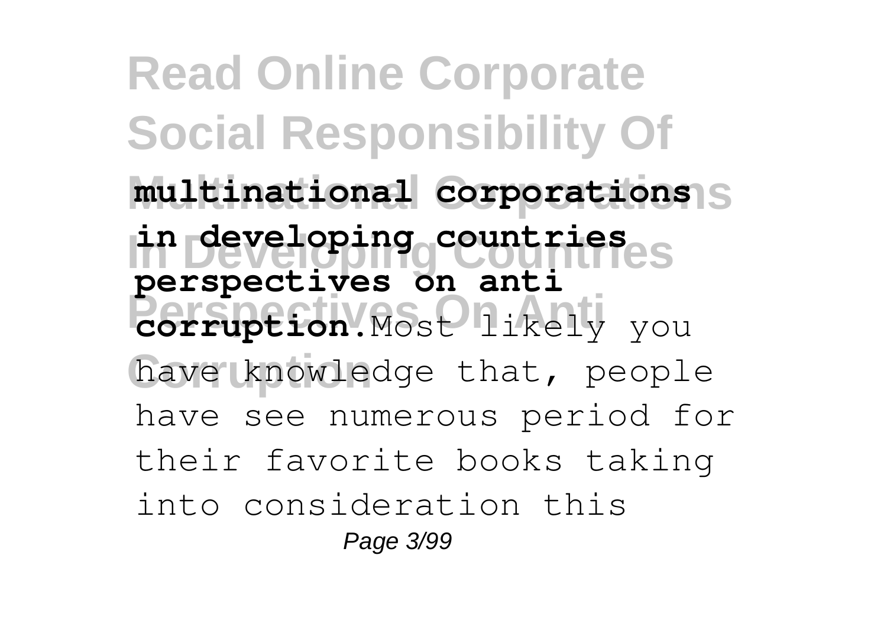**multinational corporations in developing countries perspectives on anti corruption**.Most likely you have knowledge that, people have see numerous period for their favorite books taking into consideration this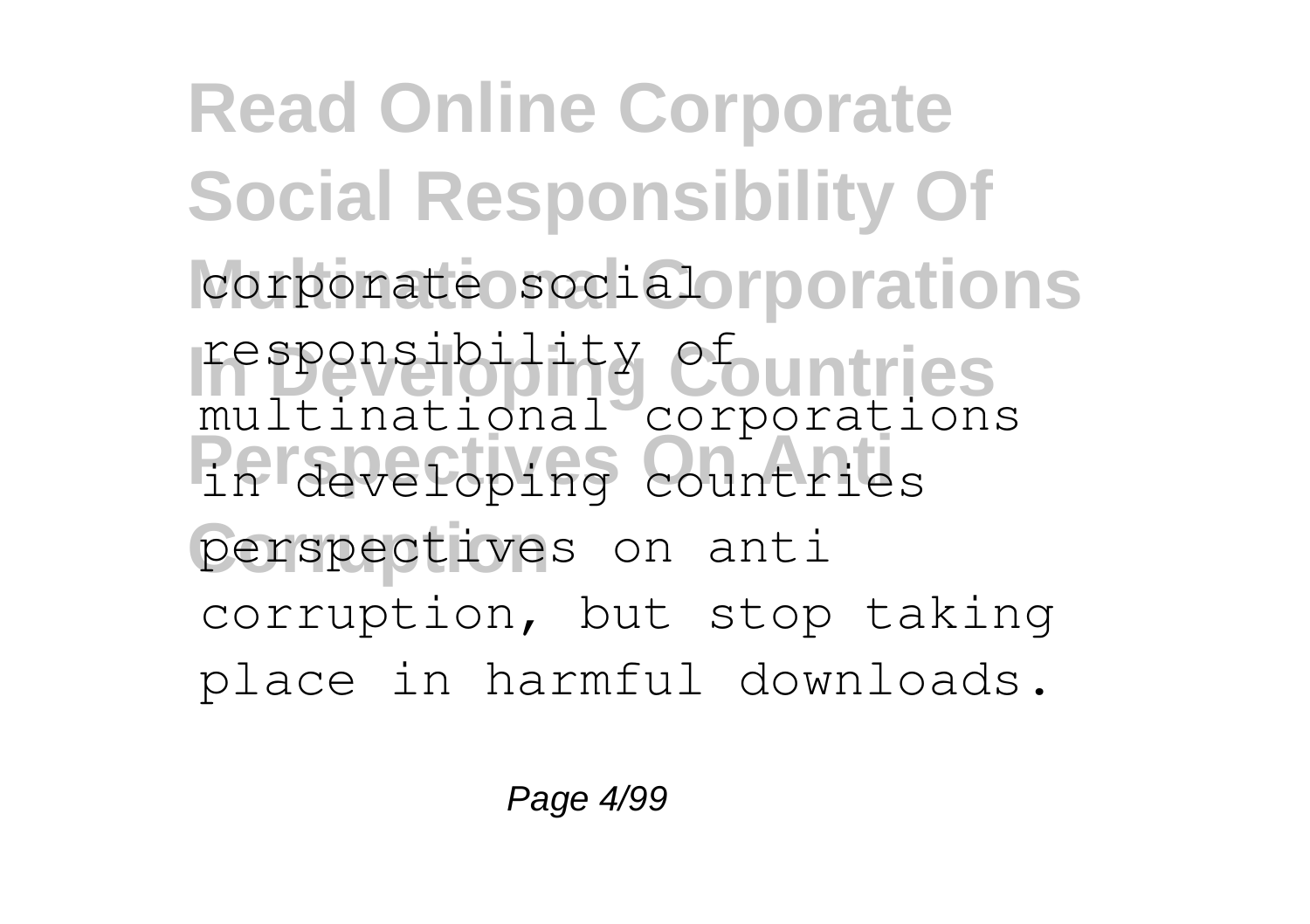corporate social responsibility of multinational corporations in developing countries perspectives on anti corruption, but stop taking place in harmful downloads.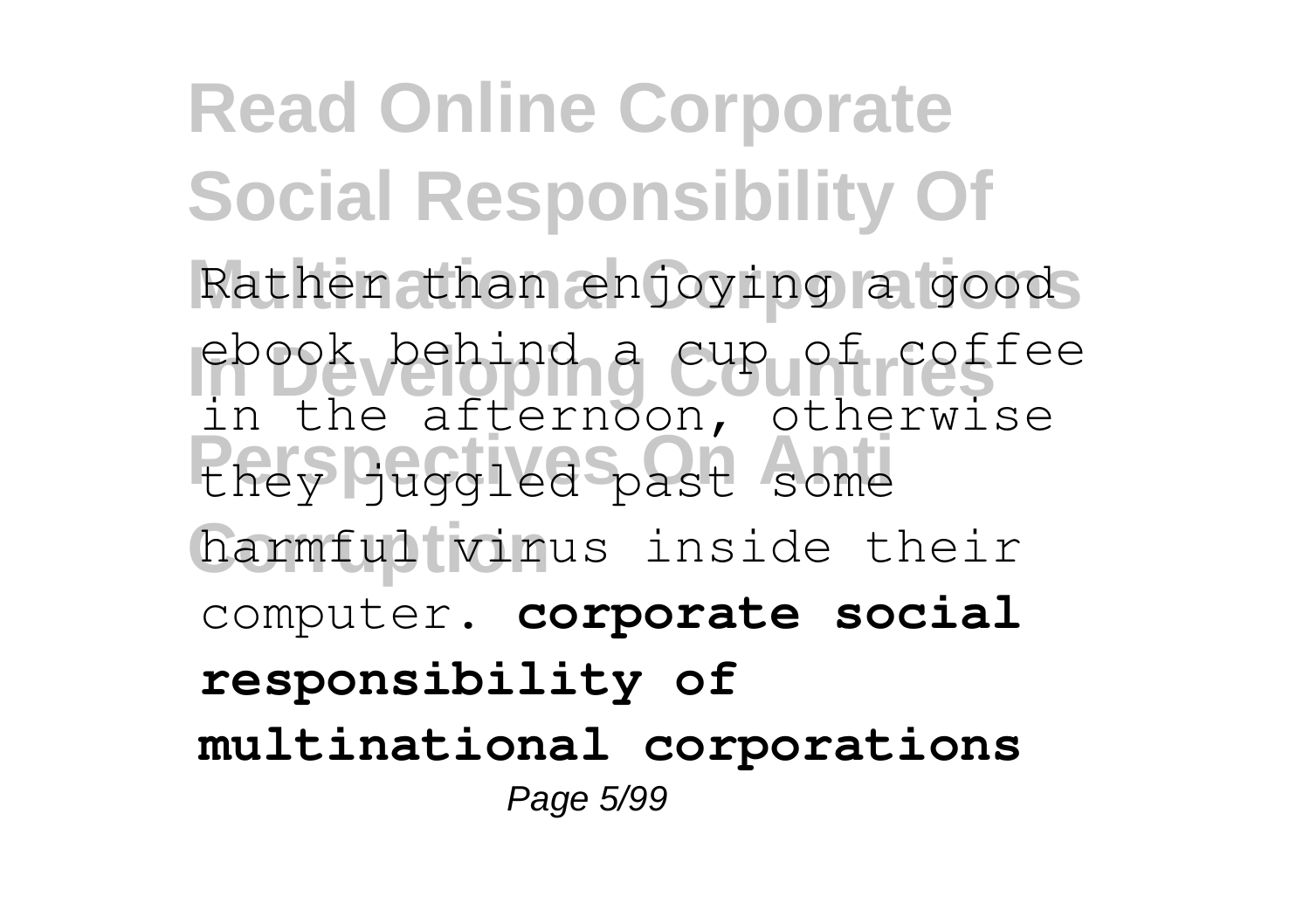Rather than enjoying a good ebook behind a cup of coffee in the afternoon, otherwise they juggled past some harmful virus inside their computer. **corporate social responsibility of multinational corporations**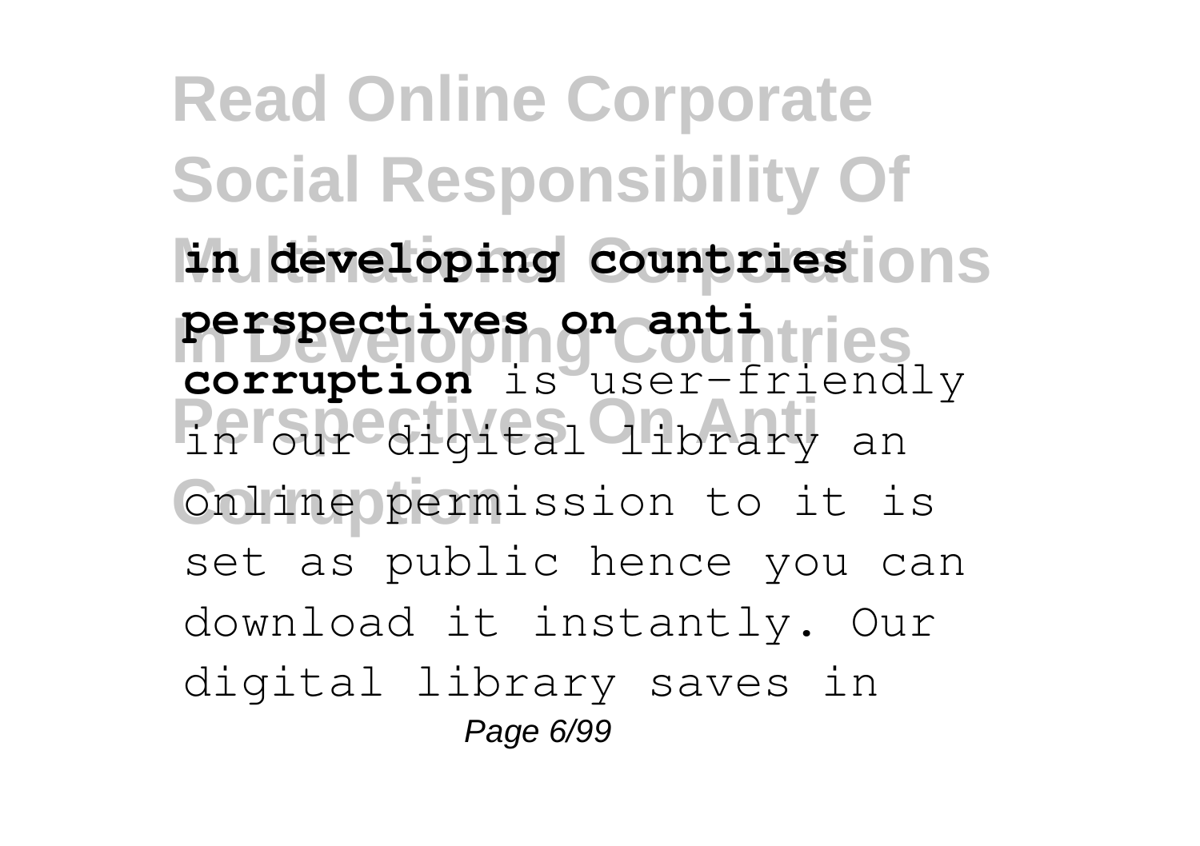**in developing countries perspectives on anti corruption** is user-friendly in our digital library an online permission to it is set as public hence you can download it instantly. Our digital library saves in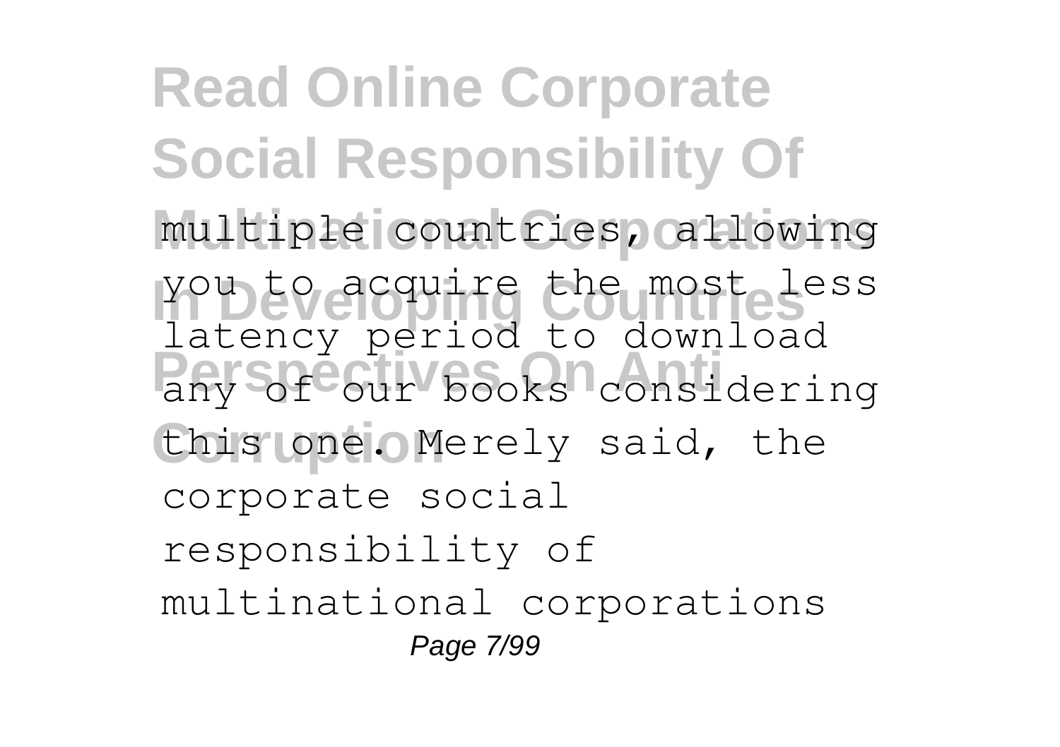multiple countries, allowing you to acquire the most less latency period to download any of our books considering this one. Merely said, the corporate social responsibility of multinational corporations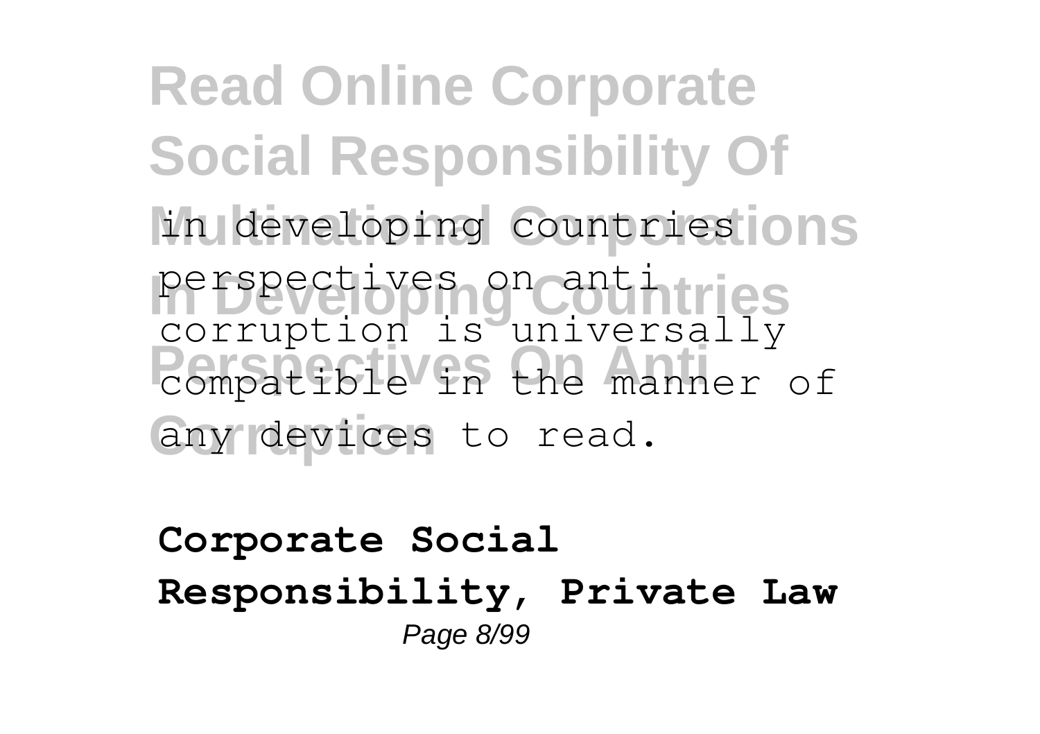in developing countries perspectives on anti corruption is universally compatible in the manner of any devices to read.

**Corporate Social Responsibility, Private Law**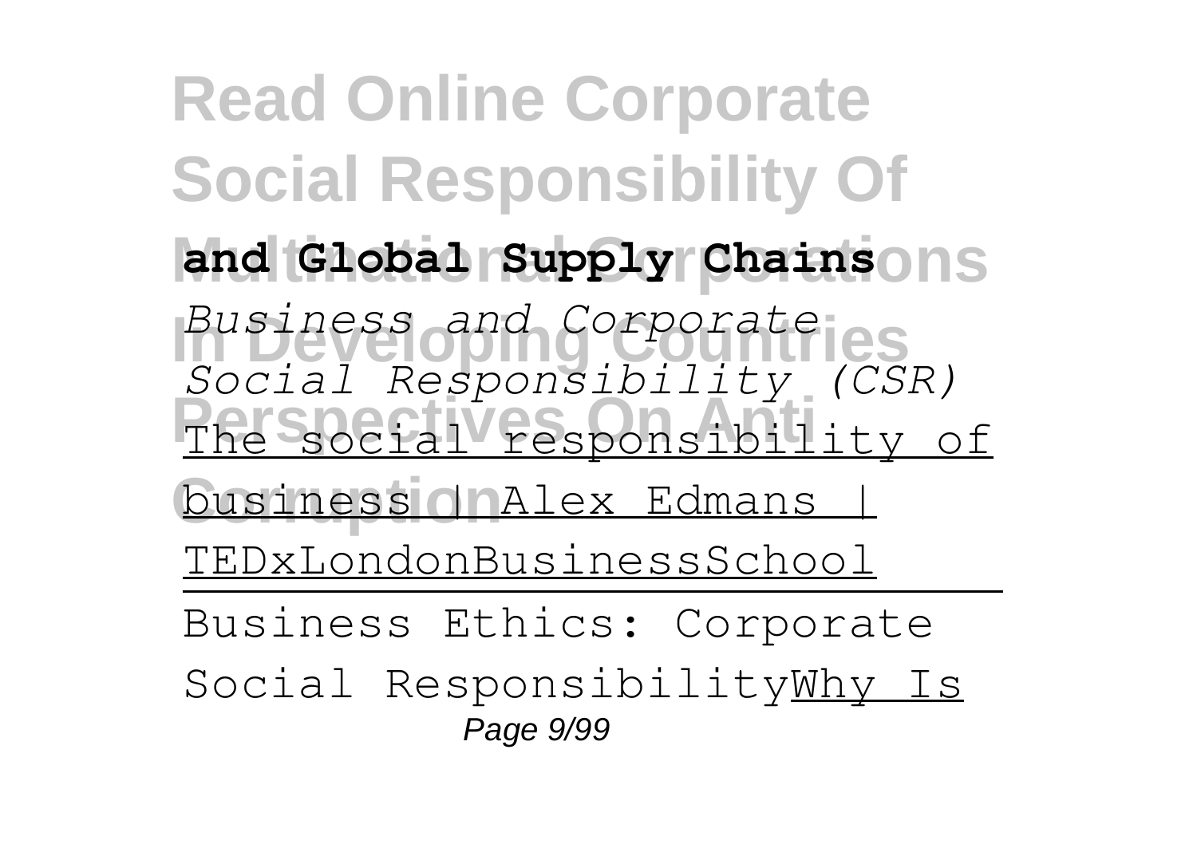**and Global Supply Chains**

*Business and Corporate Social Responsibility (CSR)*

The social responsibility of business | Alex Edmans | TEDxLondonBusinessSchool

---

Business Ethics: Corporate Social ResponsibilityWhy Is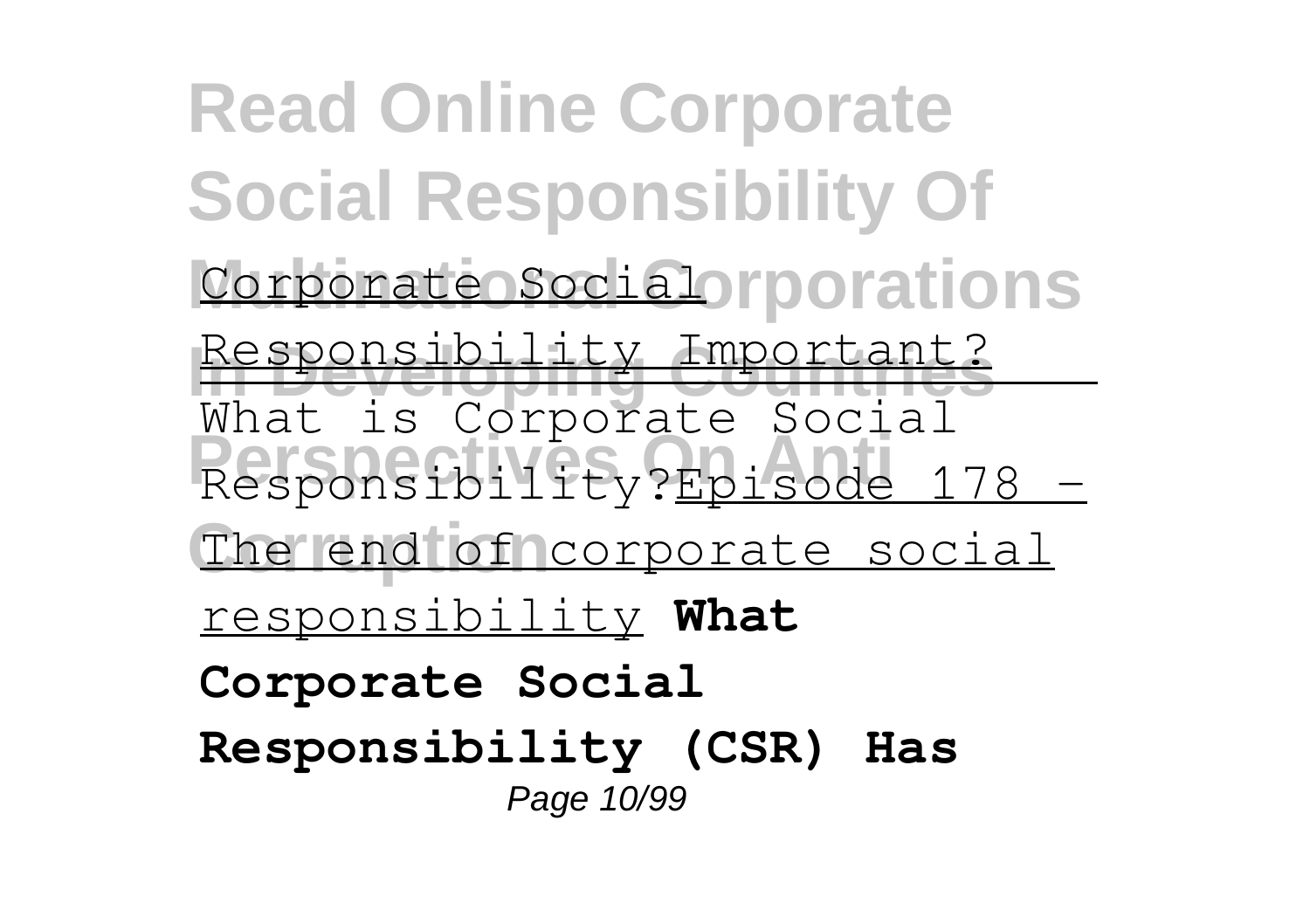Corporate Social Responsibility Important?

What is Corporate Social Responsibility?

Episode 178 - The end of corporate social responsibility

**What Corporate Social Responsibility (CSR) Has**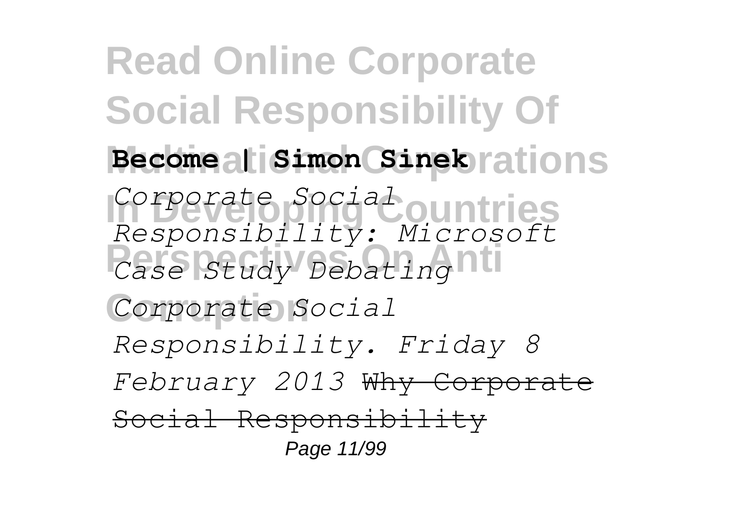**Become | Simon Sinek**

*Corporate Social Responsibility: Microsoft Case Study Debating Corporate Social Responsibility. Friday 8 February 2013* ~~Why Corporate Social Responsibility~~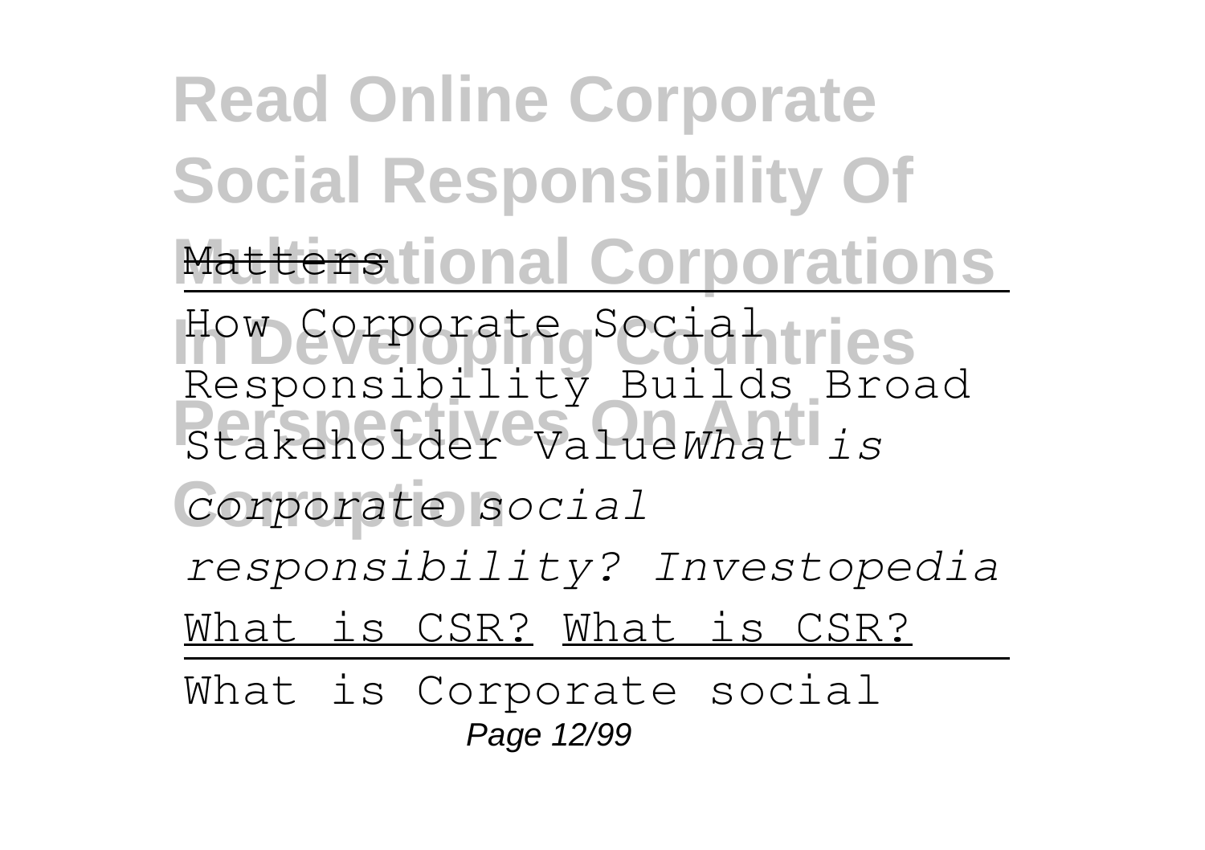Matters

How Corporate Social Responsibility Builds Broad Stakeholder Value *What is corporate social responsibility? Investopedia*

What is CSR? What is CSR?

What is Corporate social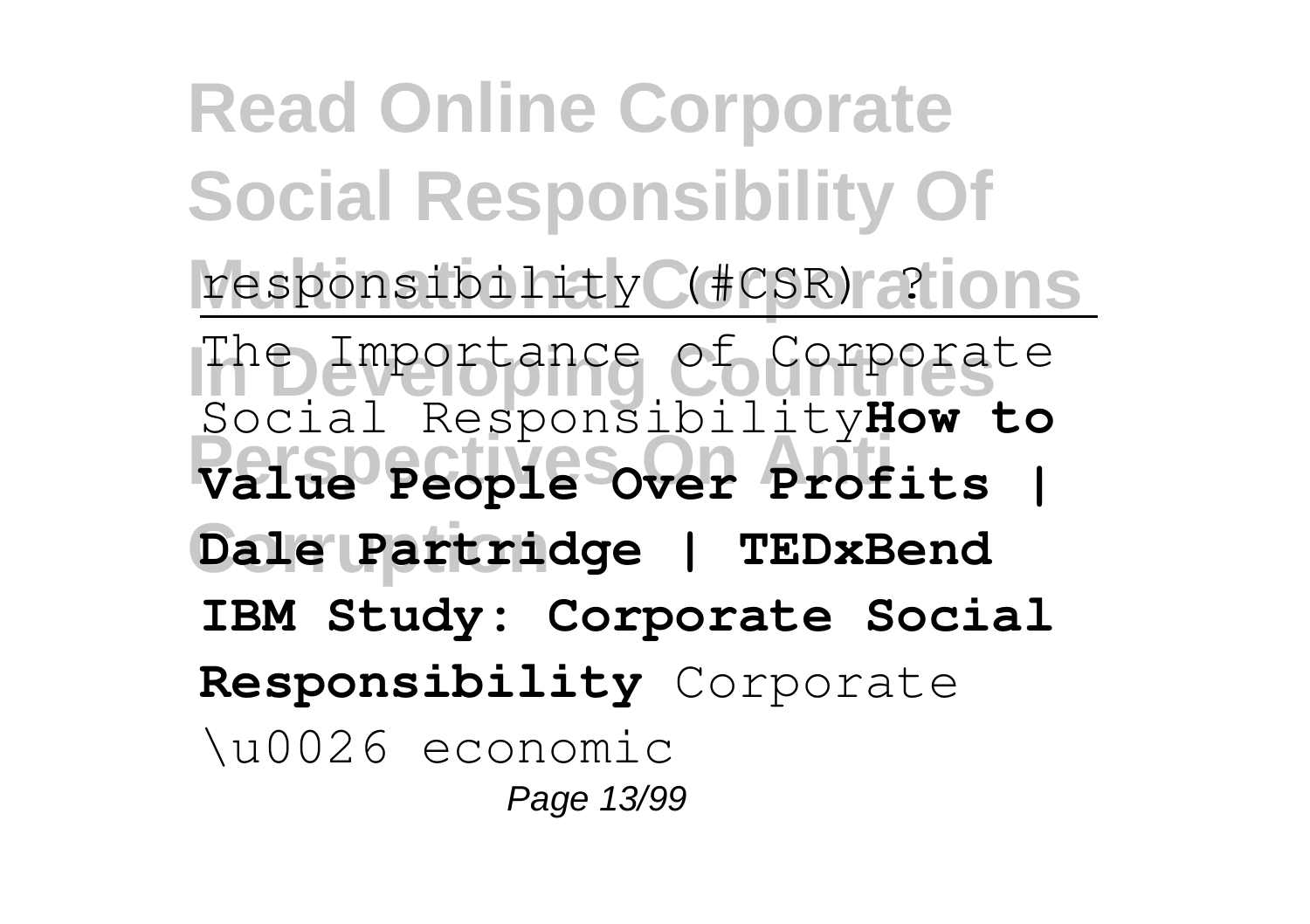responsibility (#CSR) ?

The Importance of Corporate Social Responsibility**How to Value People Over Profits | Dale Partridge | TEDxBend** **IBM Study: Corporate Social Responsibility** Corporate \u0026 economic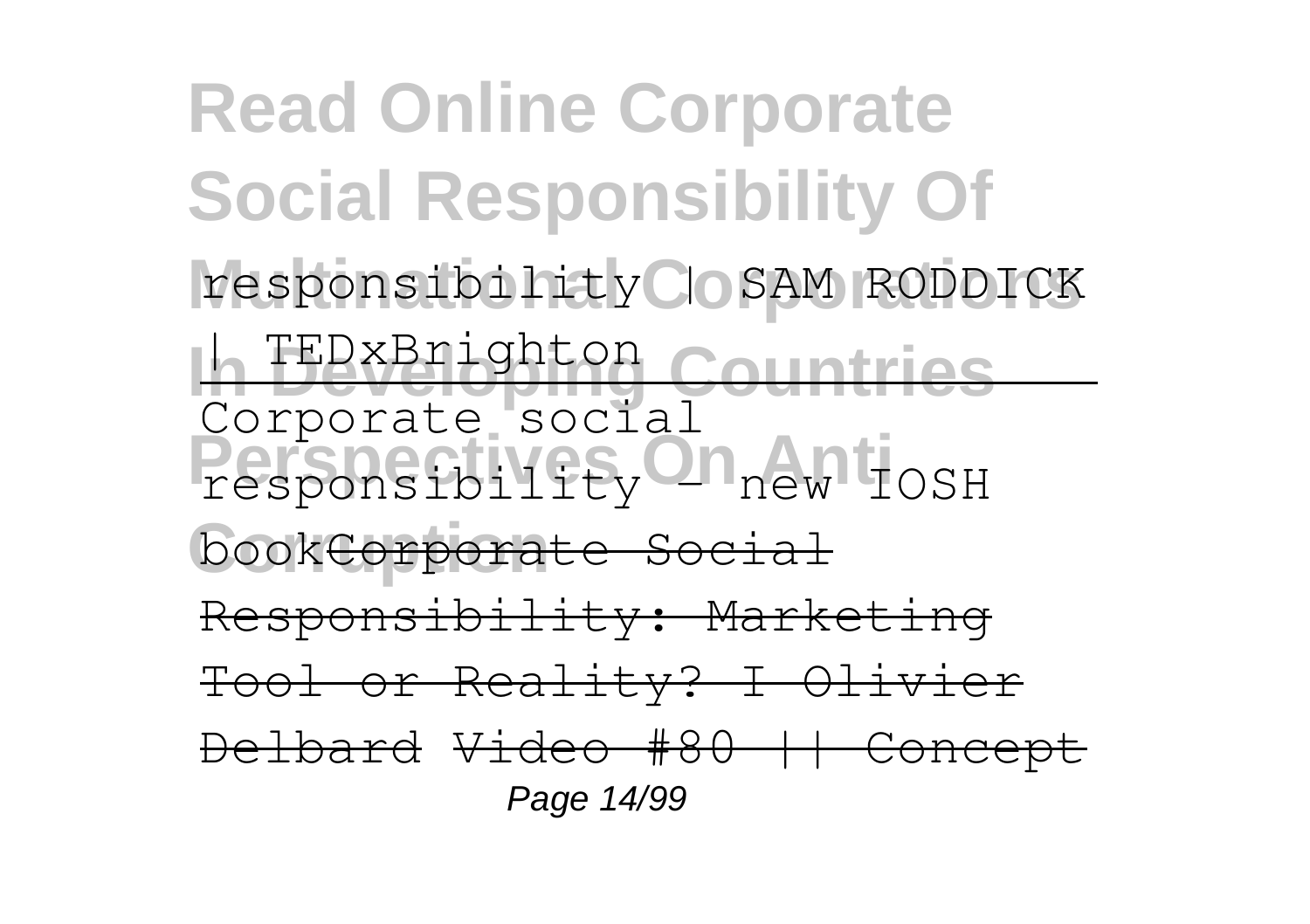responsibility | SAM RODDICK | TEDxBrighton

Corporate social responsibility - new IOSH book~~Corporate Social Responsibility: Marketing Tool or Reality? I Olivier Delbard~~ ~~Video #80 || Concept~~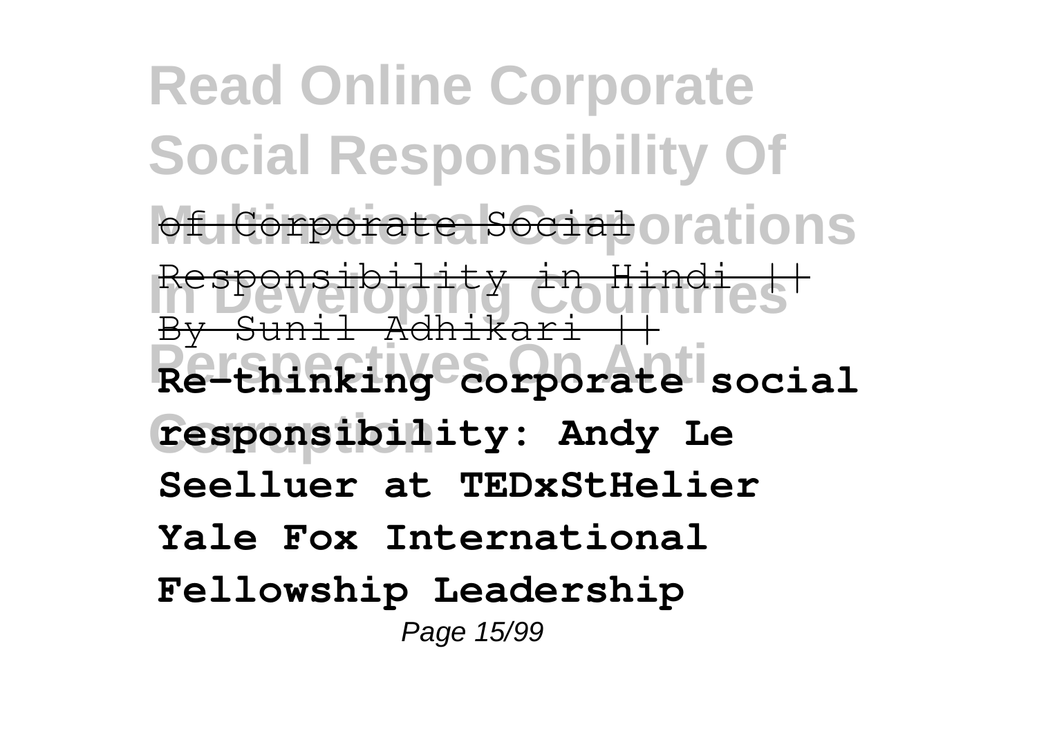~~of Corporate Social Responsibility in Hindi || By Sunil Adhikari ||~~ **Re-thinking corporate social responsibility: Andy Le Seelluer at TEDxStHelier Yale Fox International Fellowship Leadership**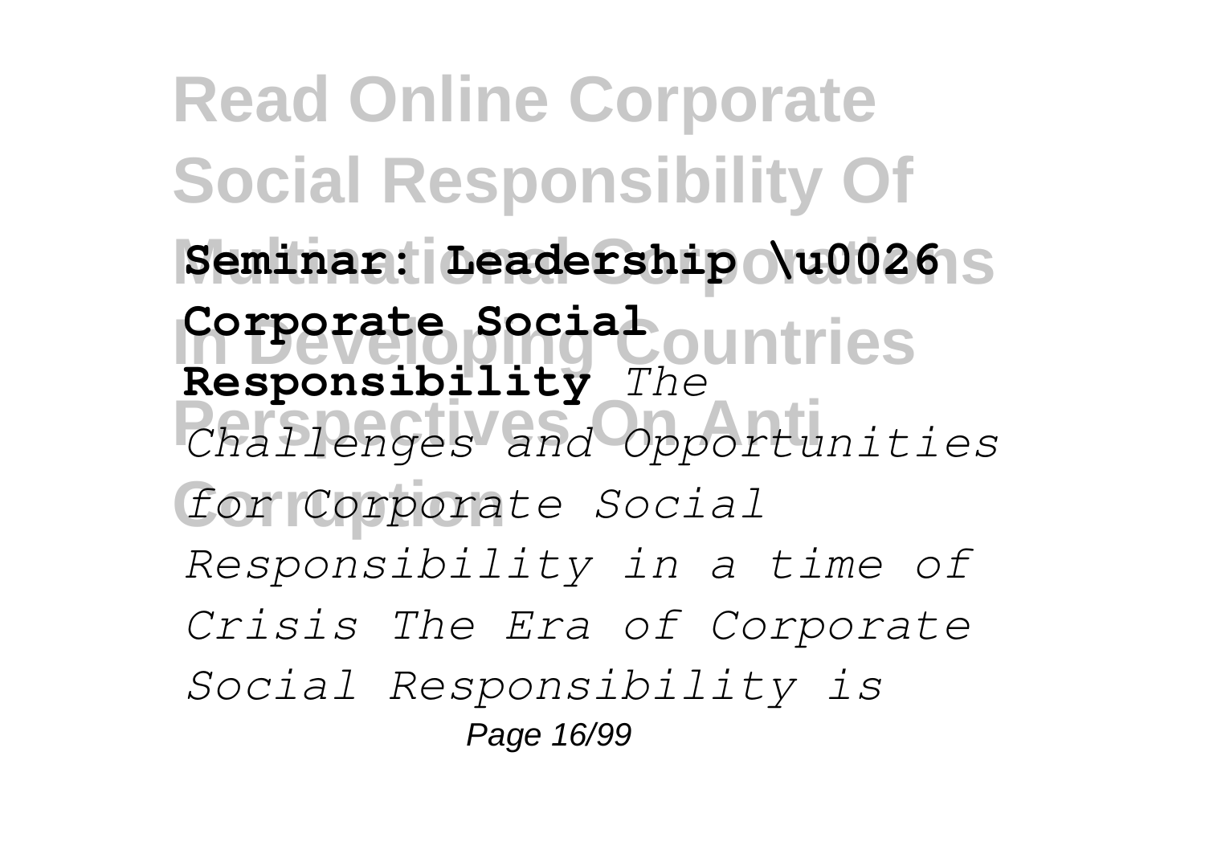**Seminar: Leadership \u0026 Corporate Social Responsibility** *The Challenges and Opportunities for Corporate Social Responsibility in a time of Crisis The Era of Corporate Social Responsibility is*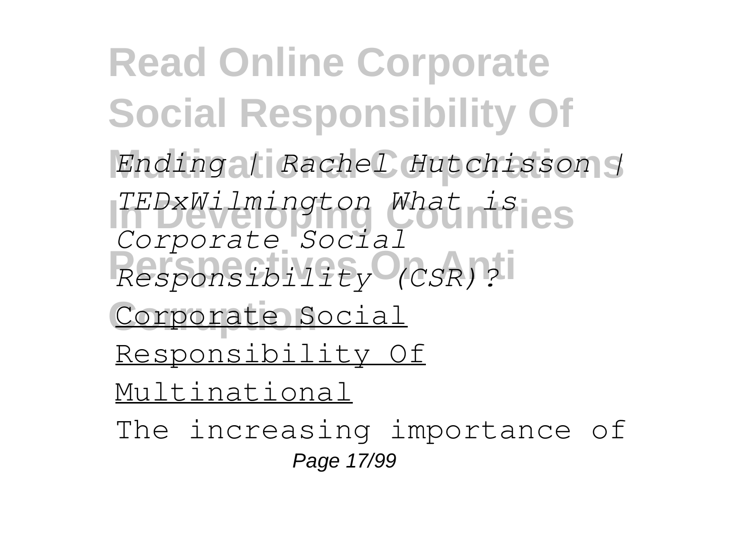*Ending | Rachel Hutchisson | TEDxWilmington What is Corporate Social Responsibility (CSR)?*

Corporate Social Responsibility Of Multinational

The increasing importance of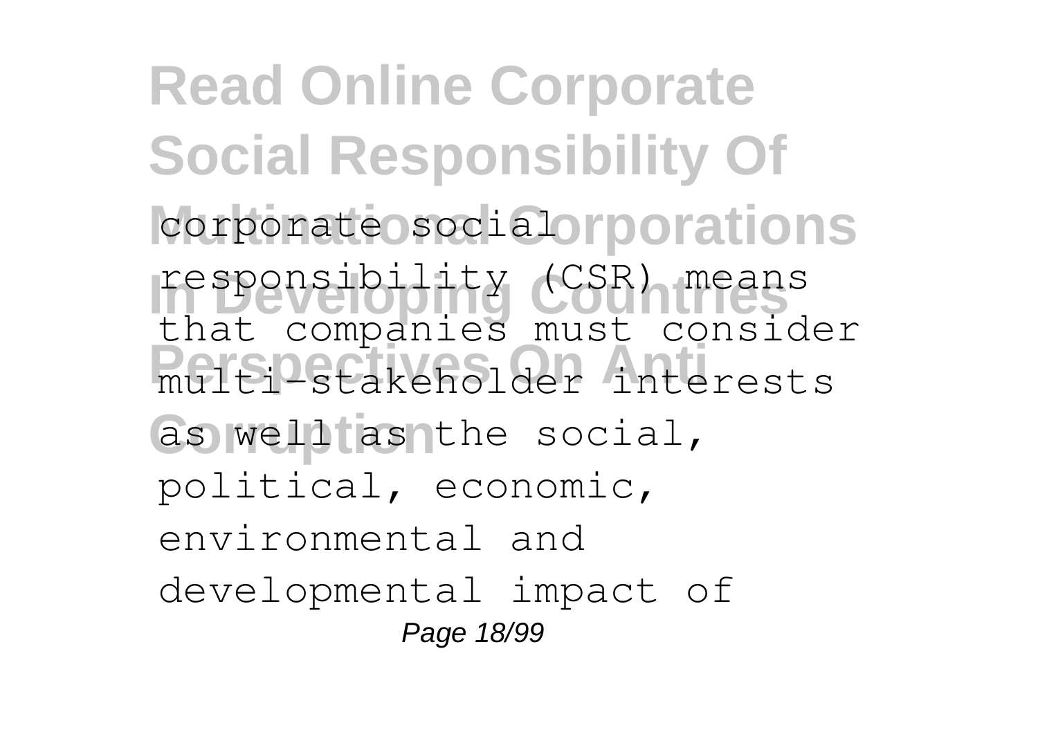corporate social responsibility (CSR) means that companies must consider multi-stakeholder interests as well as the social, political, economic, environmental and developmental impact of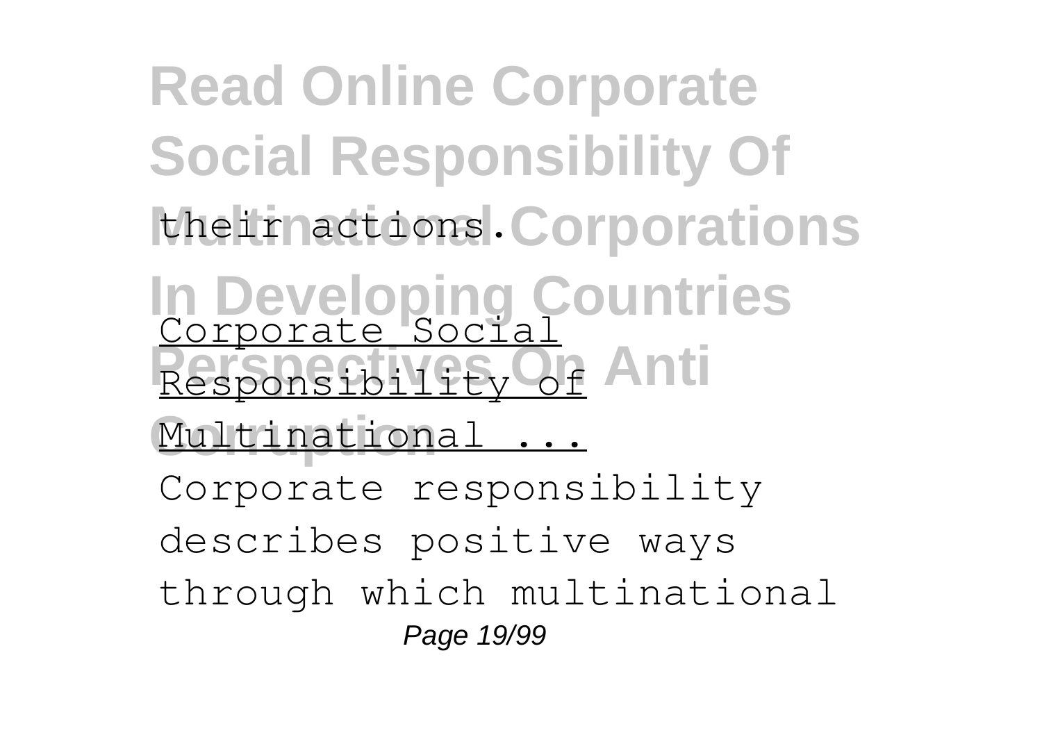their actions.

Corporate Social Responsibility of Multinational ...

Corporate responsibility describes positive ways through which multinational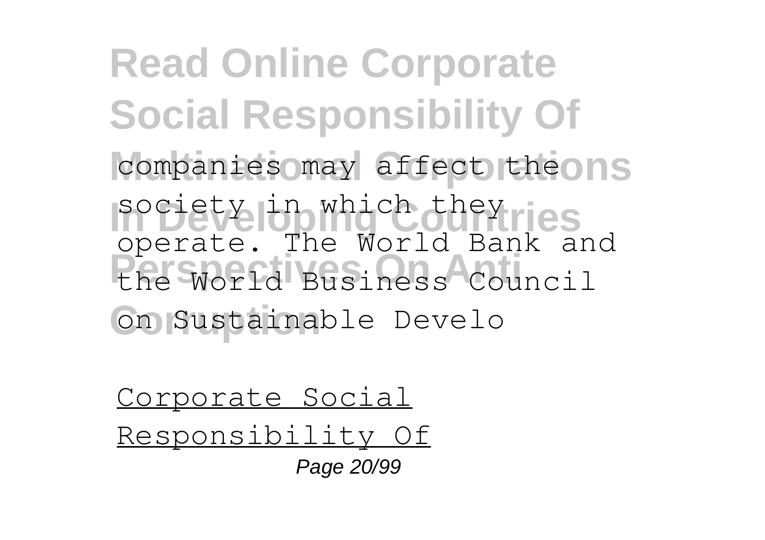companies may affect the society in which they operate. The World Bank and the World Business Council on Sustainable Develo

Corporate Social Responsibility Of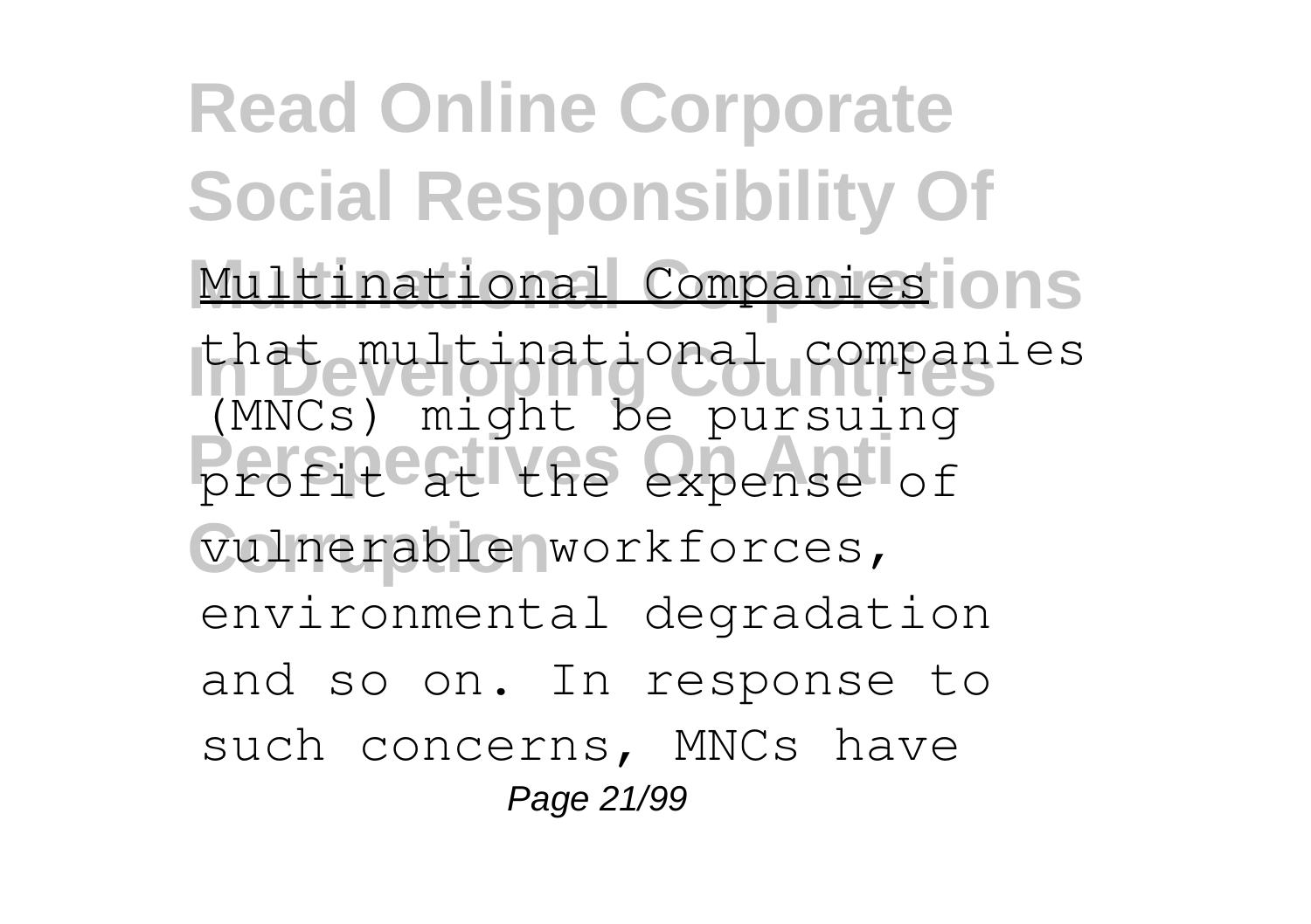Multinational Companies

that multinational companies (MNCs) might be pursuing profit at the expense of vulnerable workforces, environmental degradation and so on. In response to such concerns, MNCs have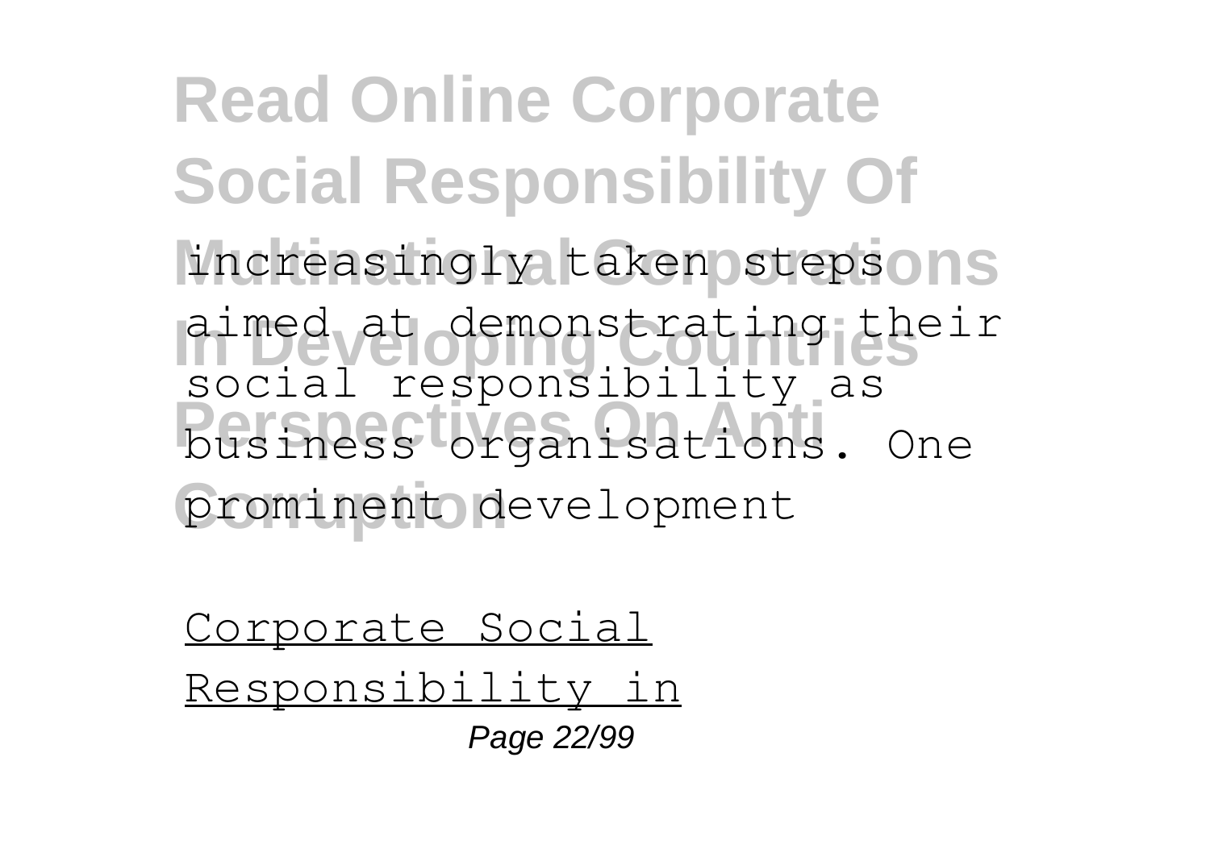increasingly taken steps aimed at demonstrating their social responsibility as business organisations. One prominent development

Corporate Social Responsibility in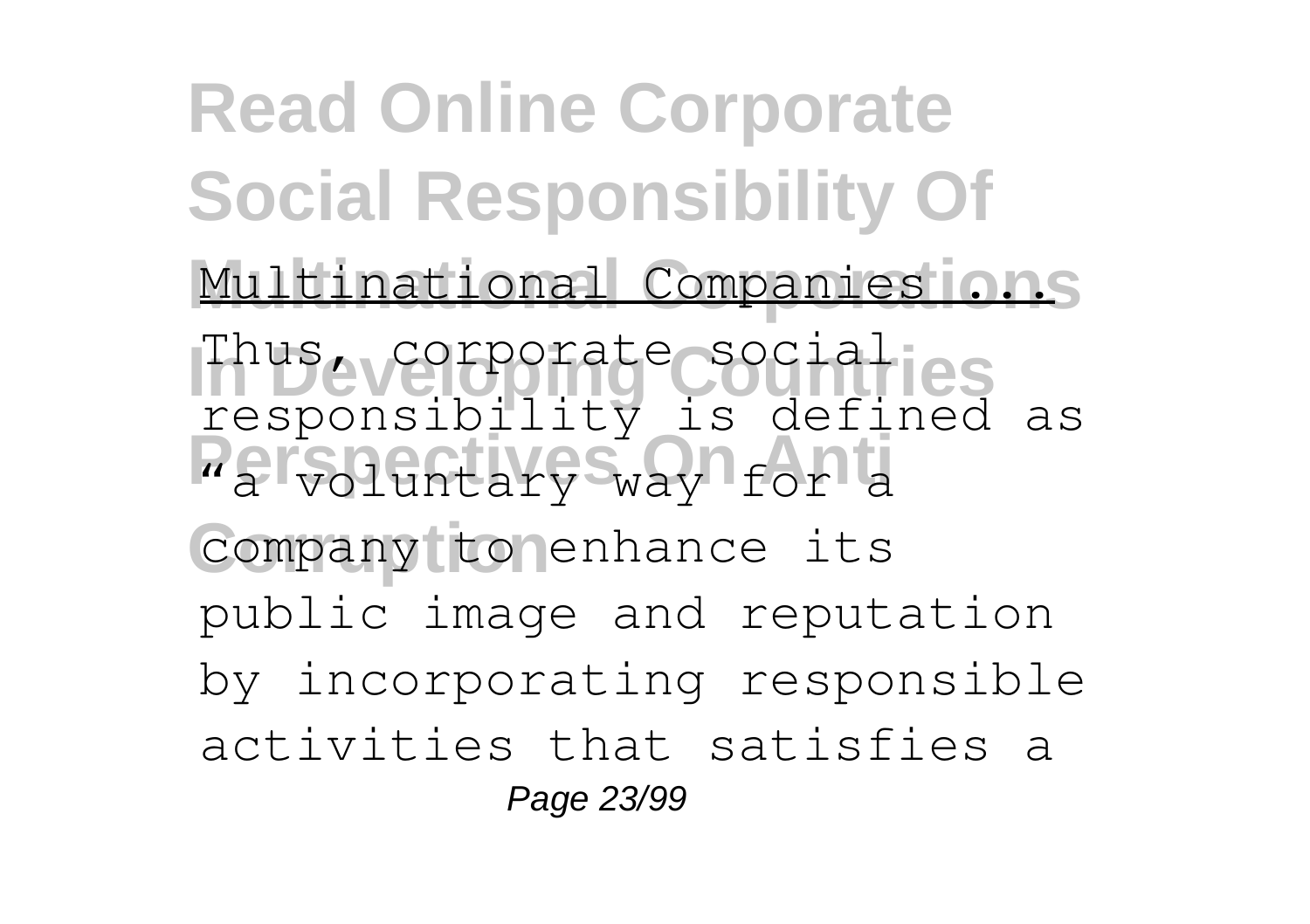# Read Online Corporate Social Responsibility Of Multinational Corporations In Developing Countries Perspectives On Anti Corruption

Multinational Companies ...

Thus, corporate social responsibility is defined as "a voluntary way for a company to enhance its public image and reputation by incorporating responsible activities that satisfies a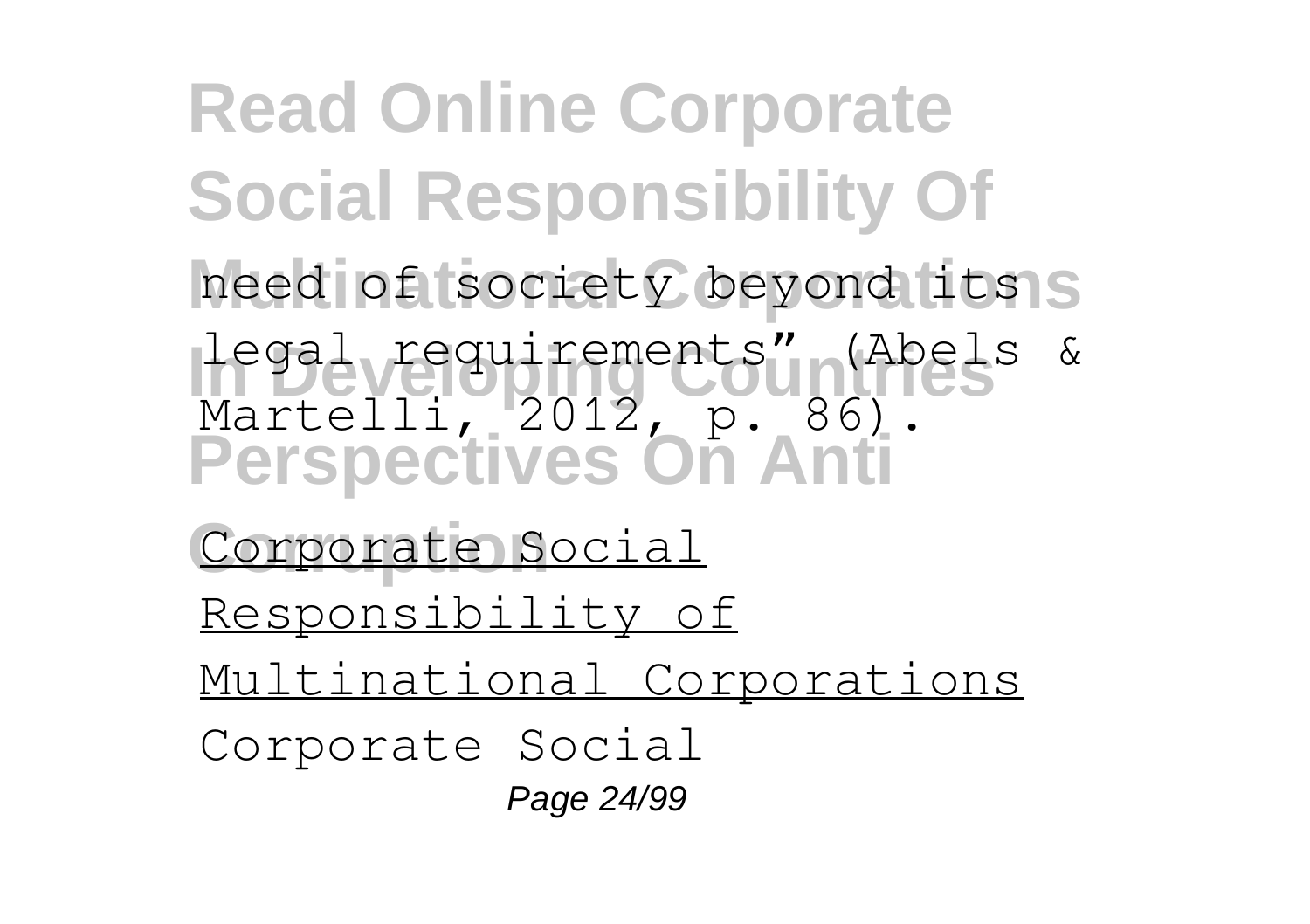need of society beyond its legal requirements" (Abels & Martelli, 2012, p. 86).

Corporate Social Responsibility of Multinational Corporations

Corporate Social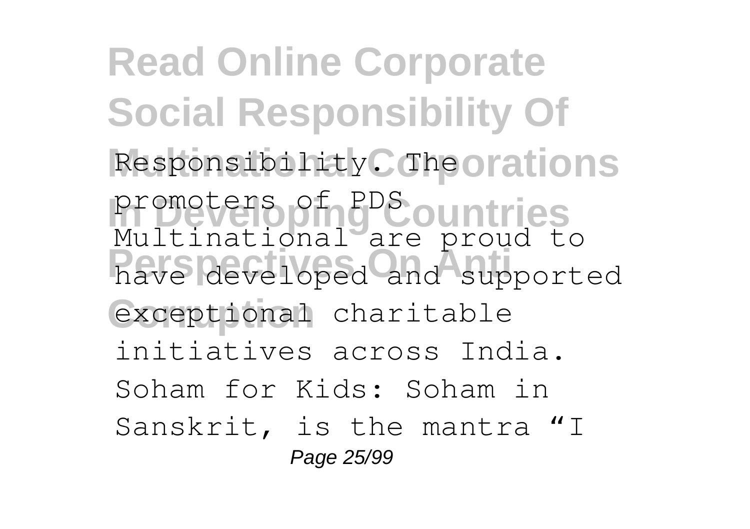Responsibility. The promoters of PDS Multinational are proud to have developed and supported exceptional charitable initiatives across India. Soham for Kids: Soham in Sanskrit, is the mantra "I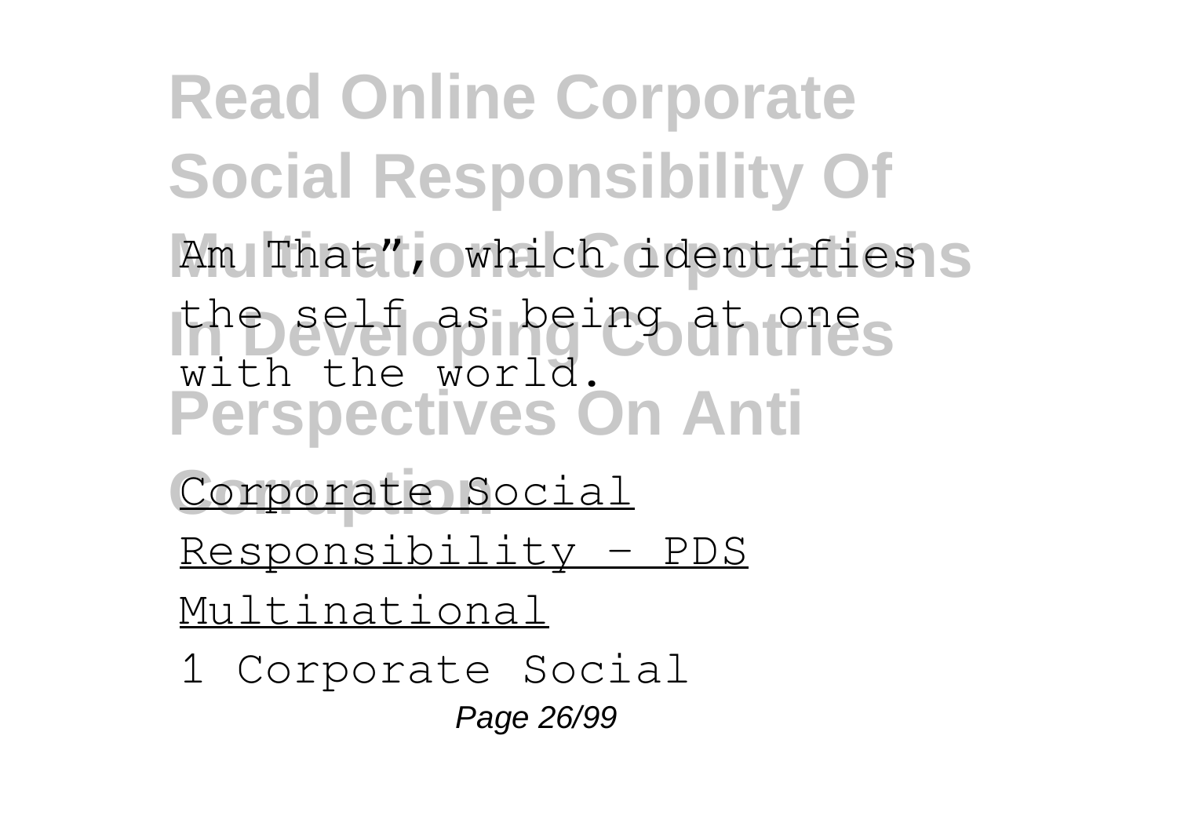Am That", which identifies the self as being at one with the world.

Corporate Social Responsibility - PDS Multinational

1 Corporate Social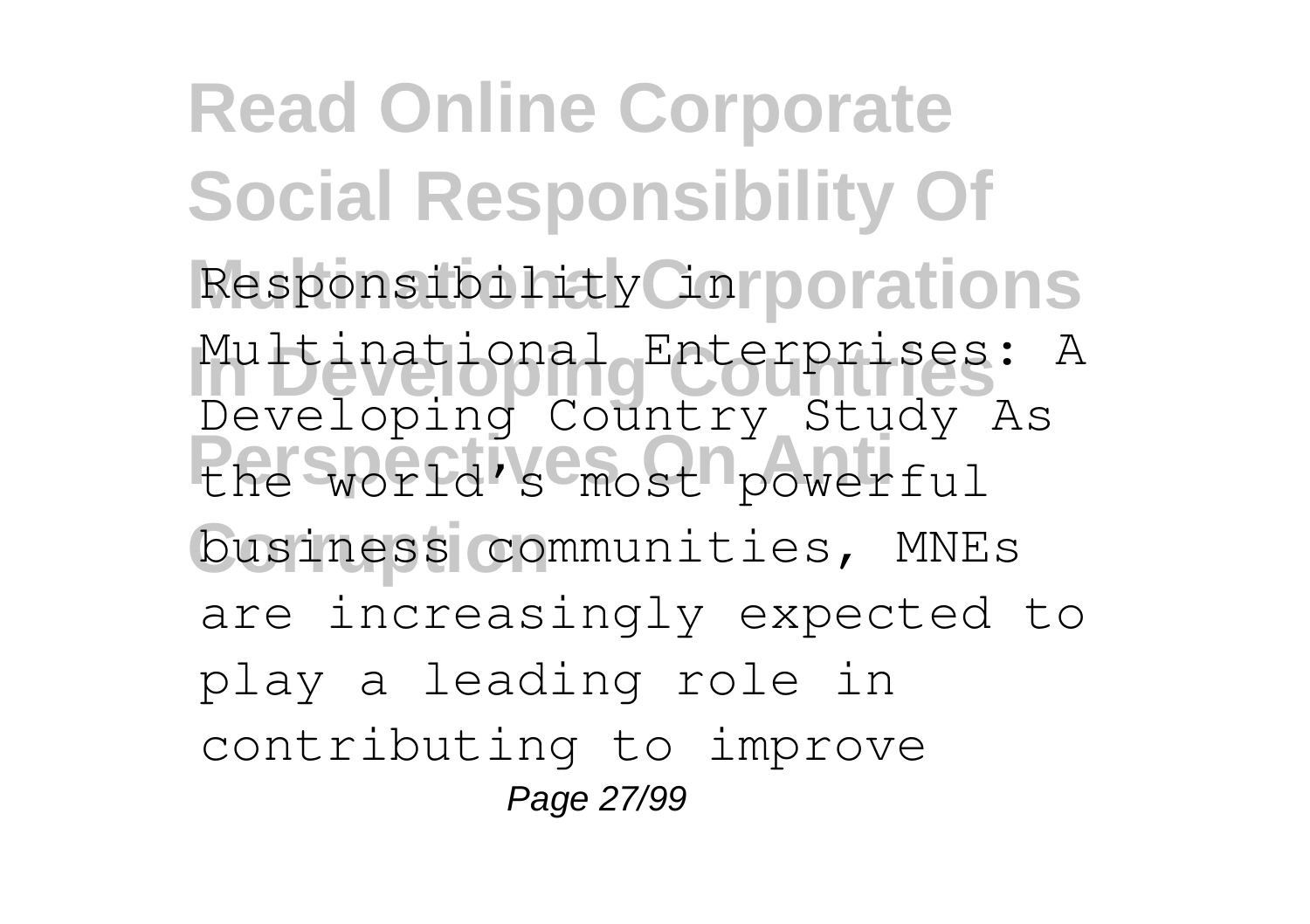Responsibility in Multinational Enterprises: A Developing Country Study As the world's most powerful business communities, MNEs are increasingly expected to play a leading role in contributing to improve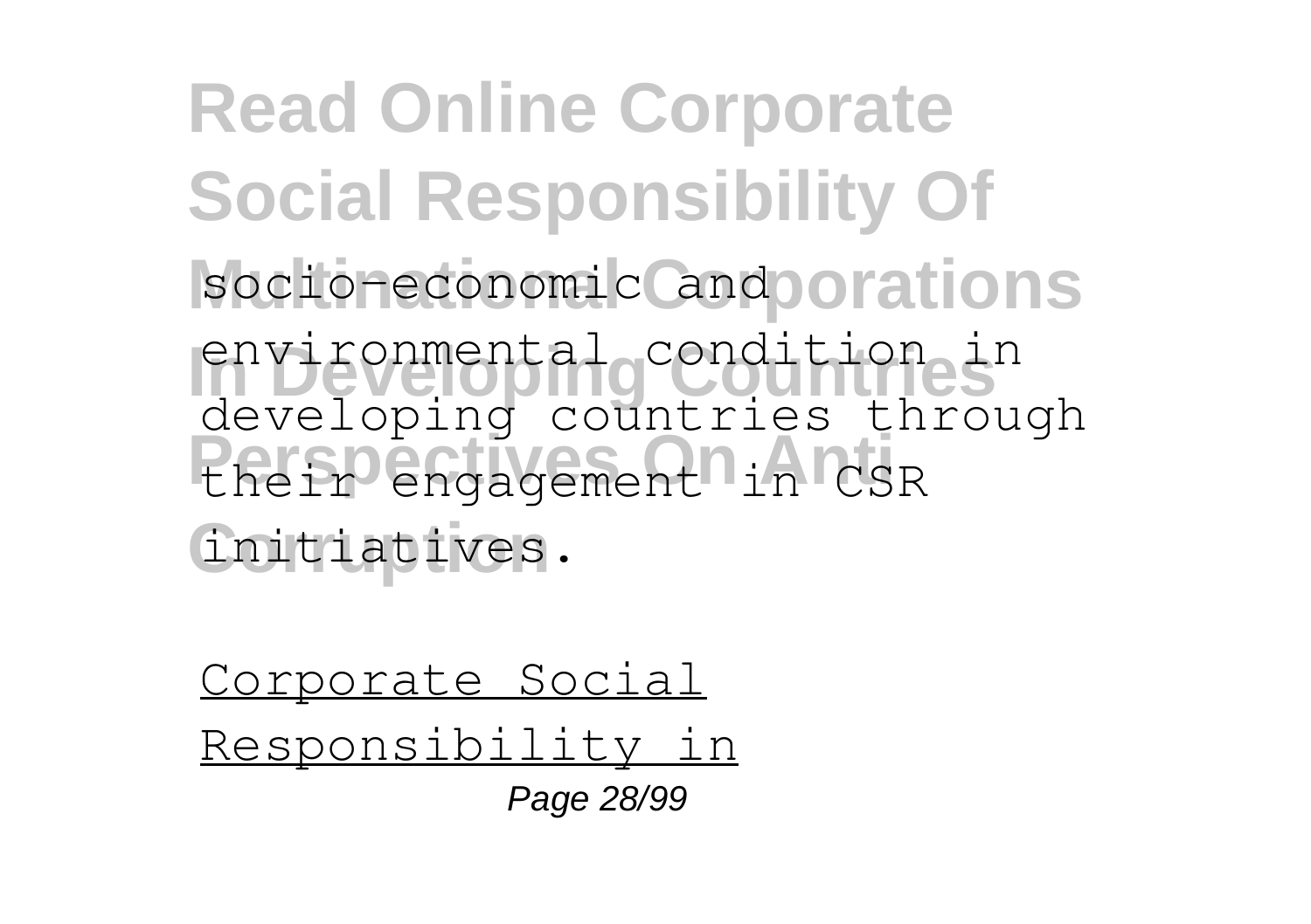socio-economic and environmental condition in developing countries through their engagement in CSR initiatives.

Corporate Social Responsibility in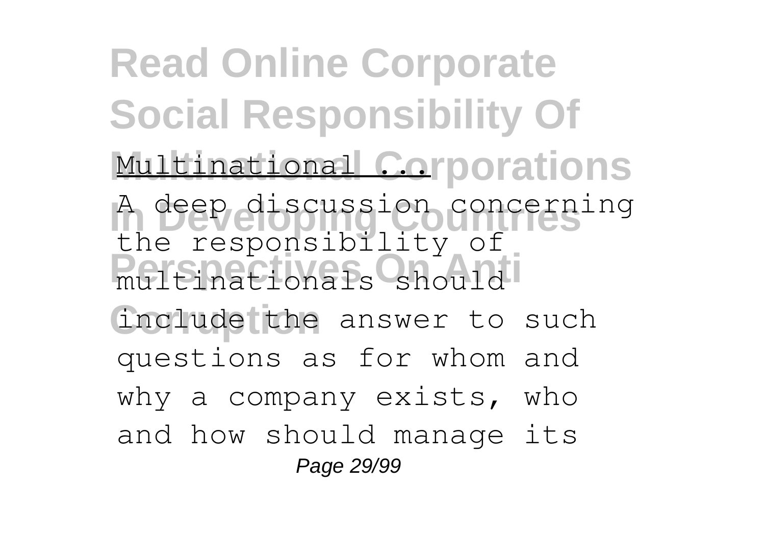# Read Online Corporate Social Responsibility Of Multinational Corporations In Developing Countries Perspectives On Anti Corruption

Multinational ...

A deep discussion concerning the responsibility of multinationals should include the answer to such questions as for whom and why a company exists, who and how should manage its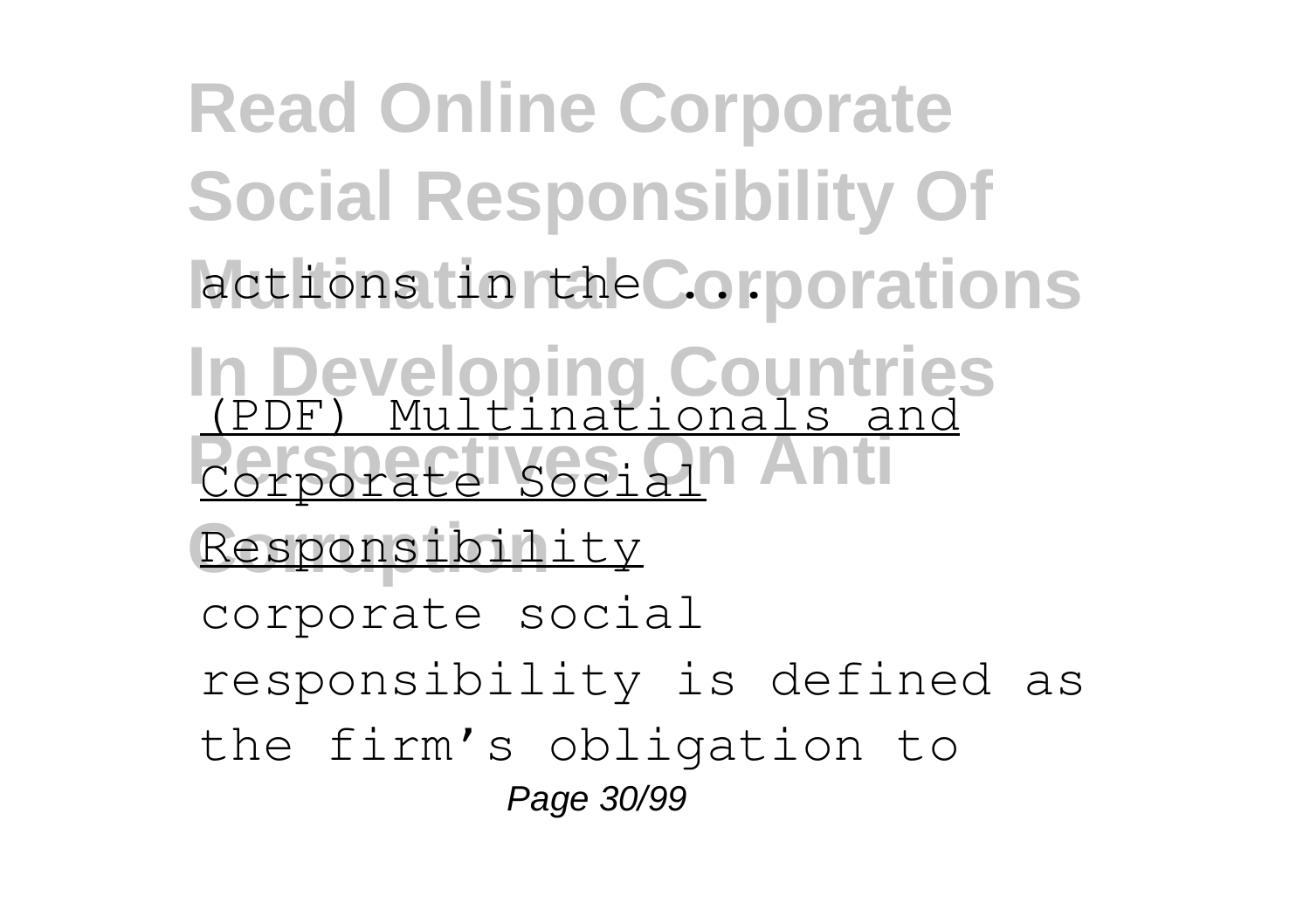actions in the ...

(PDF) Multinationals and Corporate Social Responsibility

corporate social responsibility is defined as the firm’s obligation to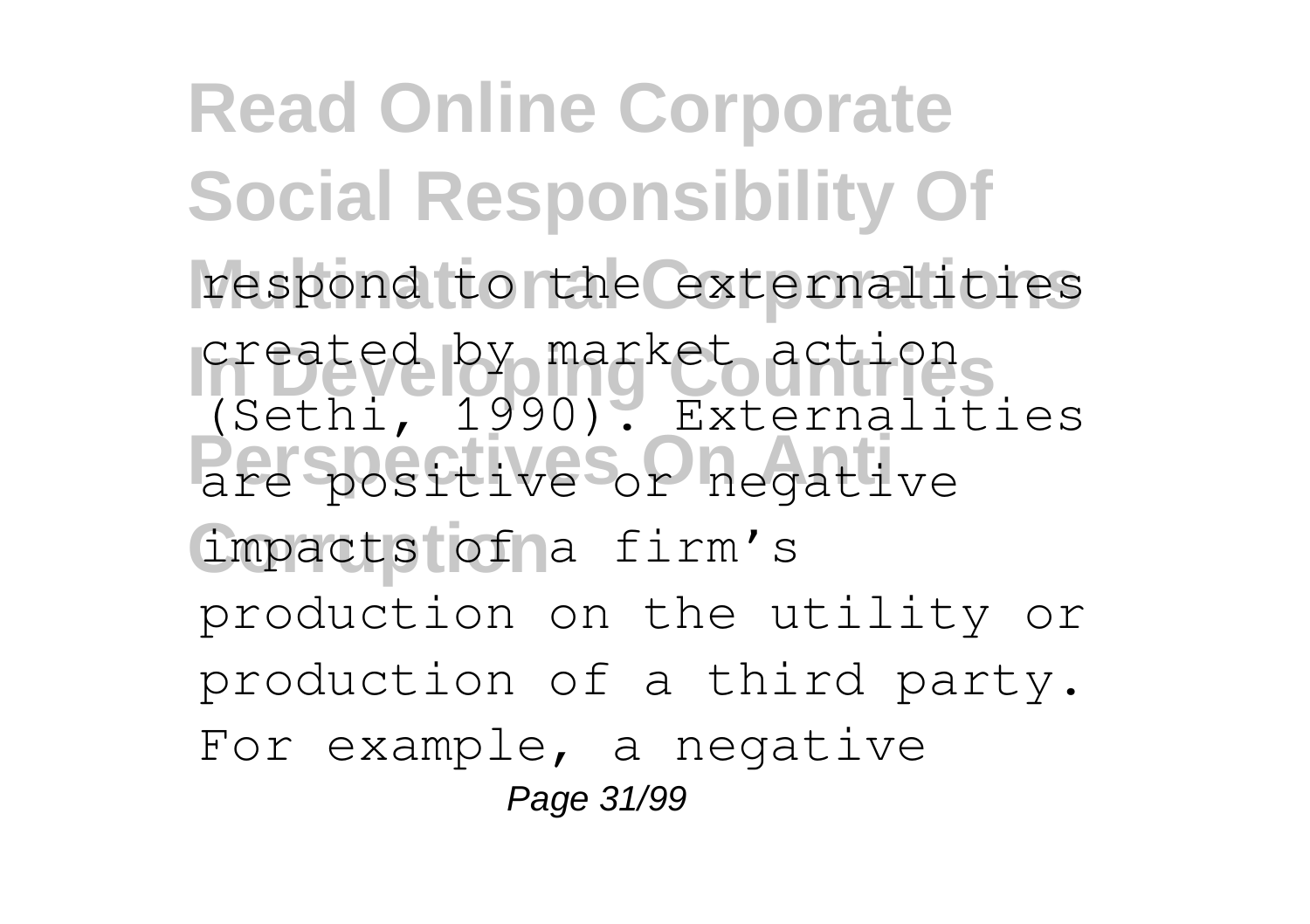respond to the externalities created by market action (Sethi, 1990). Externalities are positive or negative impacts of a firm's production on the utility or production of a third party. For example, a negative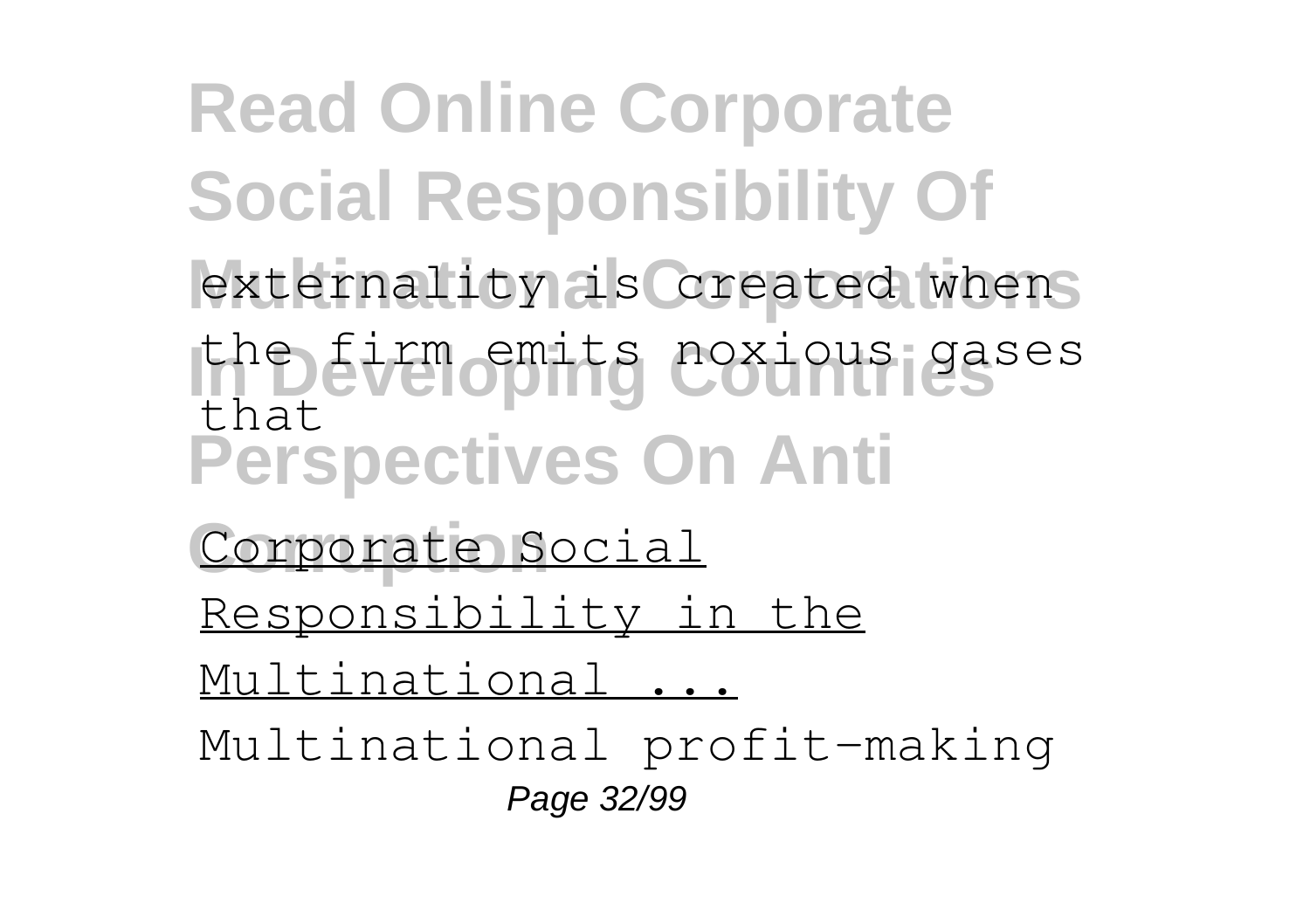externality is created when the firm emits noxious gases that

Corporate Social Responsibility in the Multinational ...

Multinational profit-making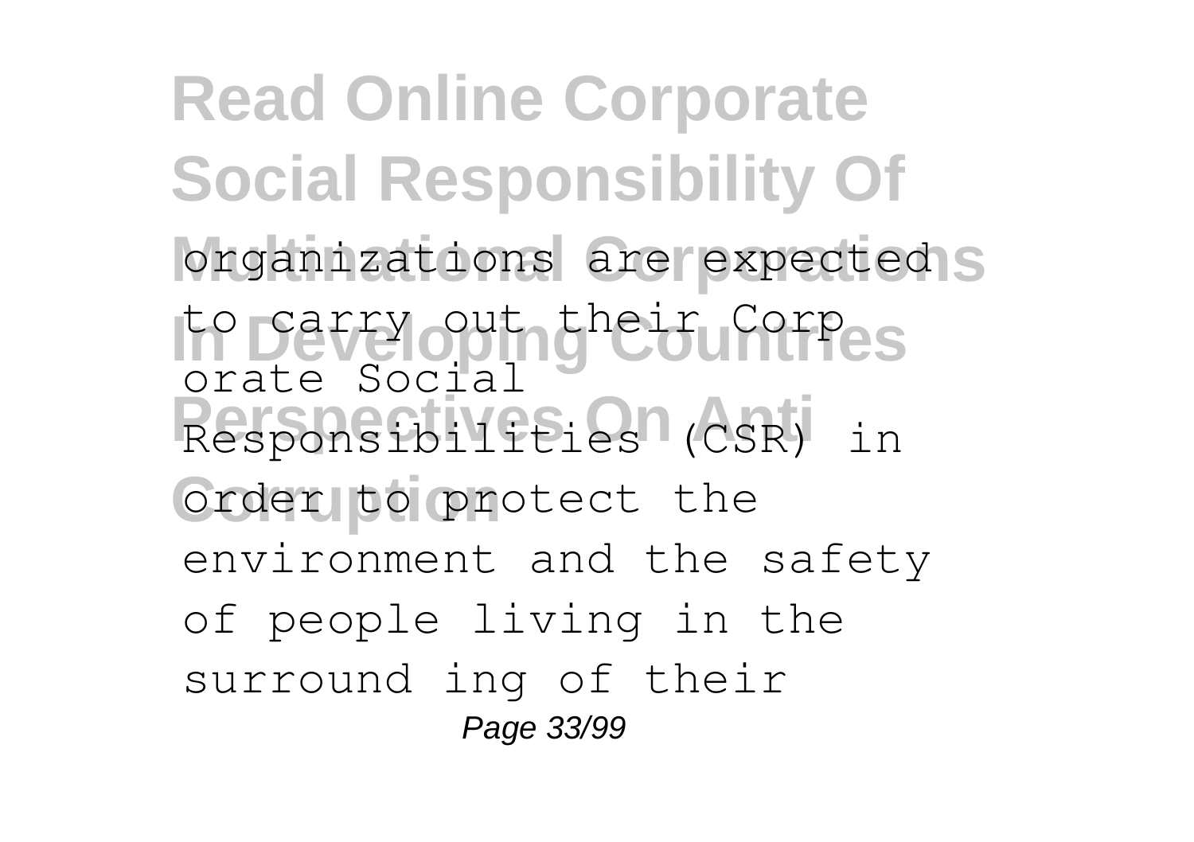organizations are expected to carry out their Corporate Social Responsibilities (CSR) in order to protect the environment and the safety of people living in the surround ing of their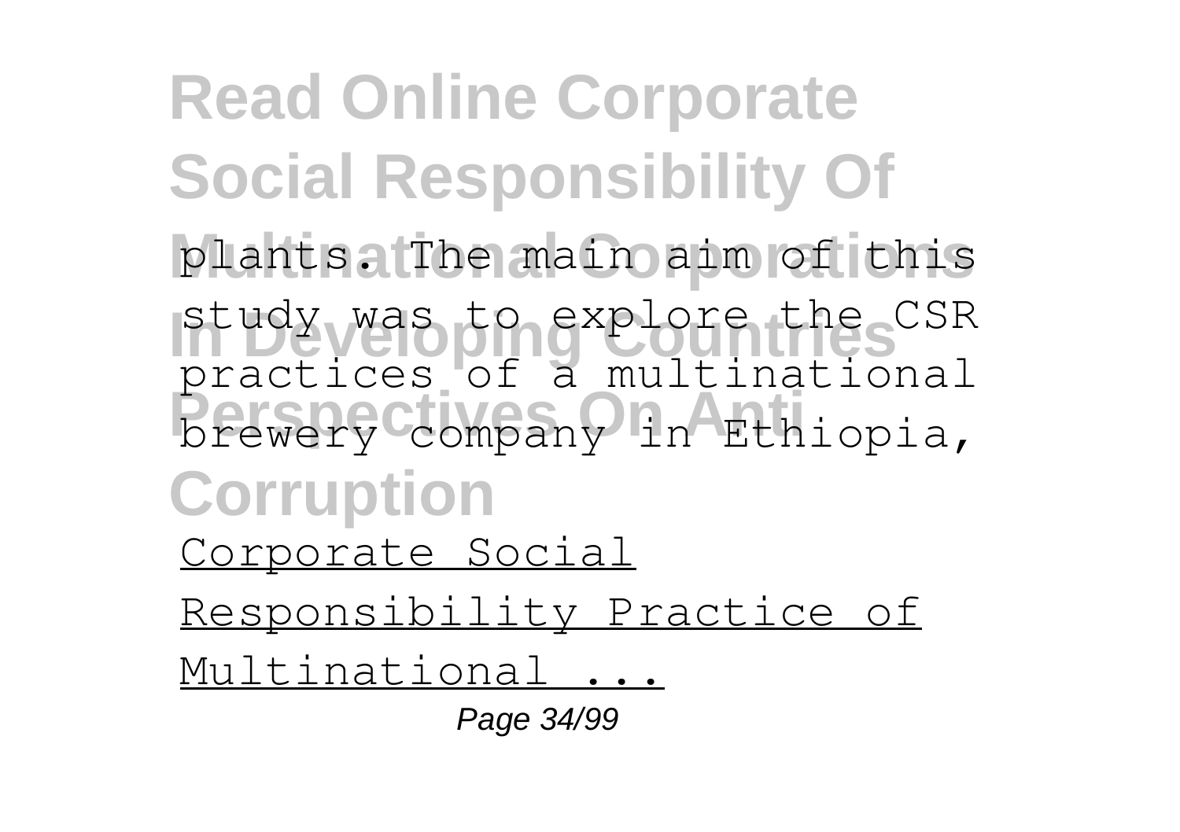plants. The main aim of this study was to explore the CSR practices of a multinational brewery company in Ethiopia,

Corporate Social Responsibility Practice of Multinational ...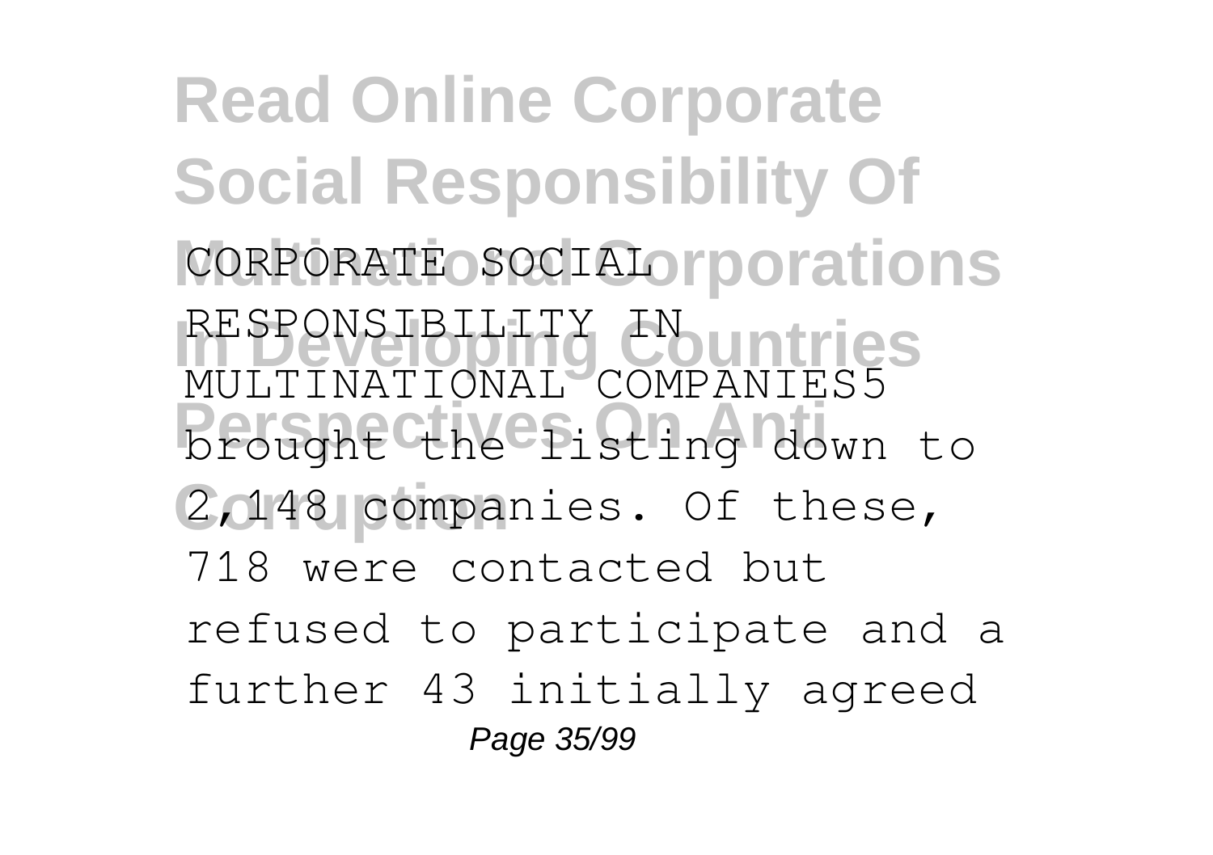CORPORATE SOCIAL RESPONSIBILITY IN MULTINATIONAL COMPANIES5 brought the listing down to 2,148 companies. Of these, 718 were contacted but refused to participate and a further 43 initially agreed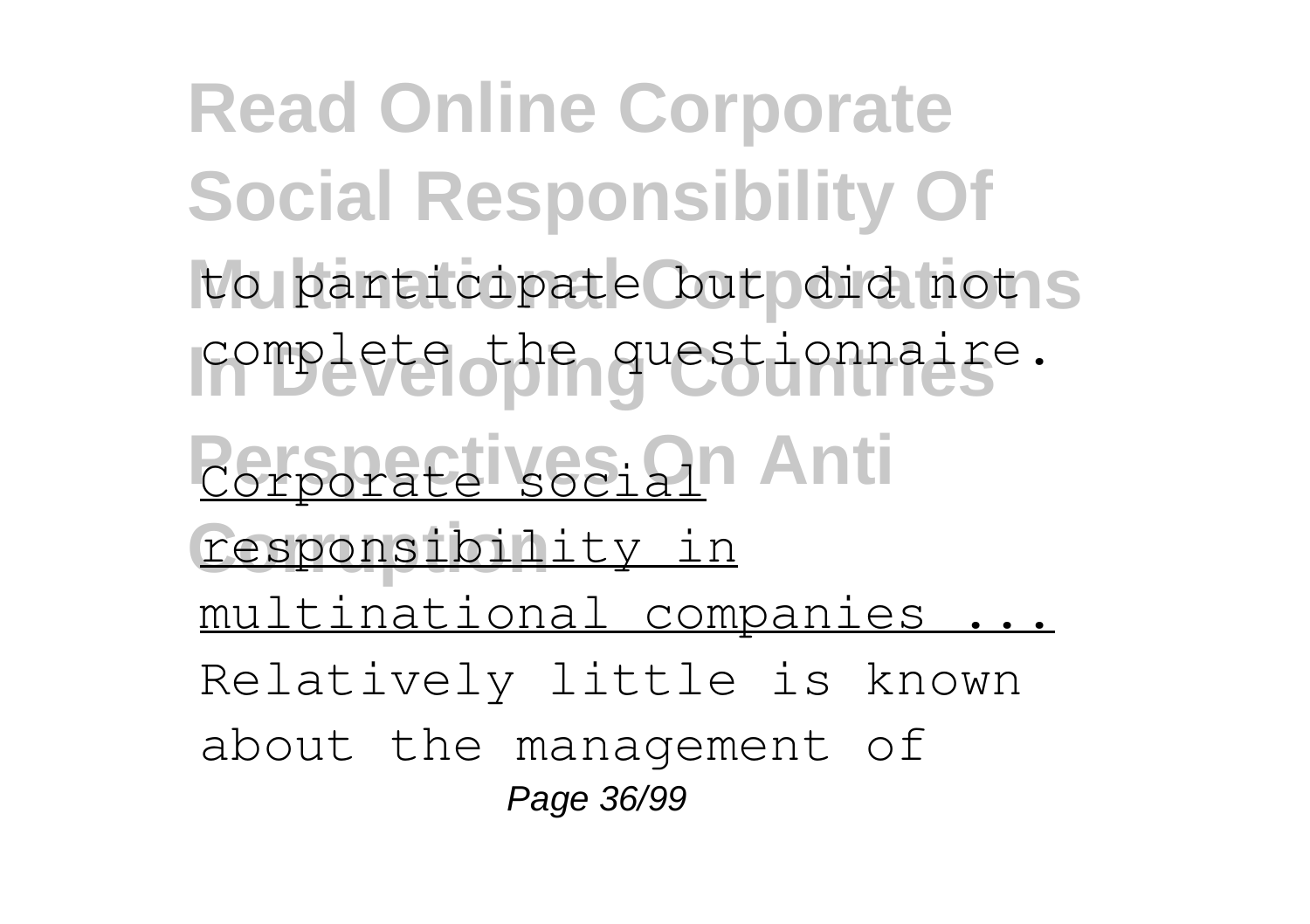to participate but did not complete the questionnaire.

Corporate social responsibility in multinational companies ...

Relatively little is known about the management of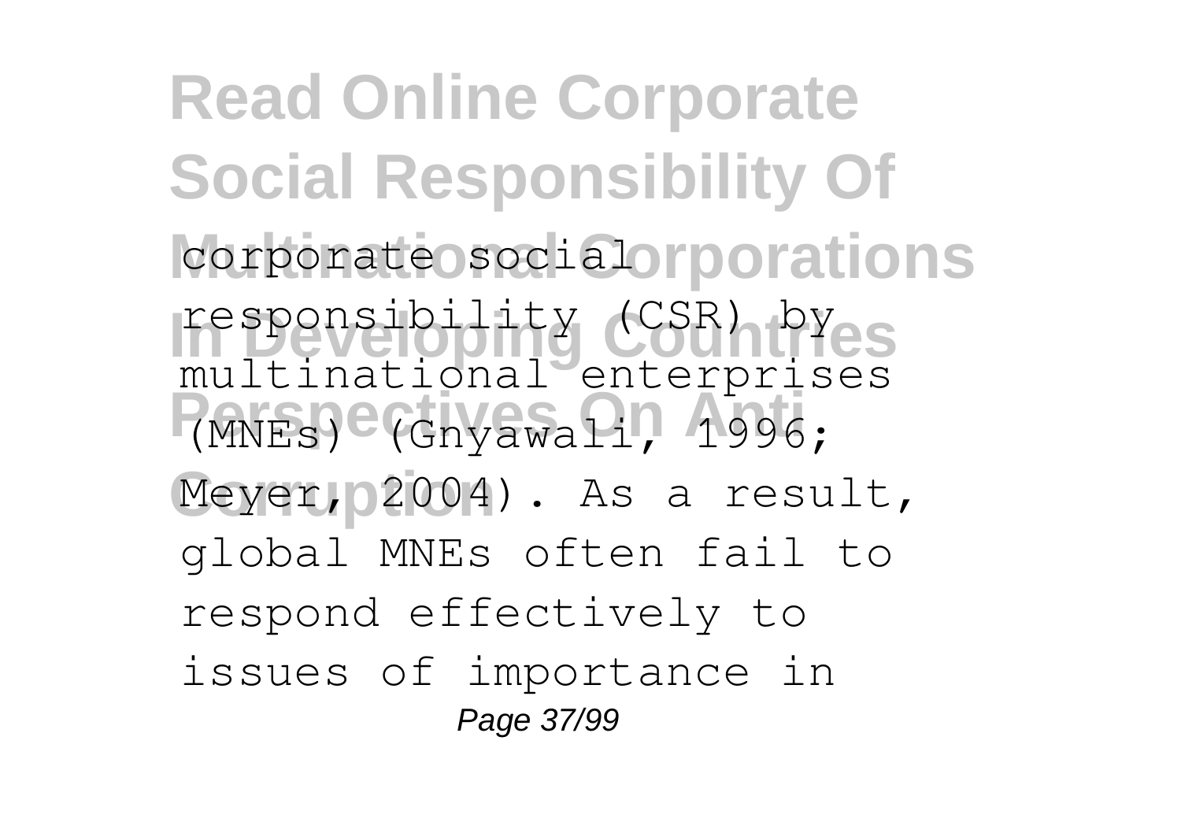corporate social responsibility (CSR) by multinational enterprises (MNEs) (Gnyawali, 1996; Meyer, 2004). As a result, global MNEs often fail to respond effectively to issues of importance in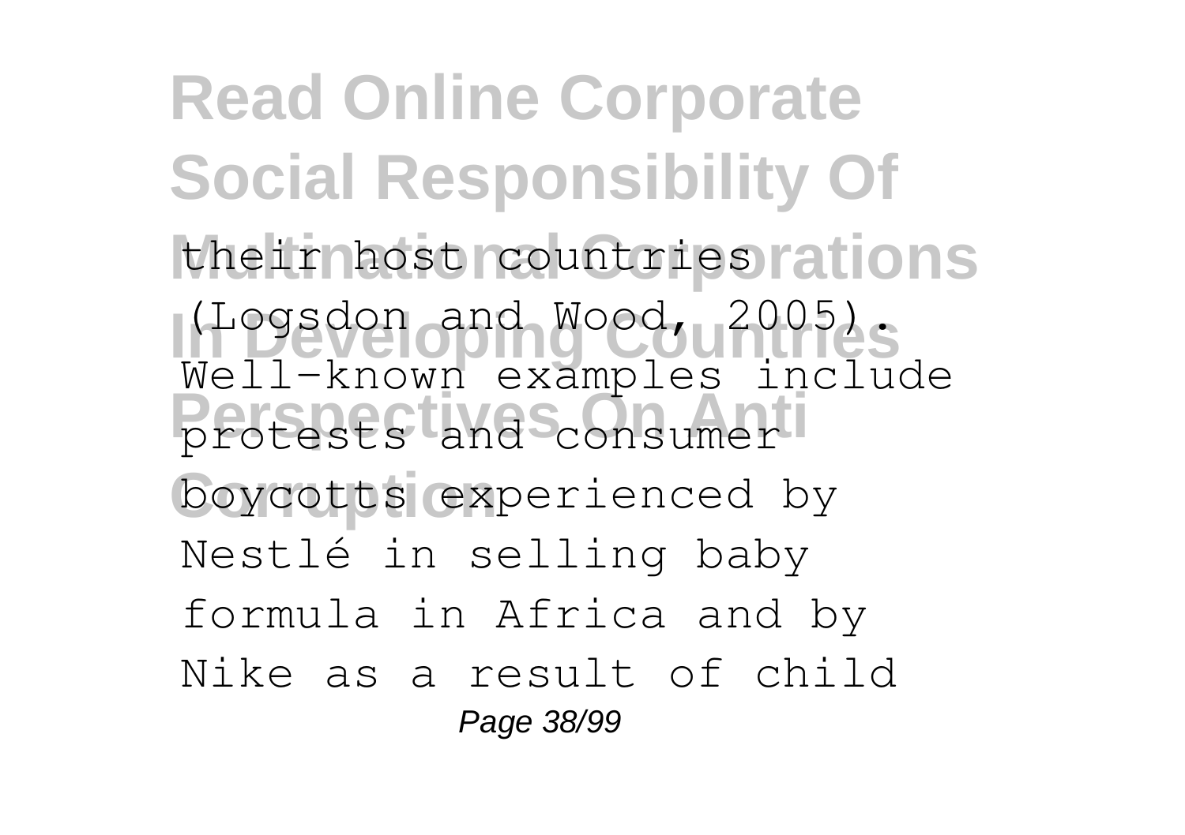their host countries (Logsdon and Wood, 2005). Well-known examples include protests and consumer boycotts experienced by Nestlé in selling baby formula in Africa and by Nike as a result of child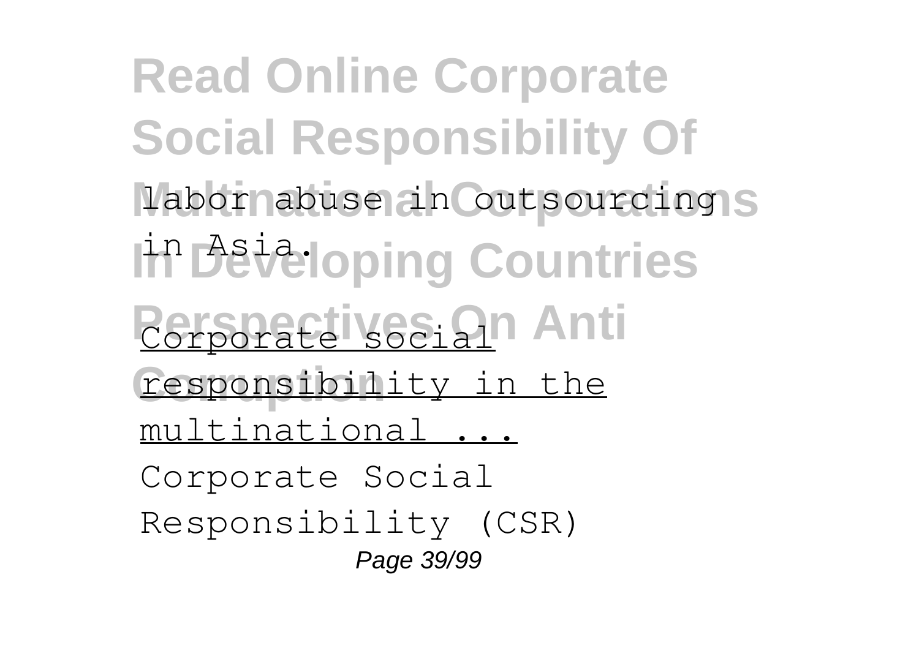labor abuse in outsourcing in Asia.

Corporate social responsibility in the multinational ...

Corporate Social Responsibility (CSR)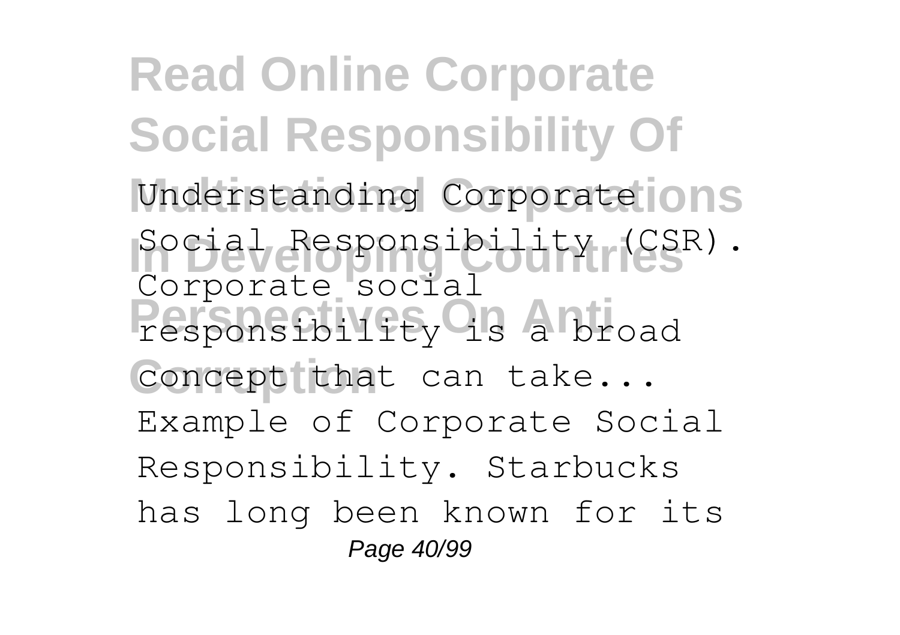Understanding Corporate Social Responsibility (CSR). Corporate social responsibility is a broad concept that can take...

Example of Corporate Social Responsibility. Starbucks has long been known for its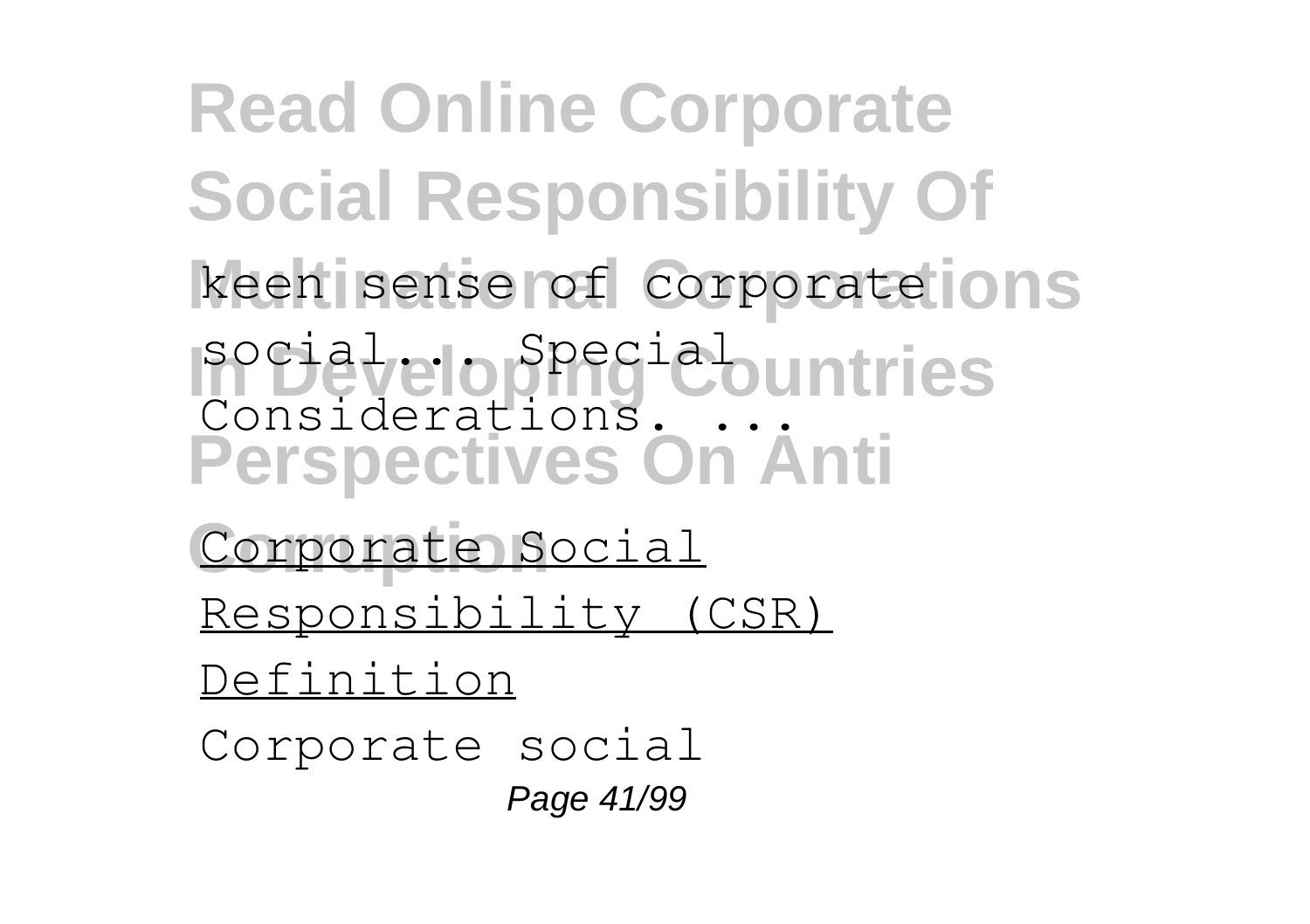keen sense of corporate social... Special Considerations. ...

Corporate Social Responsibility (CSR) Definition

Corporate social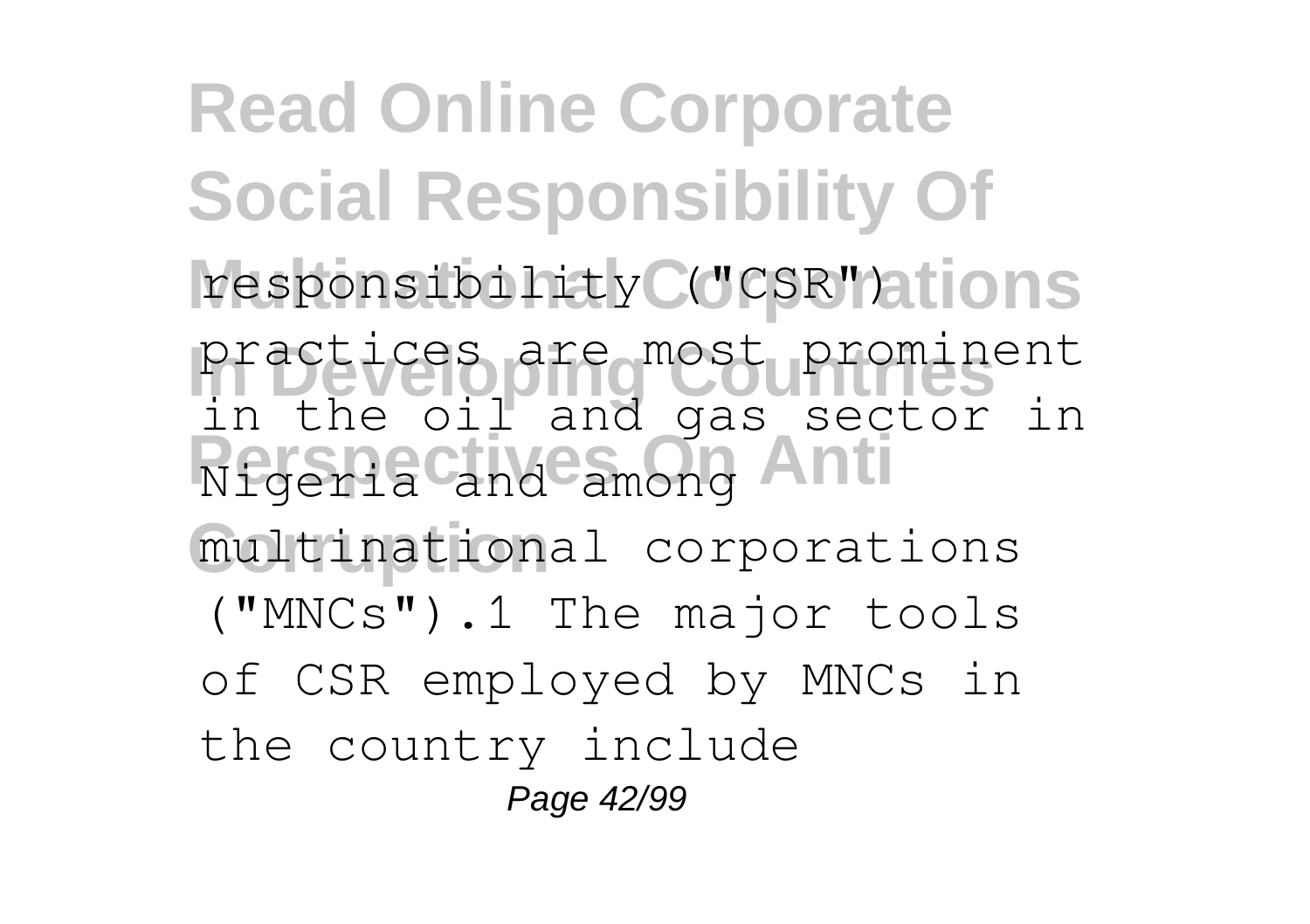responsibility ("CSR") practices are most prominent in the oil and gas sector in Nigeria and among multinational corporations ("MNCs").1 The major tools of CSR employed by MNCs in the country include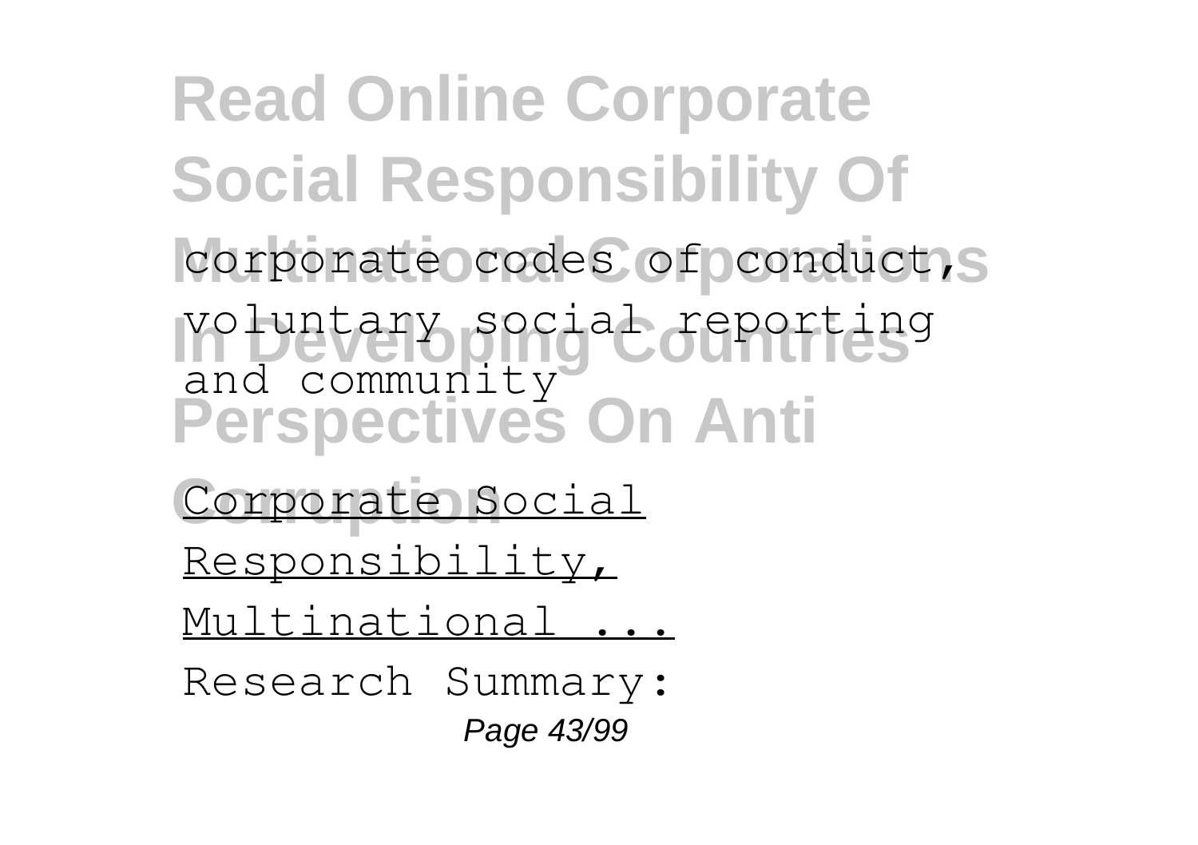corporate codes of conduct, voluntary social reporting and community

Corporate Social Responsibility, Multinational ...

Research Summary: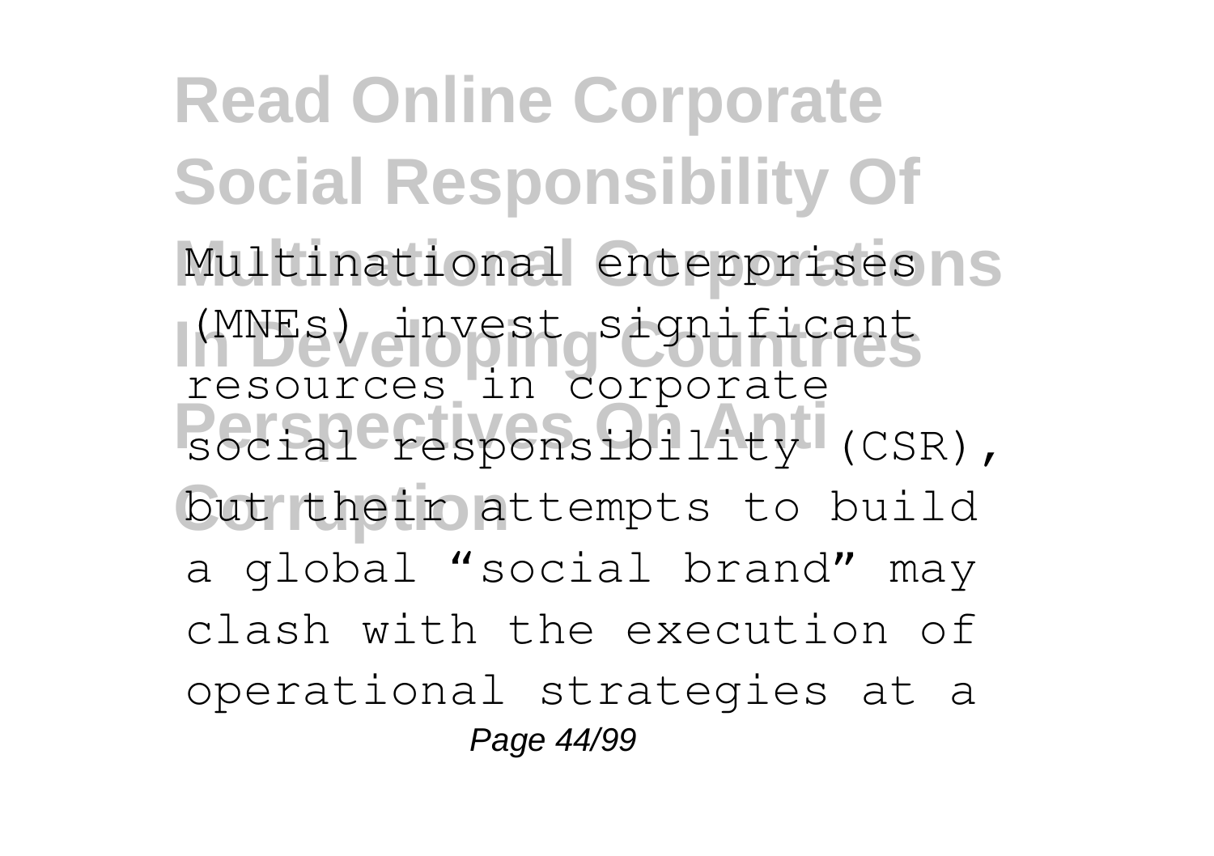Multinational enterprises (MNEs) invest significant resources in corporate social responsibility (CSR), but their attempts to build a global "social brand" may clash with the execution of operational strategies at a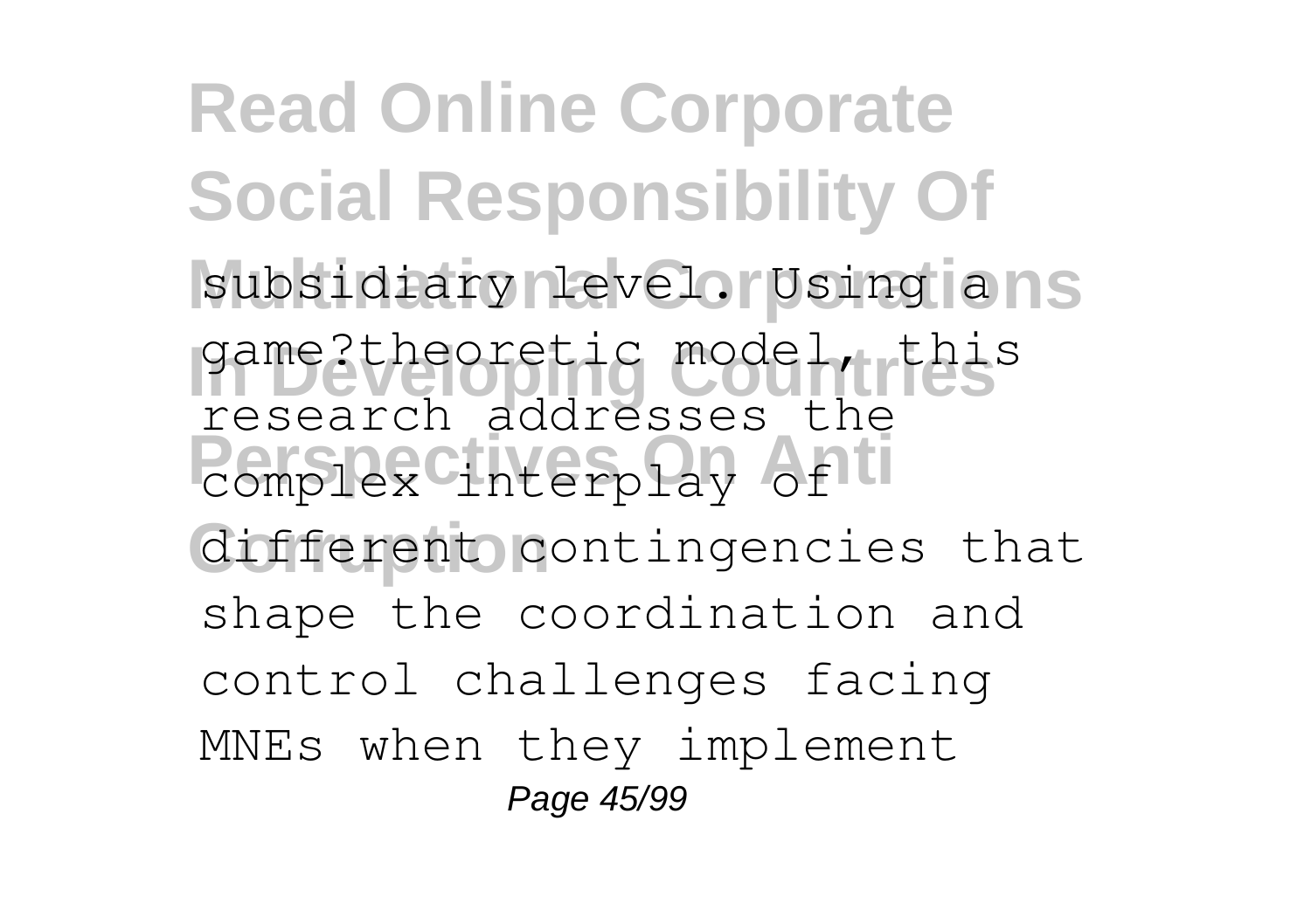subsidiary level. Using a game?theoretic model, this research addresses the complex interplay of different contingencies that shape the coordination and control challenges facing MNEs when they implement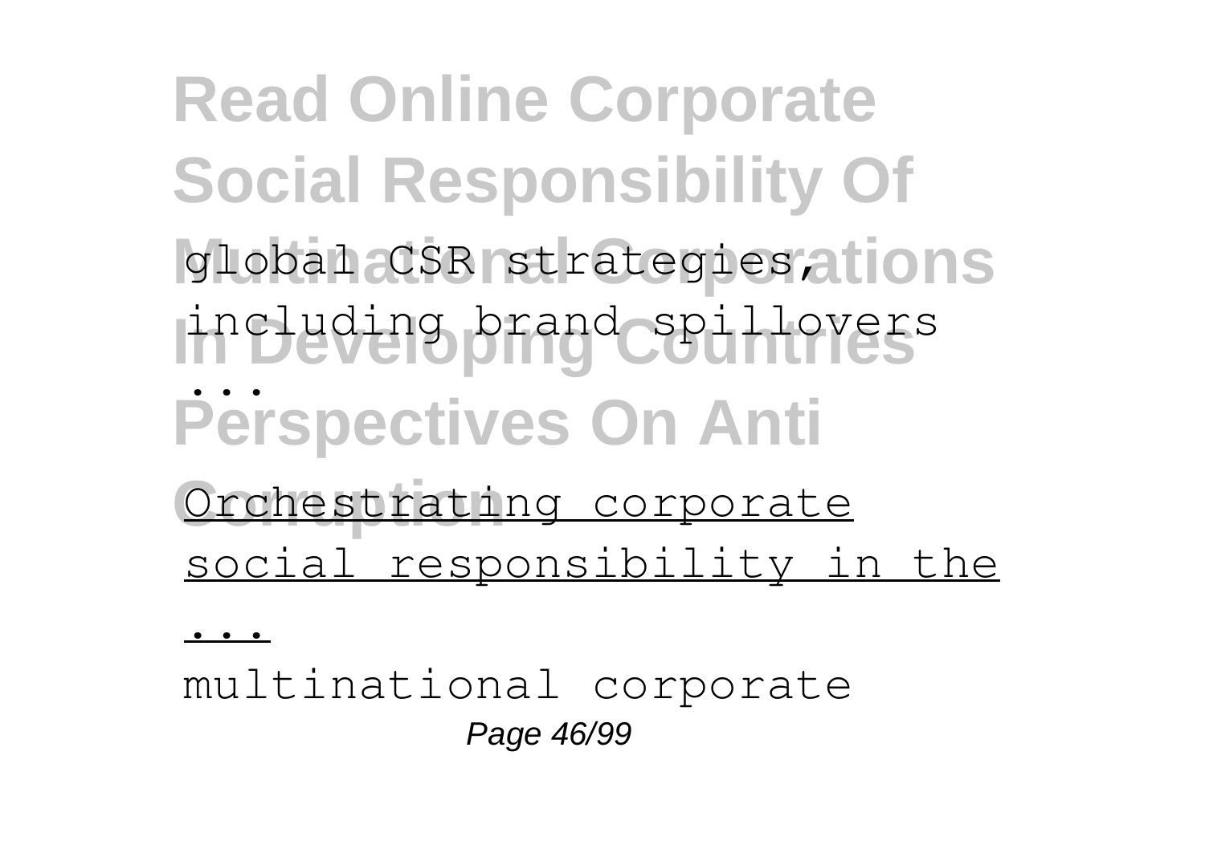global CSR strategies, including brand spillovers ...

Orchestrating corporate social responsibility in the ...

multinational corporate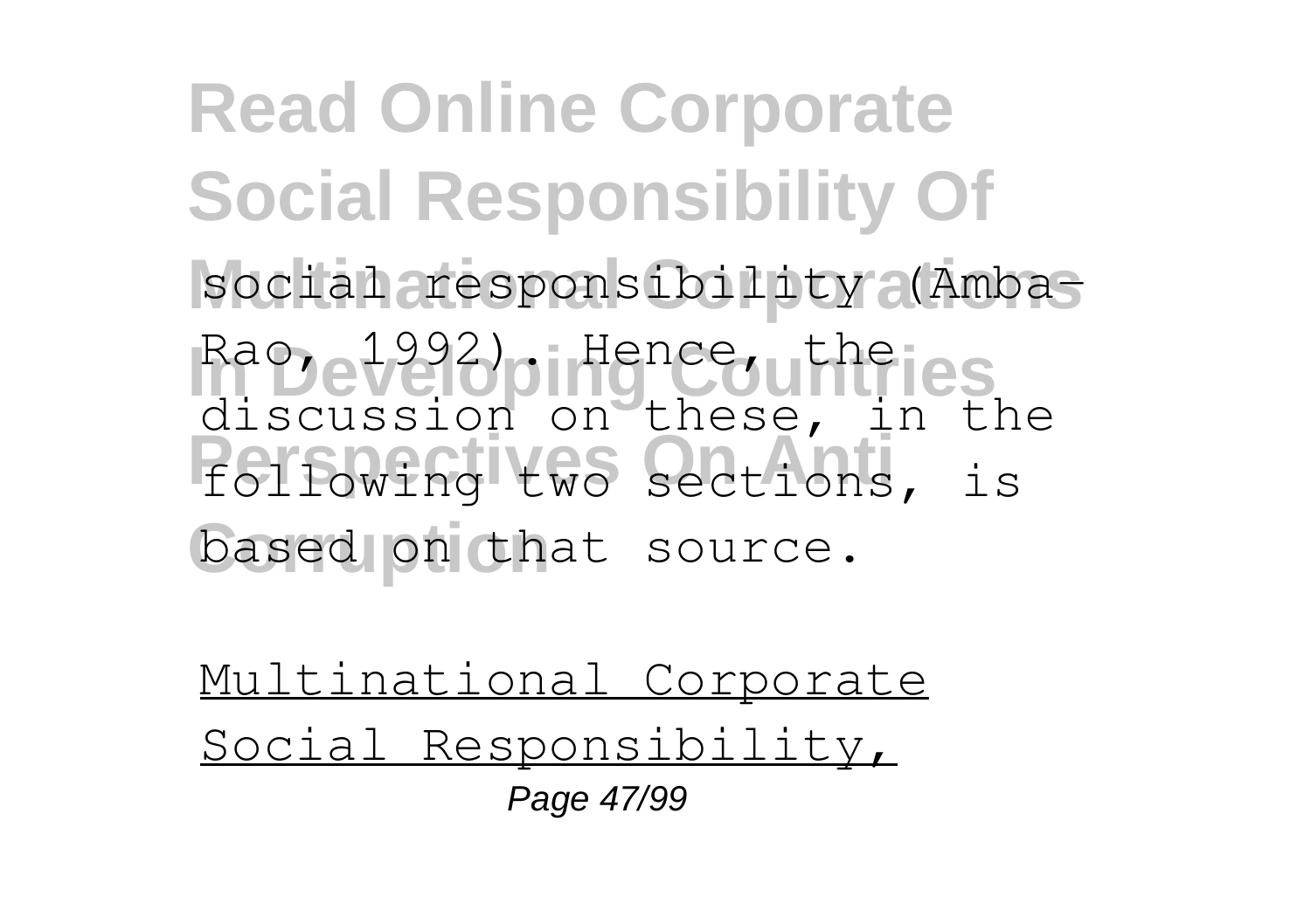social responsibility (Amba-Rao, 1992). Hence, the discussion on these, in the following two sections, is based on that source.

Multinational Corporate Social Responsibility,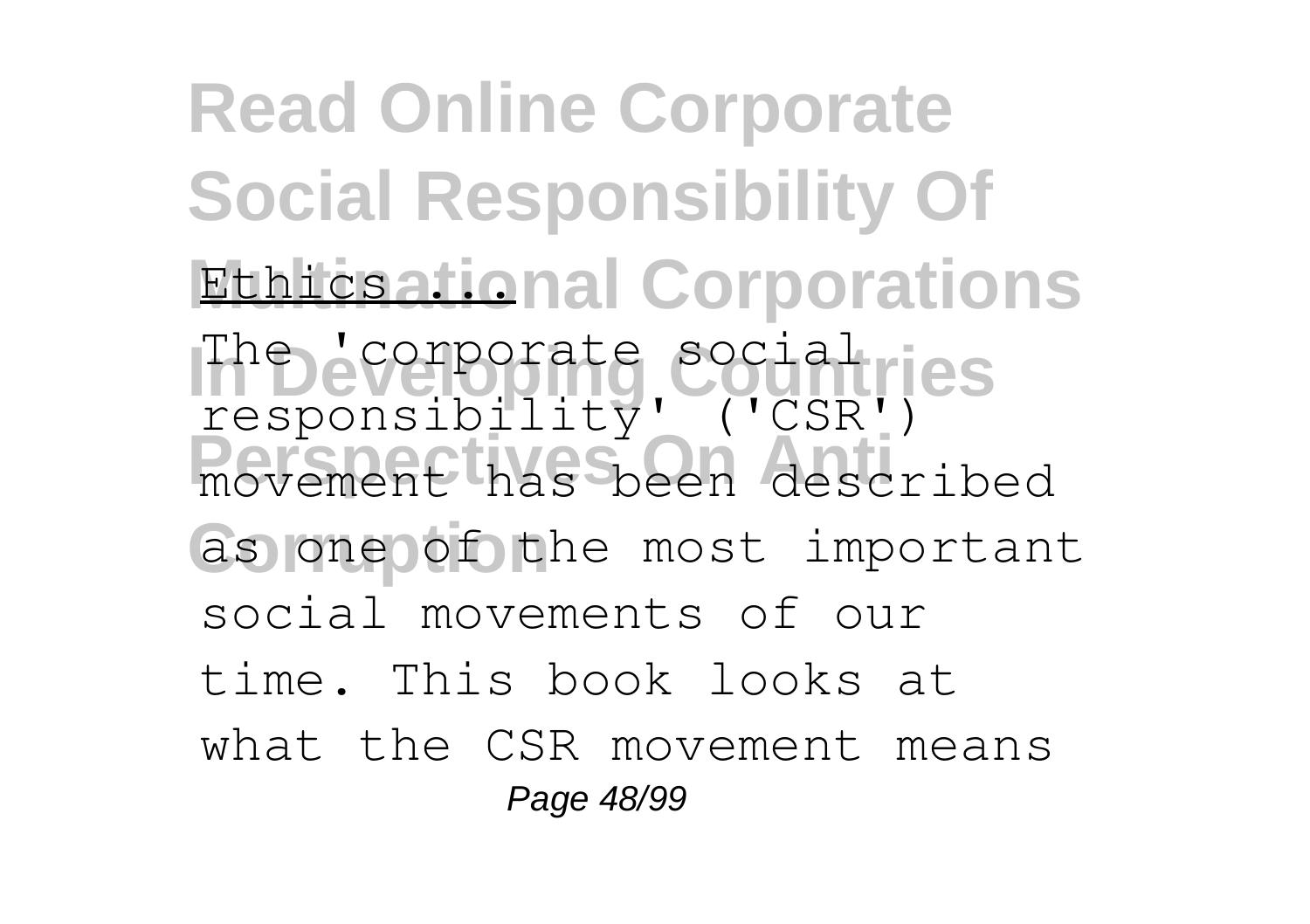Ethics ...

The 'corporate social responsibility' ('CSR') movement has been described as one of the most important social movements of our time. This book looks at what the CSR movement means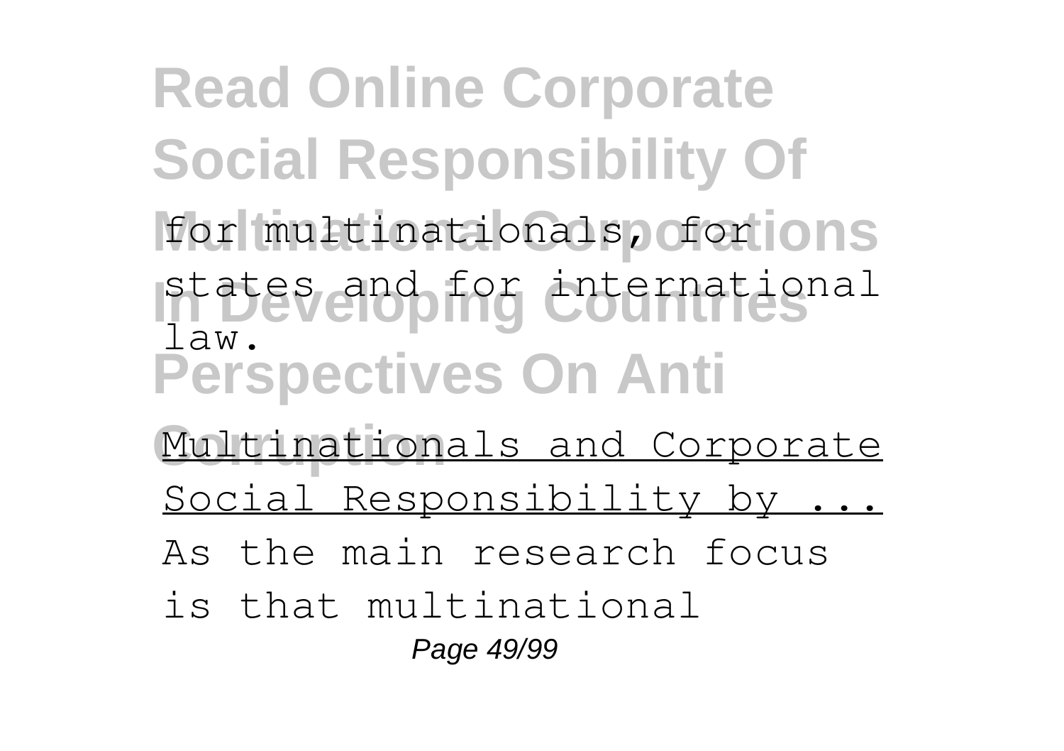for multinationals, for states and for international law.

Multinationals and Corporate Social Responsibility by ...

As the main research focus is that multinational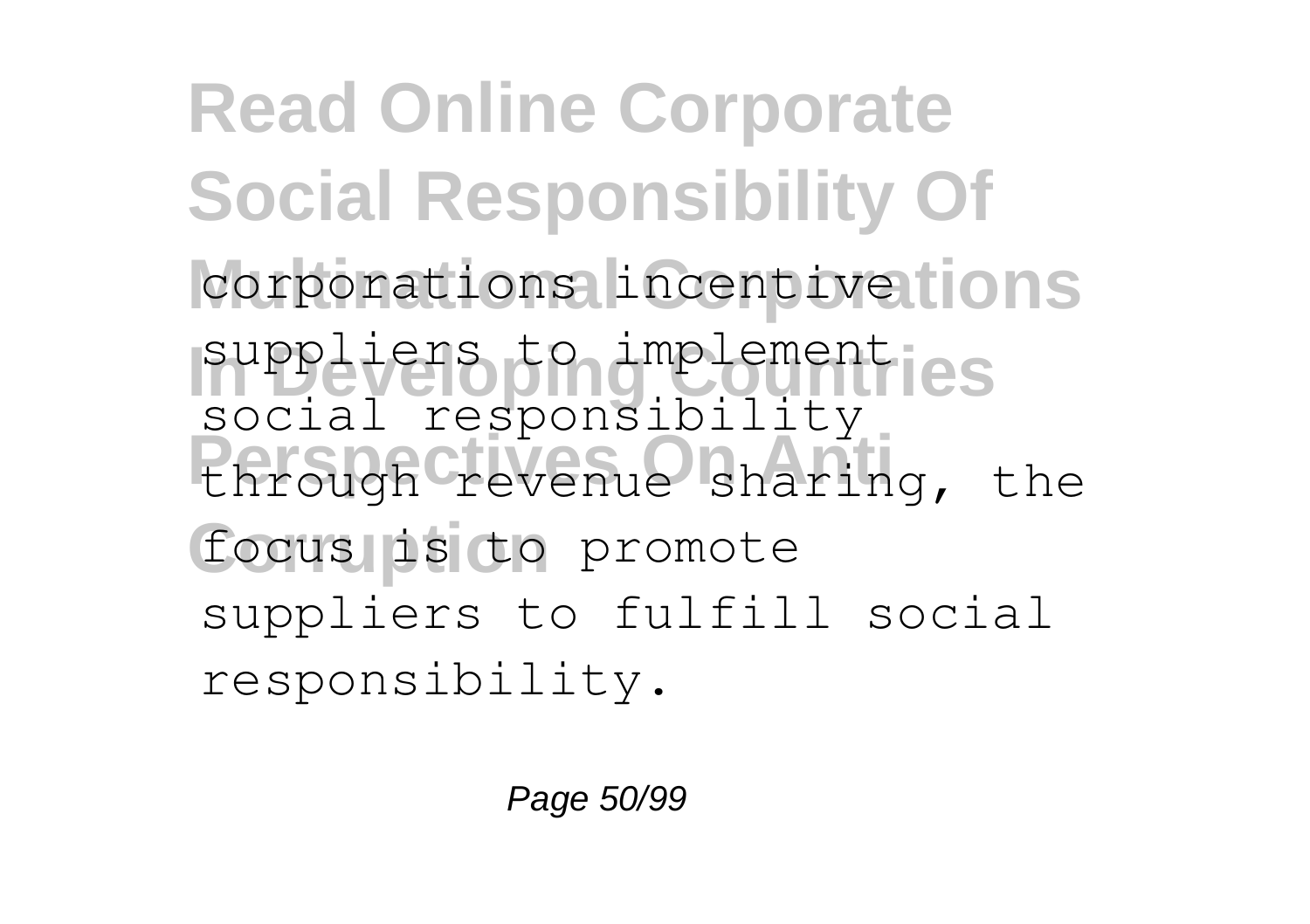corporations incentive suppliers to implement social responsibility through revenue sharing, the focus is to promote suppliers to fulfill social responsibility.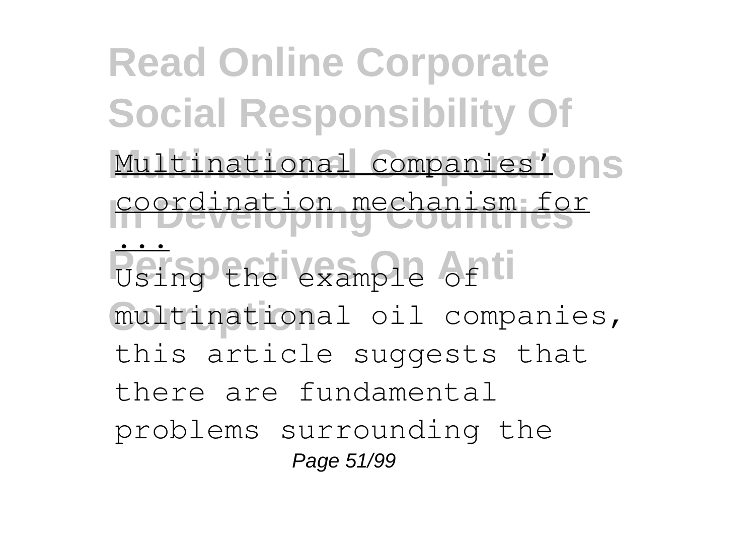Multinational companies' coordination mechanism for ...

Using the example of multinational oil companies, this article suggests that there are fundamental problems surrounding the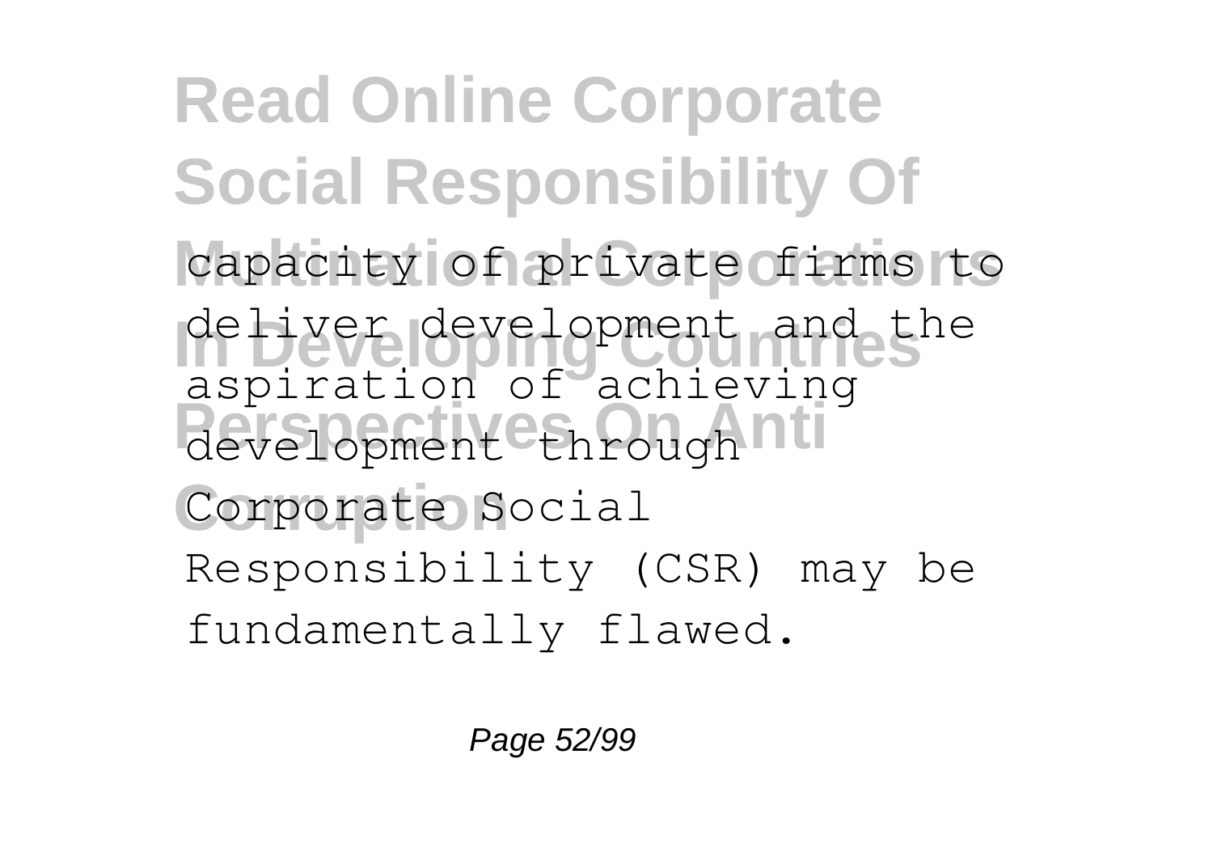capacity of private firms to deliver development and the aspiration of achieving development through Corporate Social Responsibility (CSR) may be fundamentally flawed.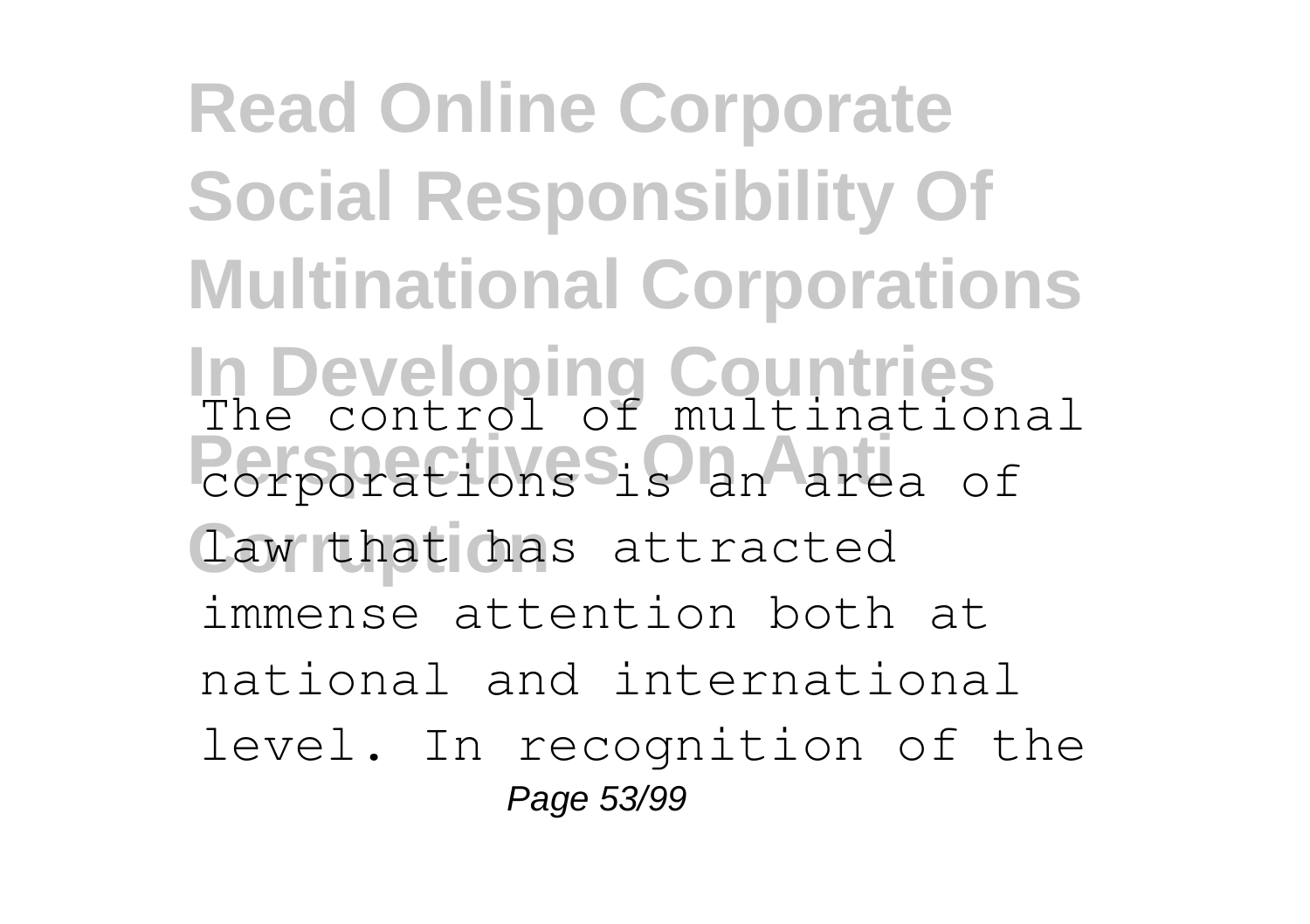The control of multinational corporations is an area of law that has attracted immense attention both at national and international level. In recognition of the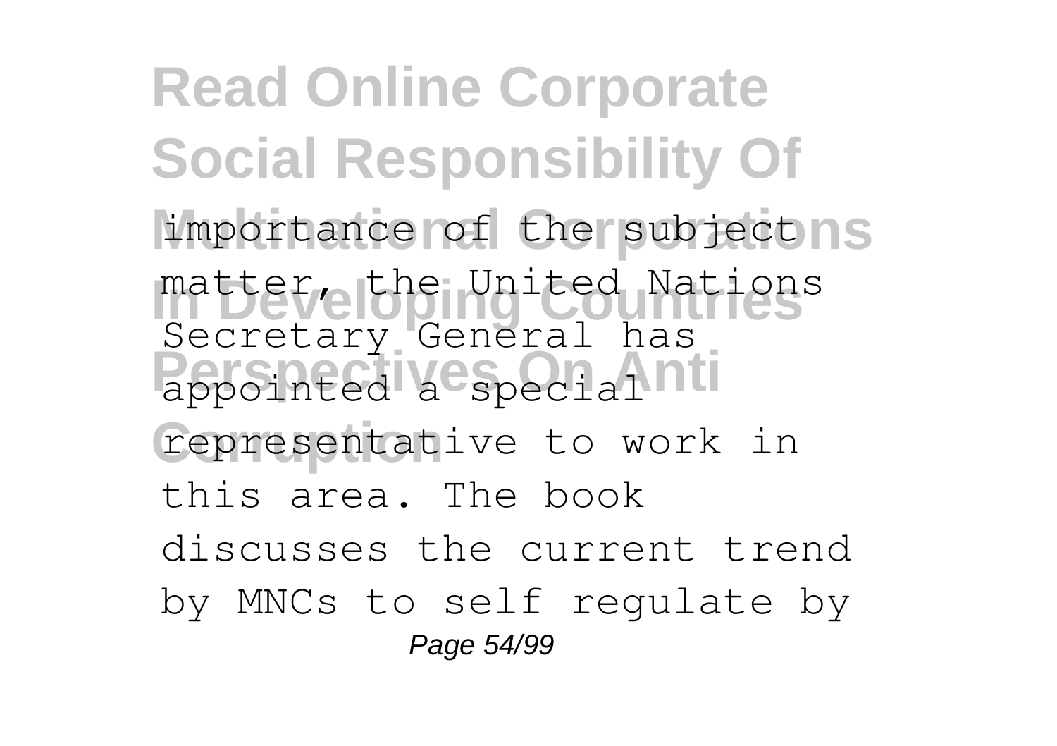importance of the subject matter, the United Nations Secretary General has appointed a special representative to work in this area. The book discusses the current trend by MNCs to self regulate by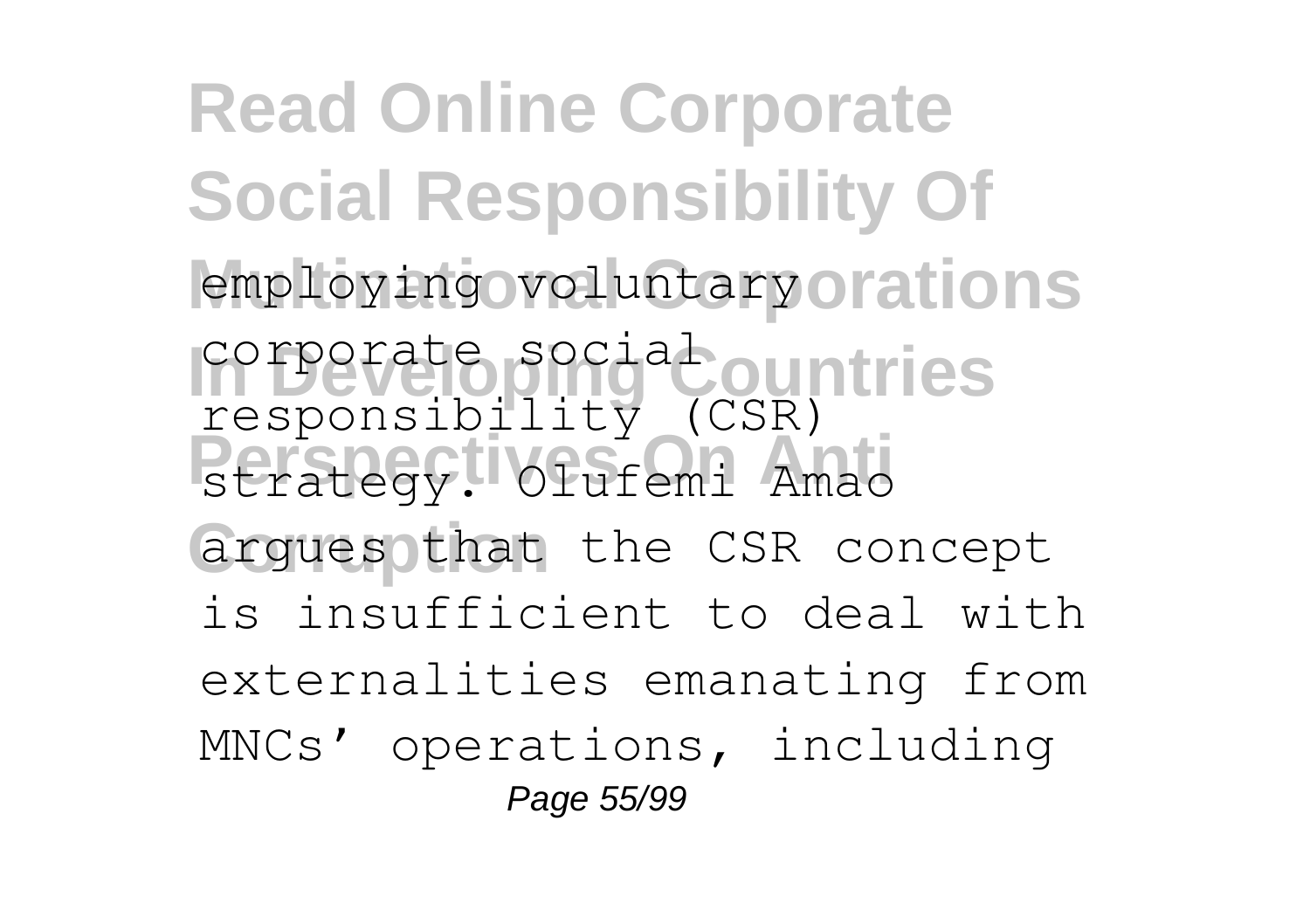employing voluntary corporate social responsibility (CSR) strategy. Olufemi Amao argues that the CSR concept is insufficient to deal with externalities emanating from MNCs' operations, including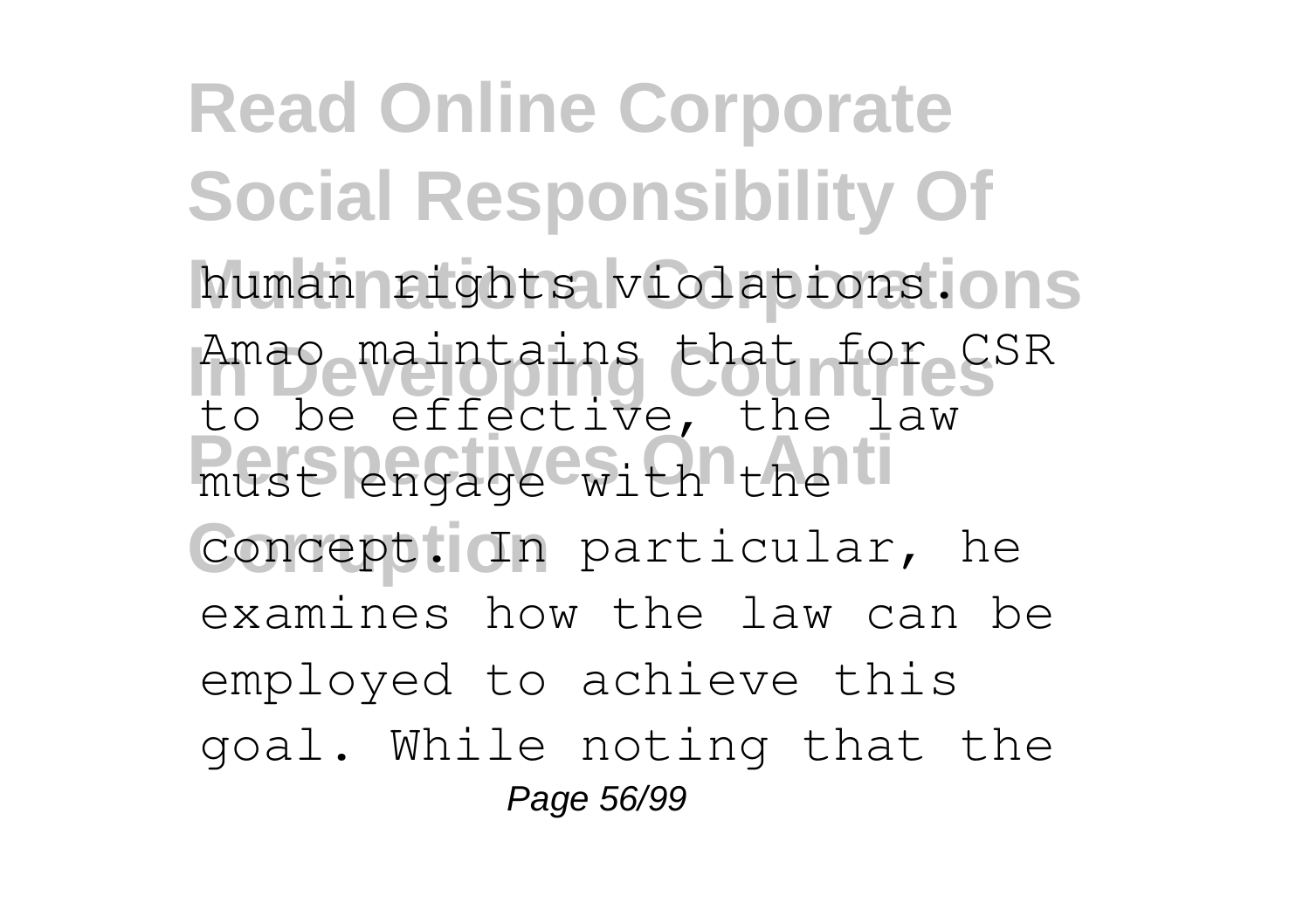human rights violations. Amao maintains that for CSR to be effective, the law must engage with the concept. In particular, he examines how the law can be employed to achieve this goal. While noting that the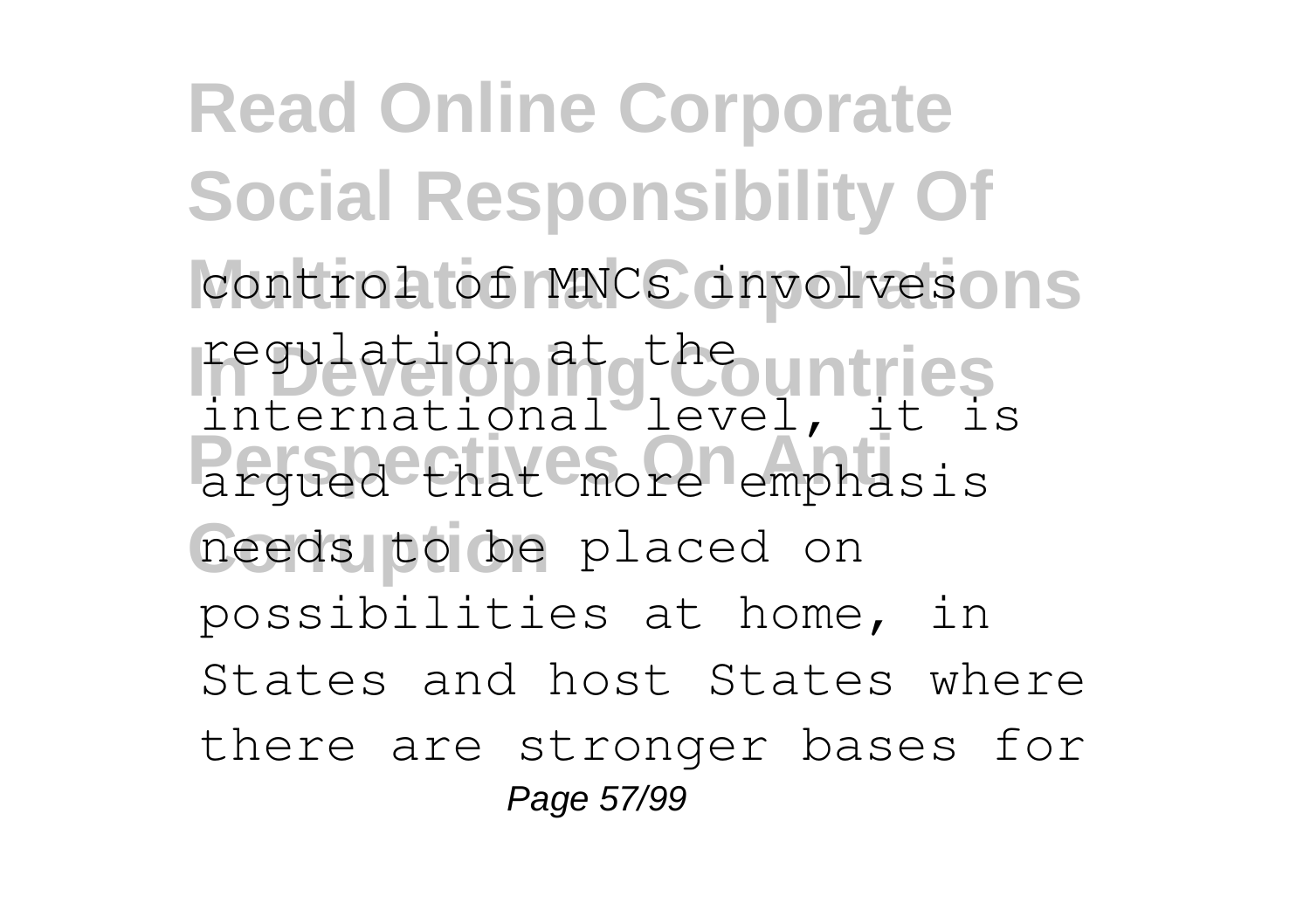control of MNCs involves regulation at the international level, it is argued that more emphasis needs to be placed on possibilities at home, in States and host States where there are stronger bases for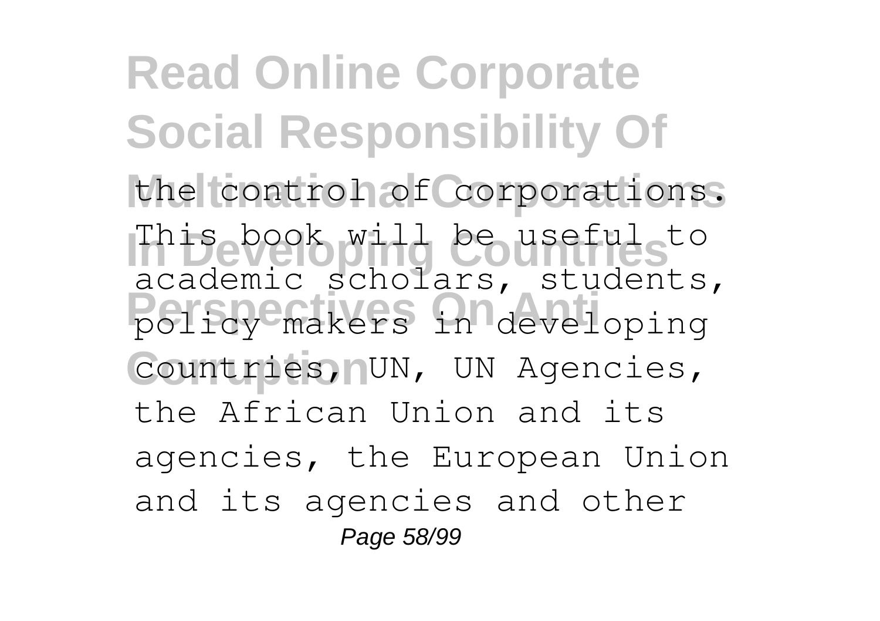the control of corporations. This book will be useful to academic scholars, students, policy makers in developing countries, UN, UN Agencies, the African Union and its agencies, the European Union and its agencies and other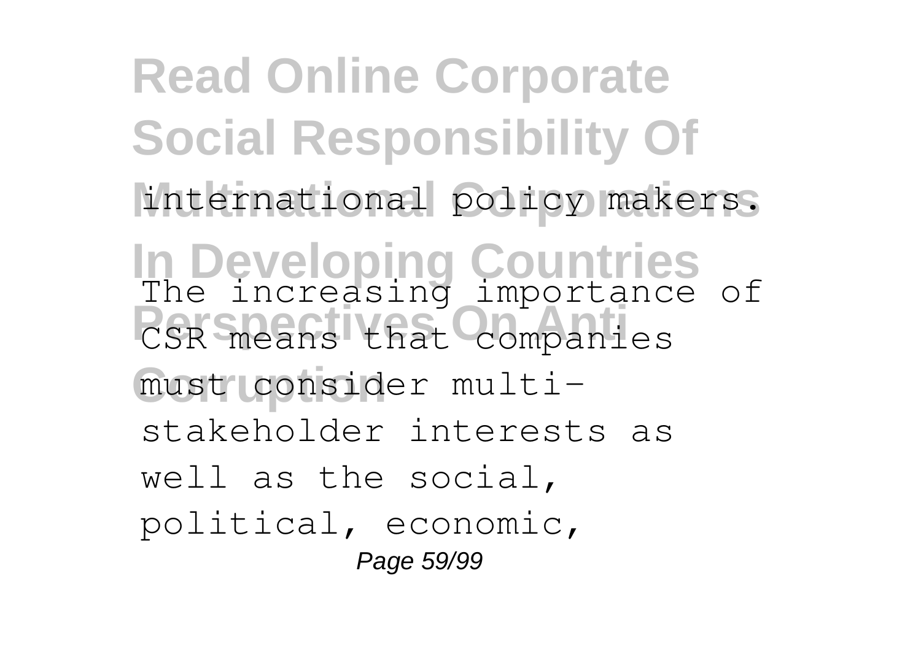international policy makers.

The increasing importance of CSR means that companies must consider multi-stakeholder interests as well as the social, political, economic,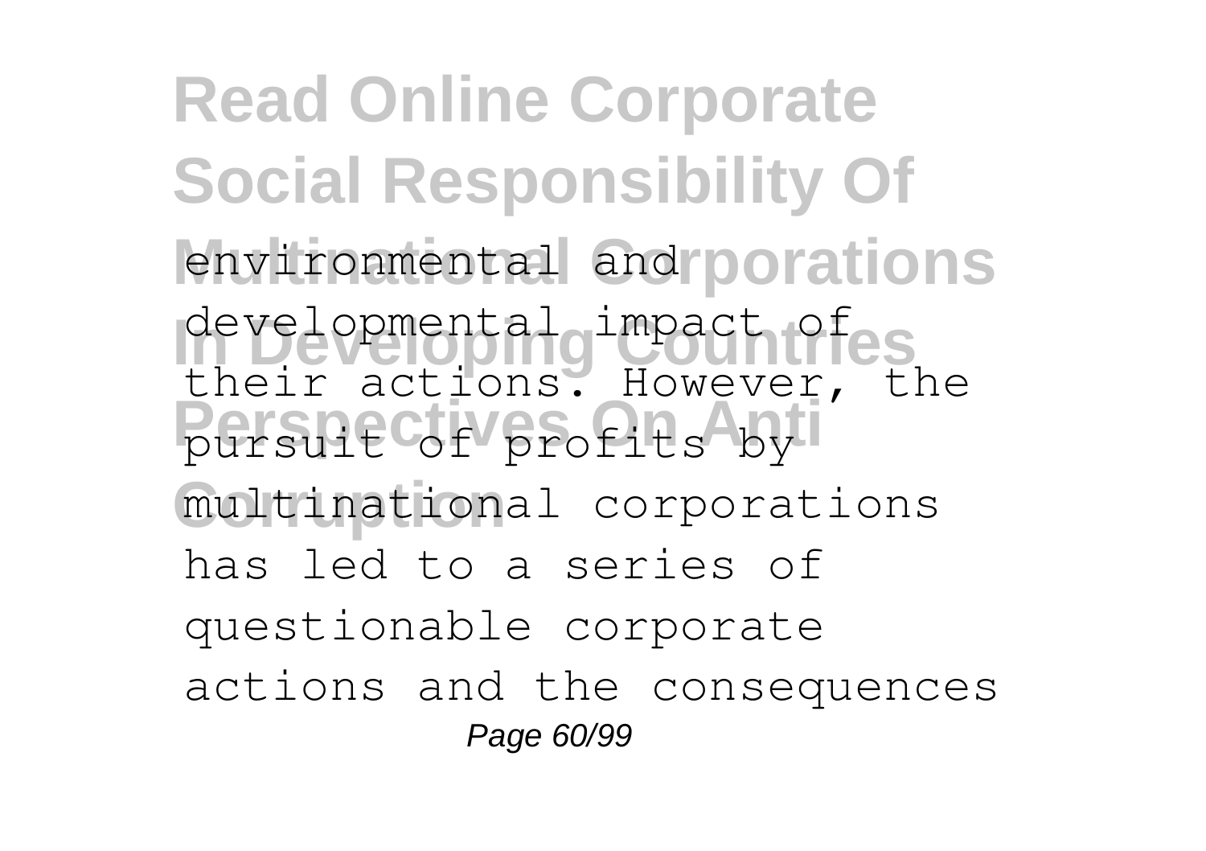environmental and developmental impact of their actions. However, the pursuit of profits by multinational corporations has led to a series of questionable corporate actions and the consequences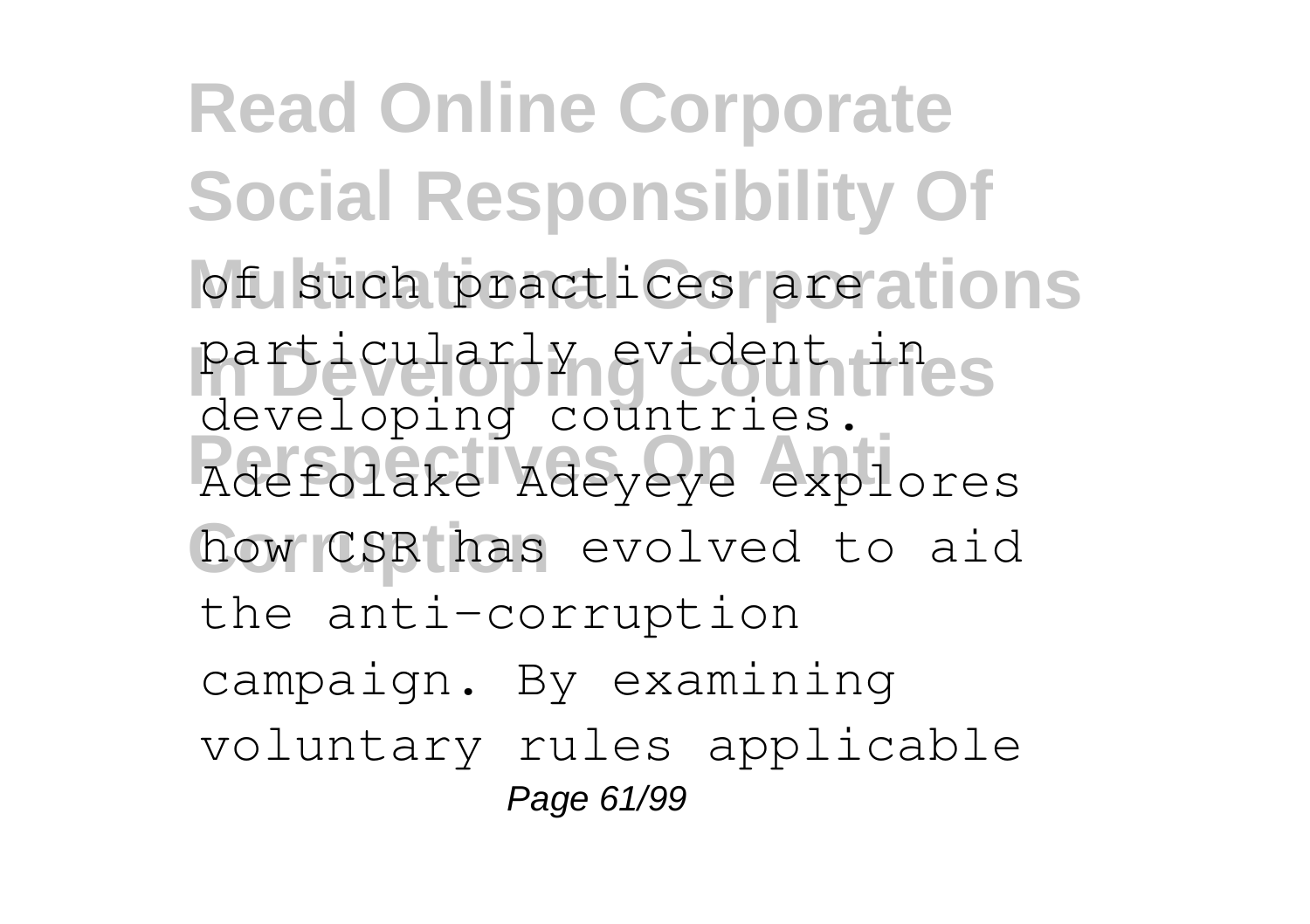of such practices are particularly evident in developing countries. Adefolake Adeyeye explores how CSR has evolved to aid the anti-corruption campaign. By examining voluntary rules applicable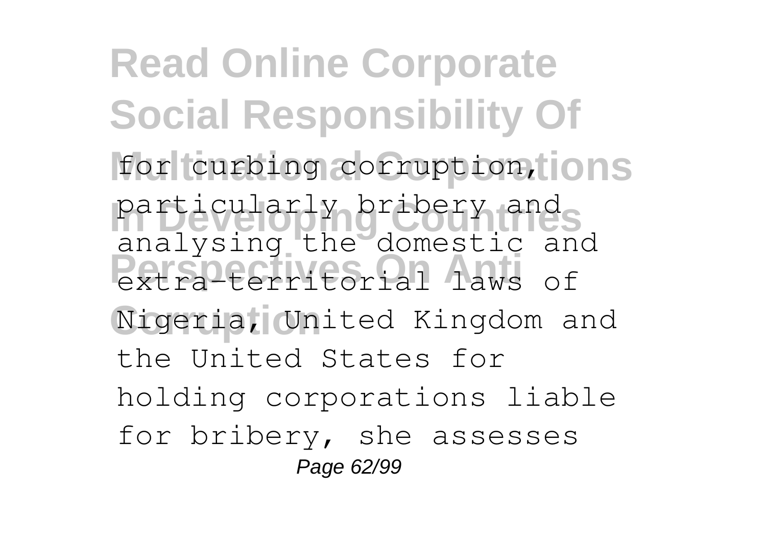for curbing corruption, particularly bribery and analysing the domestic and extra-territorial laws of Nigeria, United Kingdom and the United States for holding corporations liable for bribery, she assesses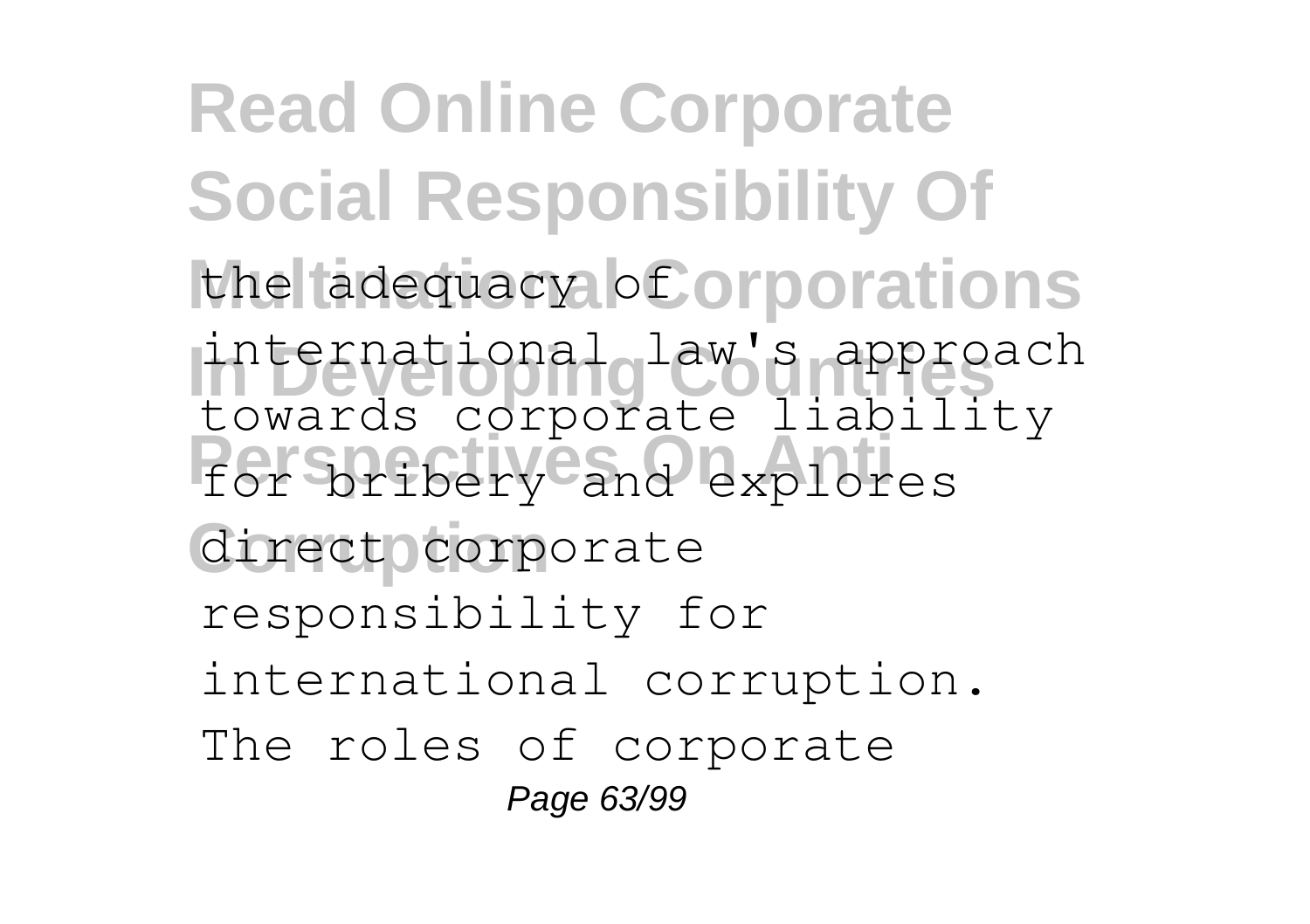the adequacy of international law's approach towards corporate liability for bribery and explores direct corporate responsibility for international corruption. The roles of corporate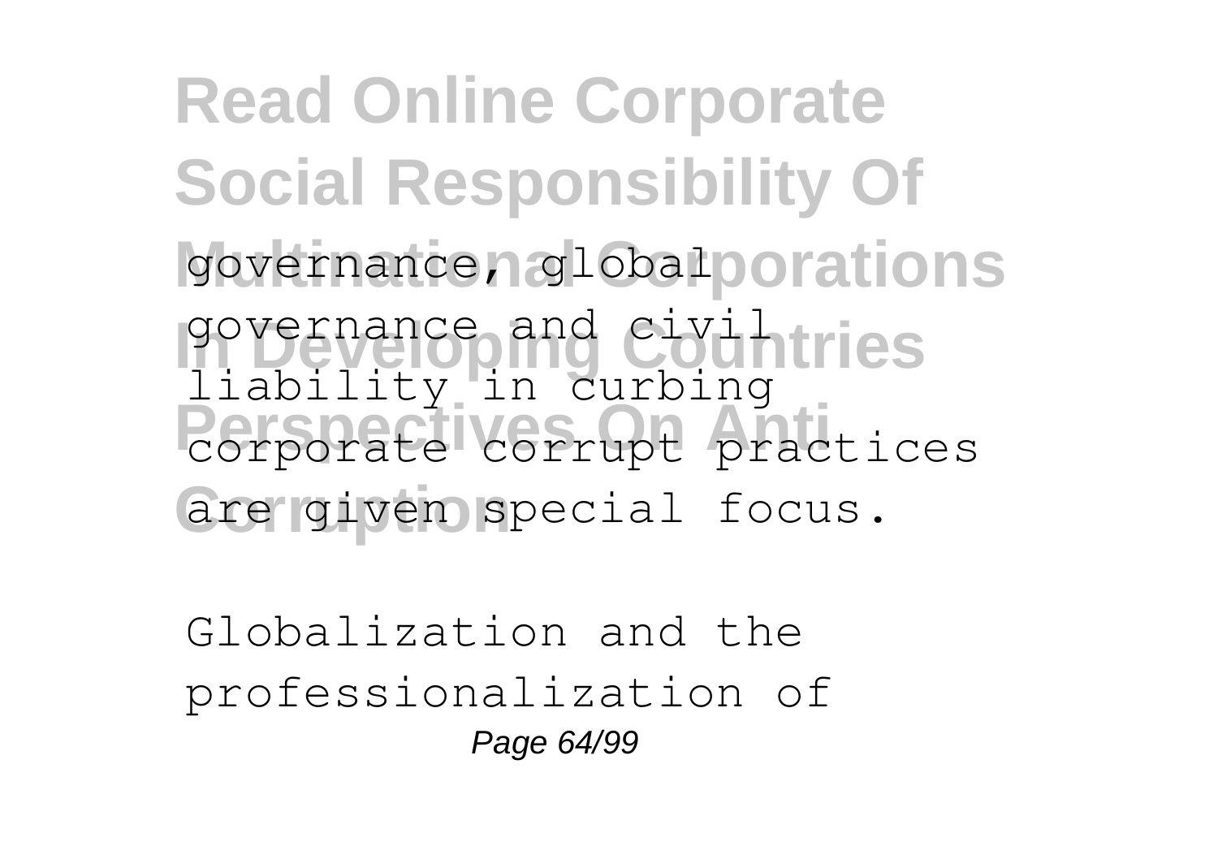governance, global governance and civil liability in curbing corporate corrupt practices are given special focus.

Globalization and the professionalization of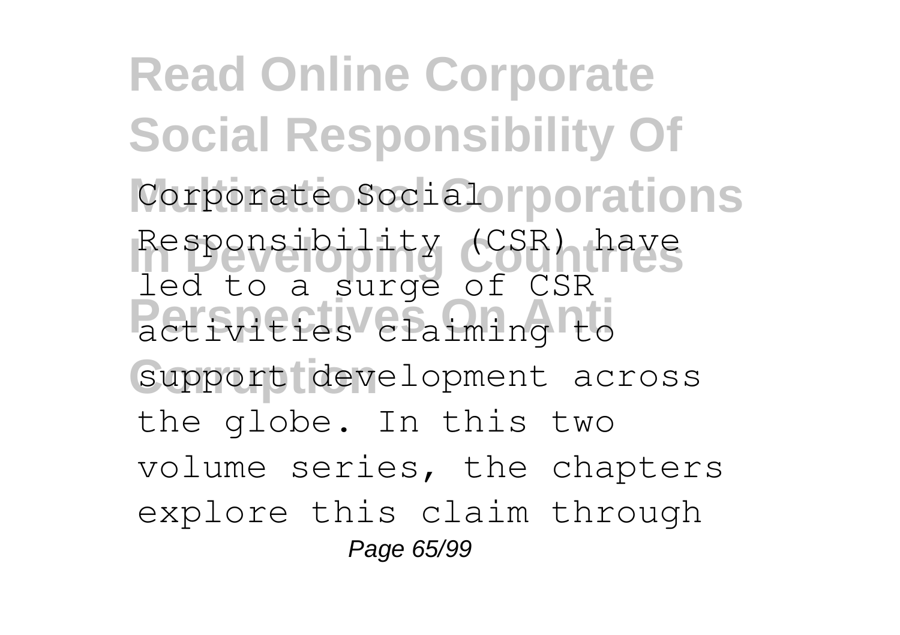Corporate Social Responsibility (CSR) have led to a surge of CSR activities claiming to support development across the globe. In this two volume series, the chapters explore this claim through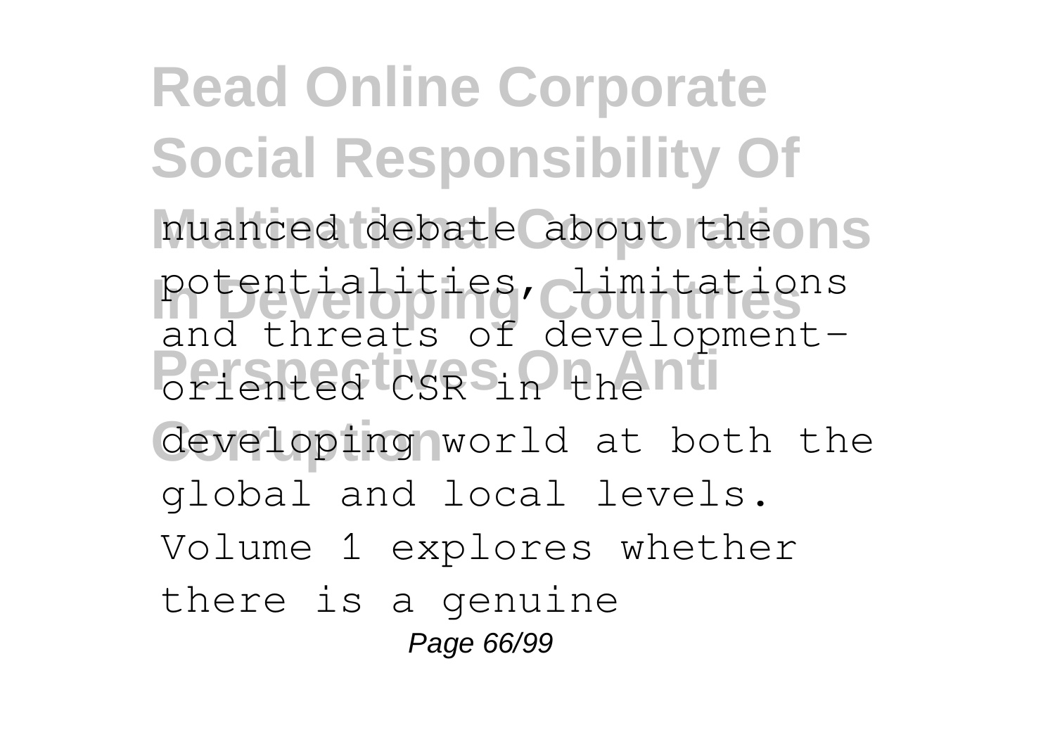nuanced debate about the potentialities, limitations and threats of development-oriented CSR in the developing world at both the global and local levels. Volume 1 explores whether there is a genuine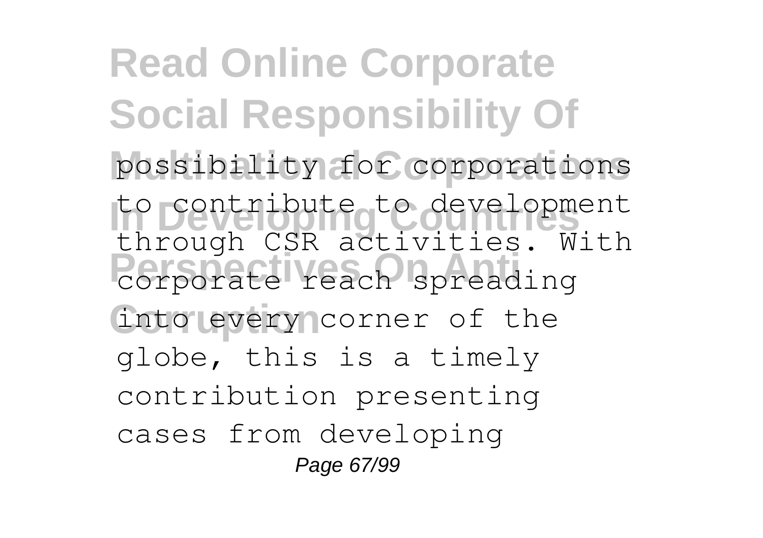possibility for corporations to contribute to development through CSR activities. With corporate reach spreading into every corner of the globe, this is a timely contribution presenting cases from developing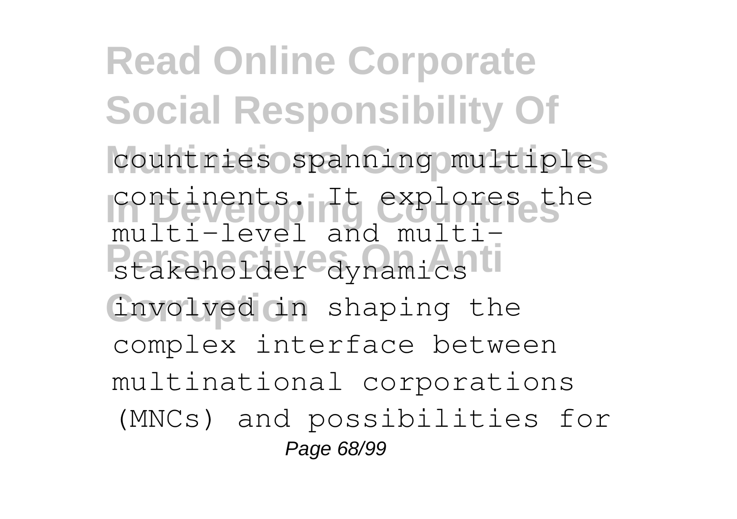countries spanning multiple continents. It explores the multi-level and multi-stakeholder dynamics involved in shaping the complex interface between multinational corporations (MNCs) and possibilities for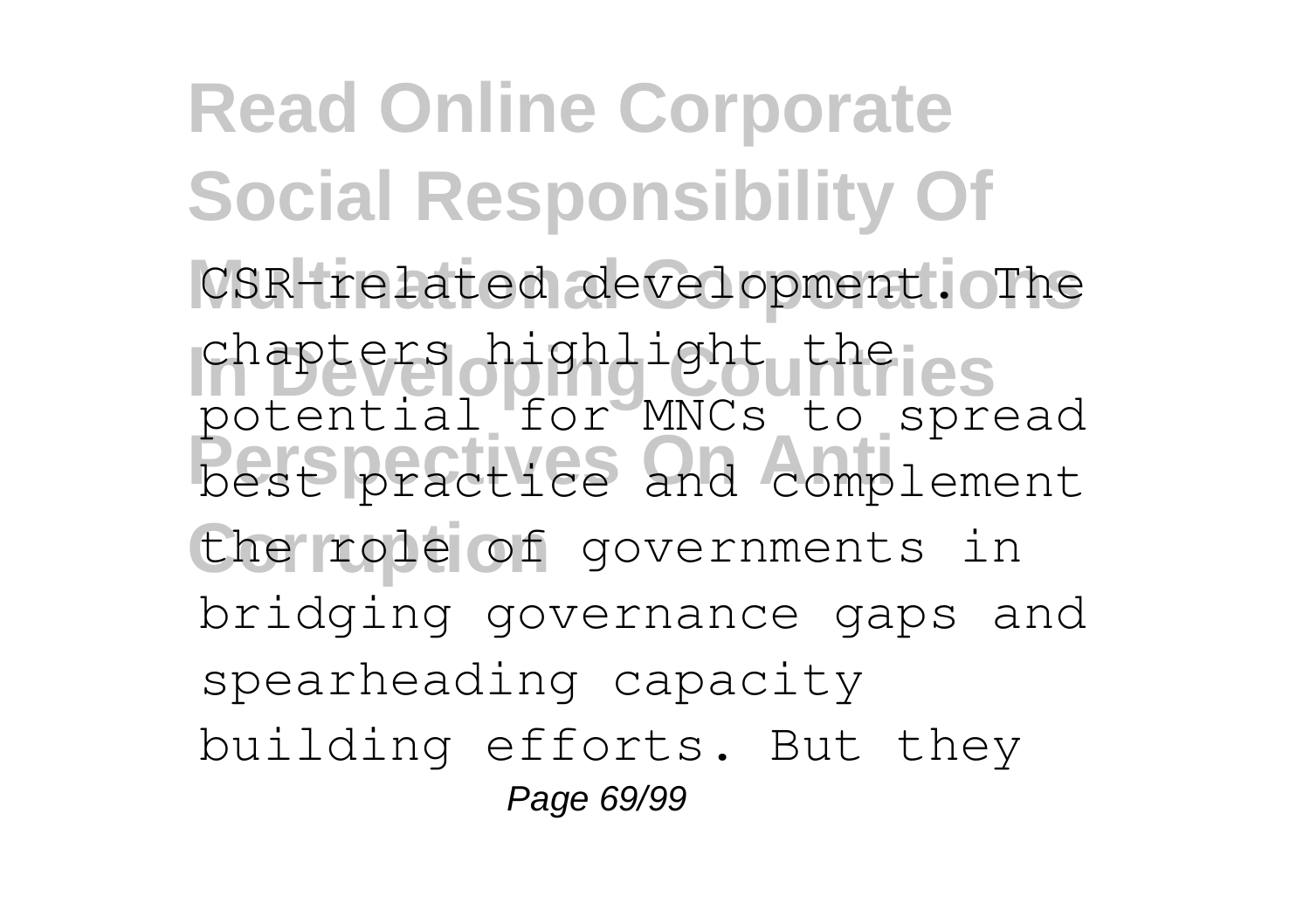CSR-related development. The chapters highlight the potential for MNCs to spread best practice and complement the role of governments in bridging governance gaps and spearheading capacity building efforts. But they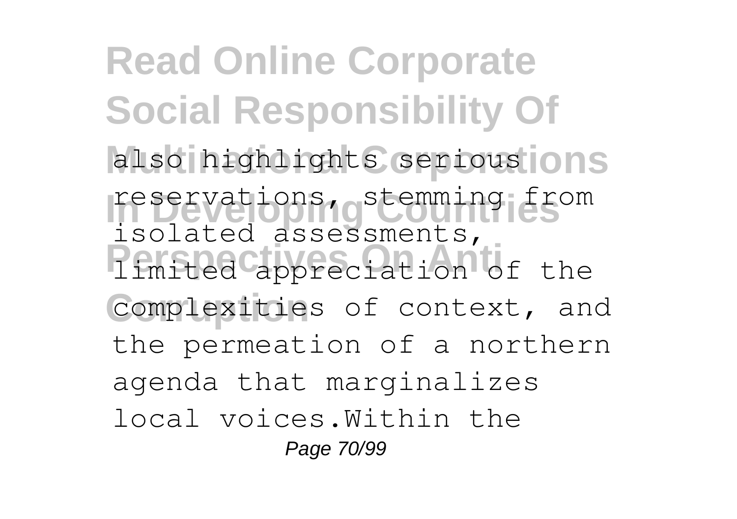also highlights serious reservations, stemming from isolated assessments, limited appreciation of the complexities of context, and the permeation of a northern agenda that marginalizes local voices.Within the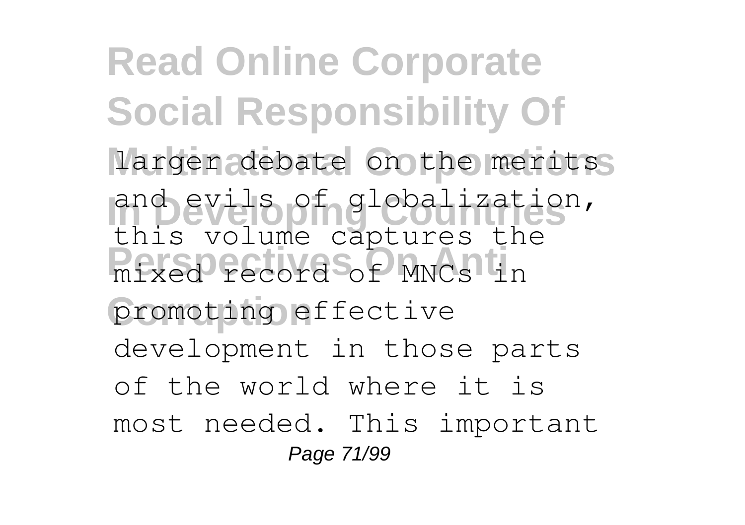larger debate on the merits and evils of globalization, this volume captures the mixed record of MNCs in promoting effective development in those parts of the world where it is most needed. This important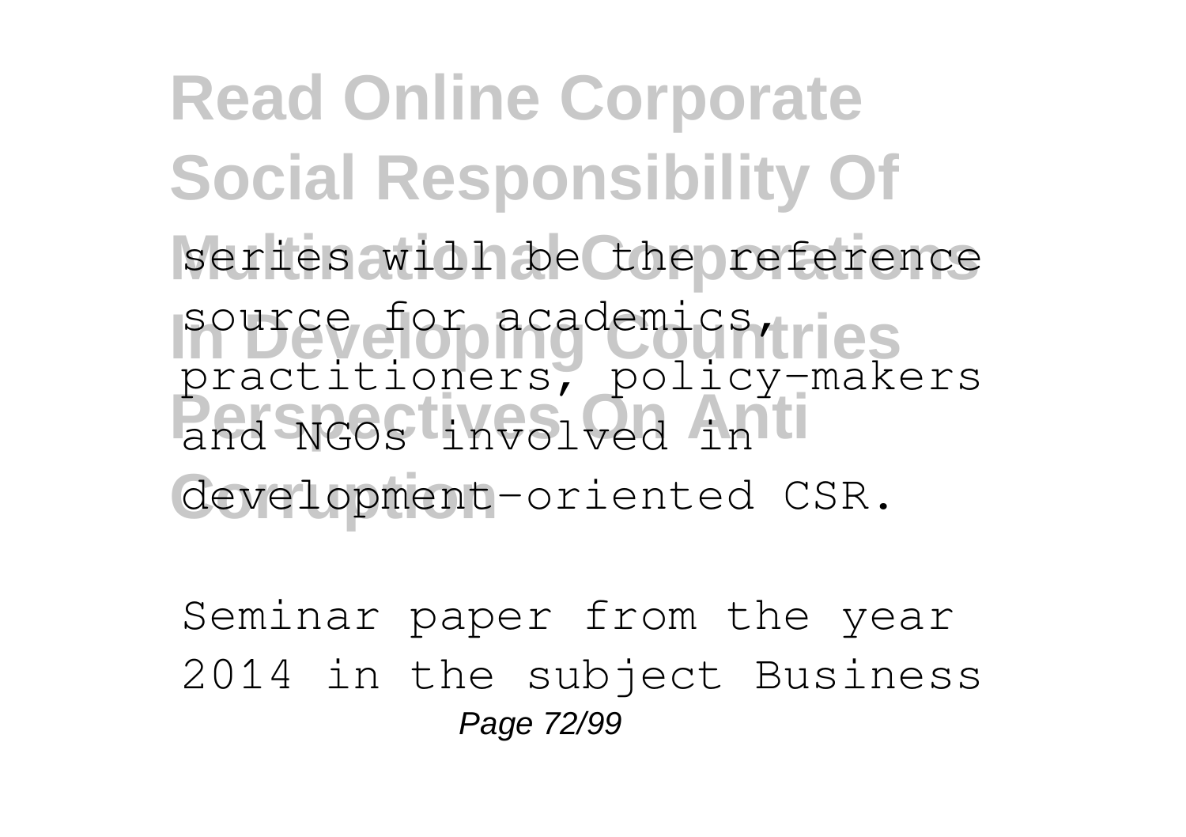series will be the reference source for academics, practitioners, policy-makers and NGOs involved in development-oriented CSR.

Seminar paper from the year 2014 in the subject Business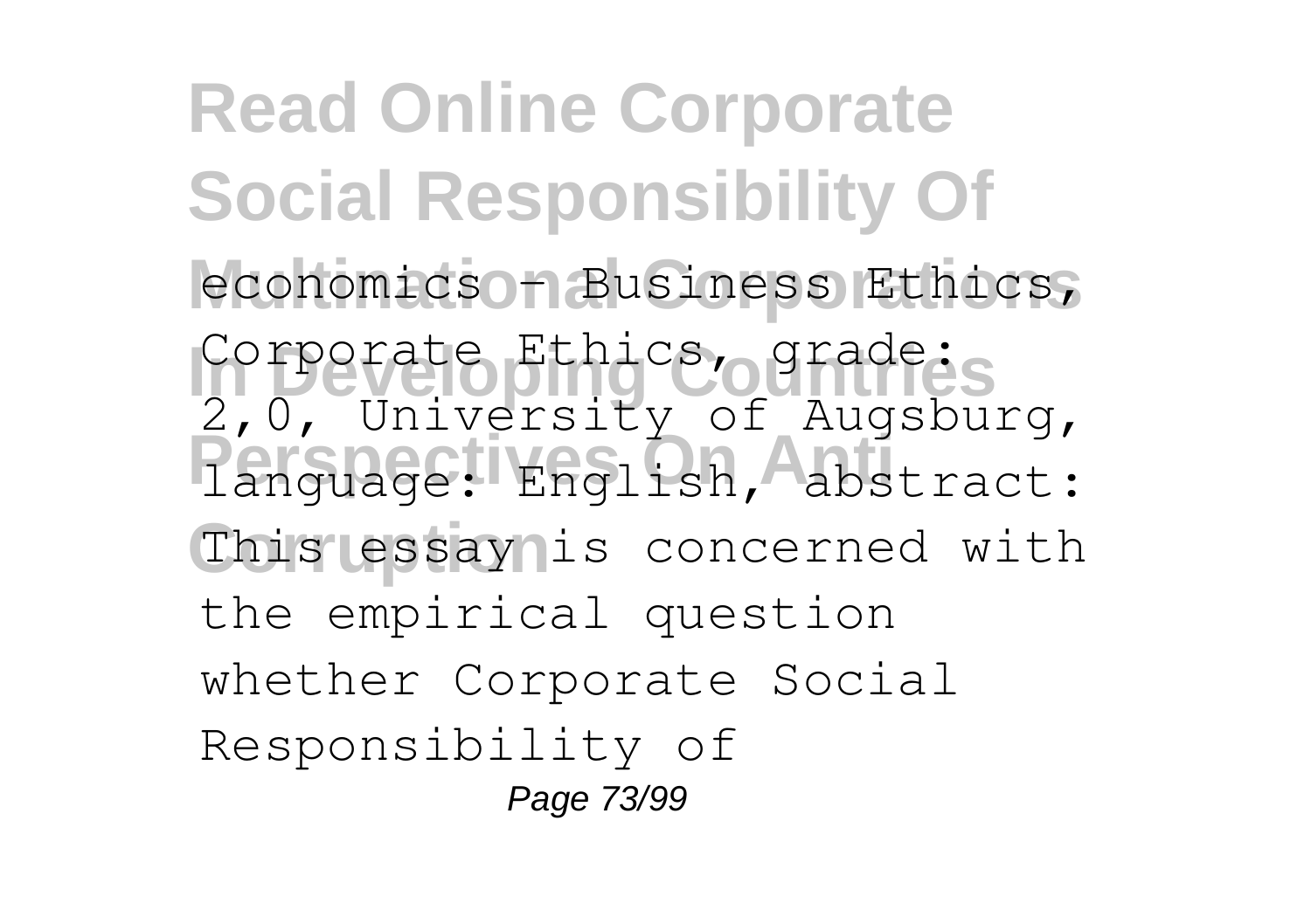economics - Business Ethics, Corporate Ethics, grade: 2,0, University of Augsburg, language: English, abstract: This essay is concerned with the empirical question whether Corporate Social Responsibility of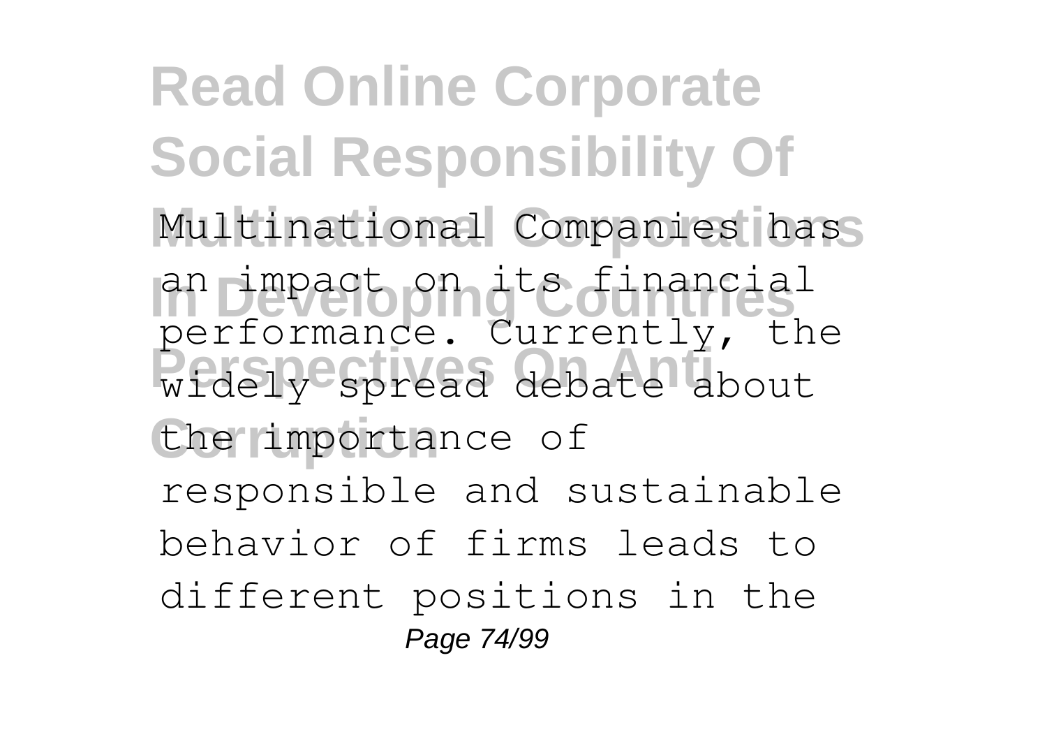Multinational Companies has an impact on its financial performance. Currently, the widely spread debate about the importance of responsible and sustainable behavior of firms leads to different positions in the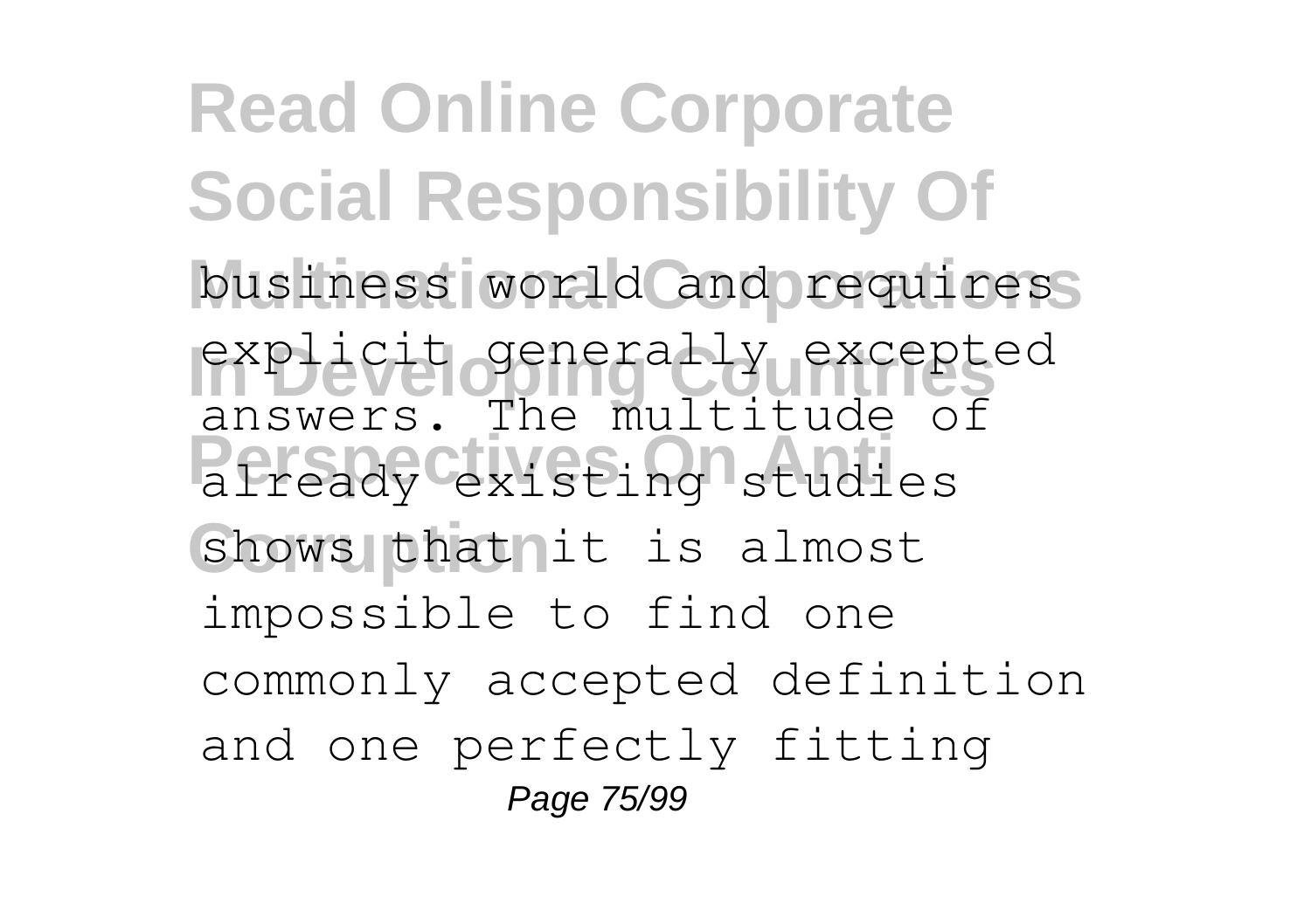business world and requires explicit generally excepted answers. The multitude of already existing studies shows that it is almost impossible to find one commonly accepted definition and one perfectly fitting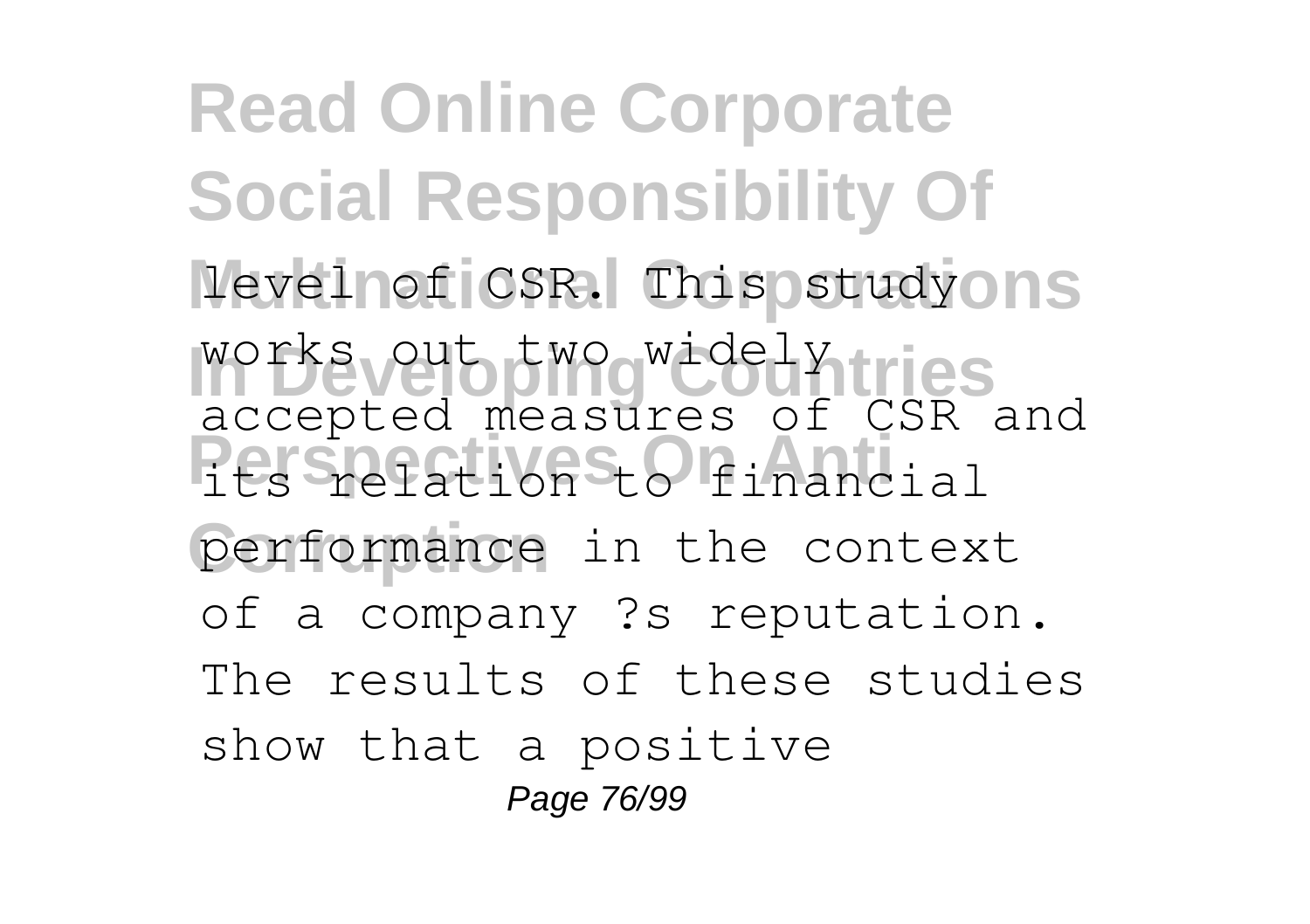level of CSR. This study works out two widely accepted measures of CSR and its relation to financial performance in the context of a company ?s reputation. The results of these studies show that a positive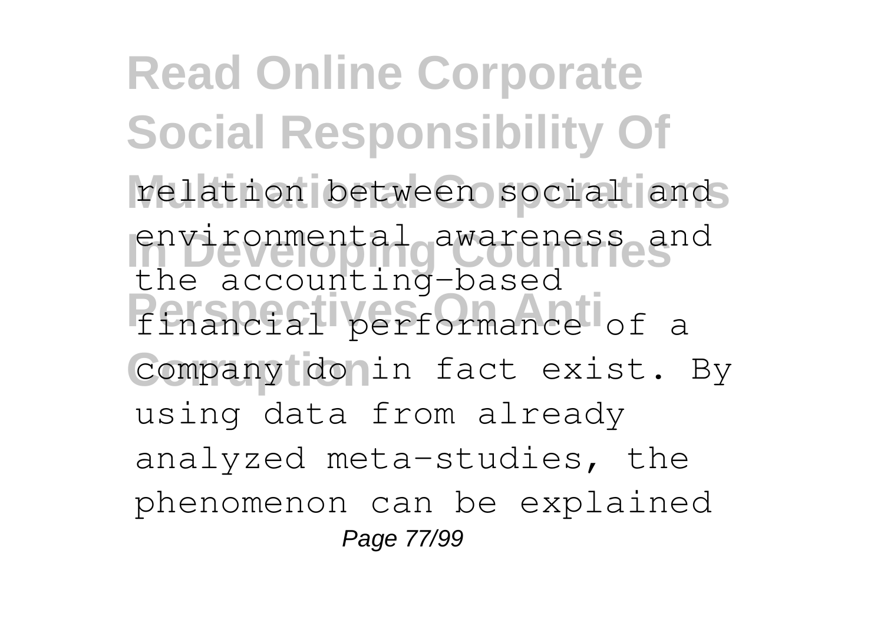relation between social and environmental awareness and the accounting-based financial performance of a company do in fact exist. By using data from already analyzed meta-studies, the phenomenon can be explained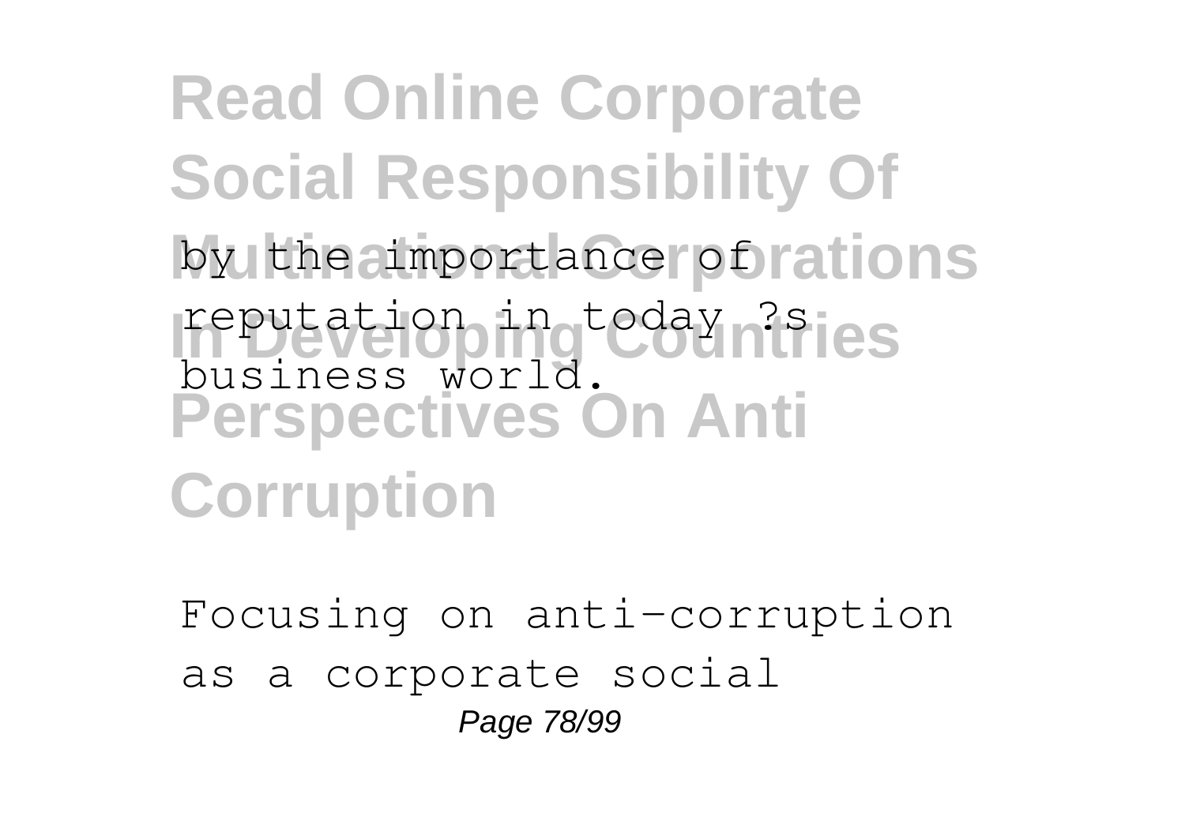by the importance of reputation in today ?s business world.

Focusing on anti-corruption as a corporate social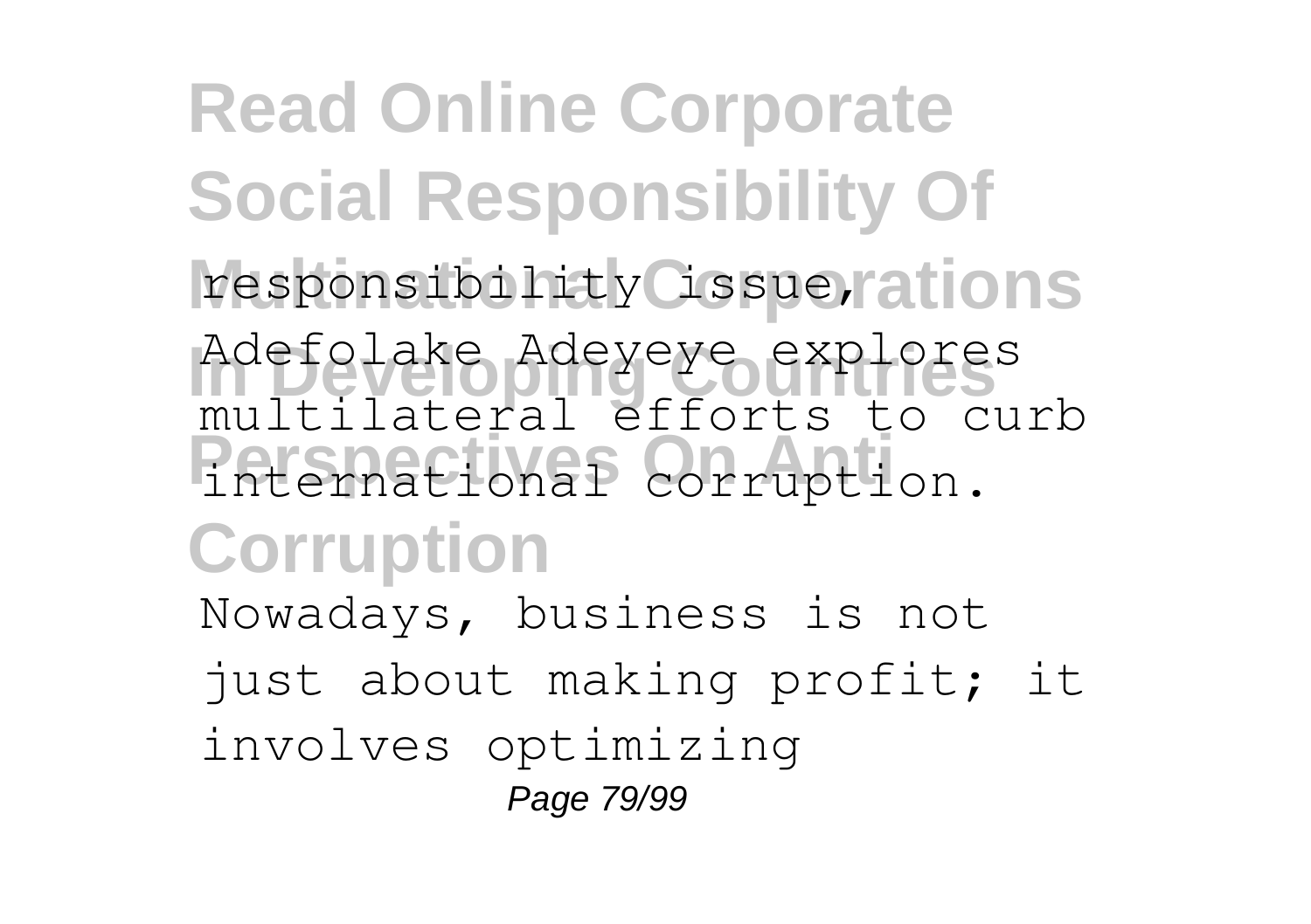responsibility issue, Adefolake Adeyeye explores multilateral efforts to curb international corruption.

Nowadays, business is not just about making profit; it involves optimizing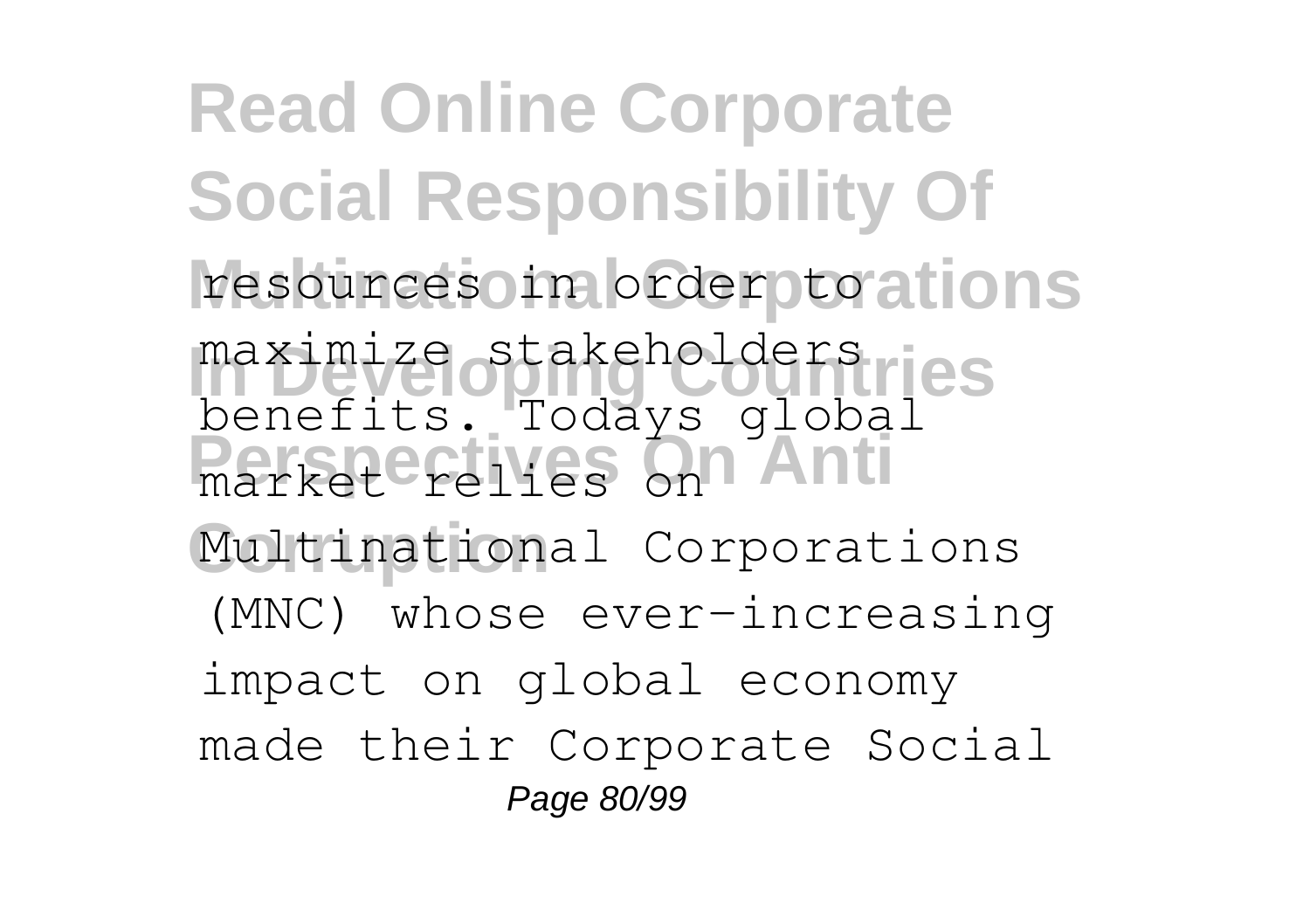resources in order to maximize stakeholders benefits. Todays global market relies on Multinational Corporations (MNC) whose ever-increasing impact on global economy made their Corporate Social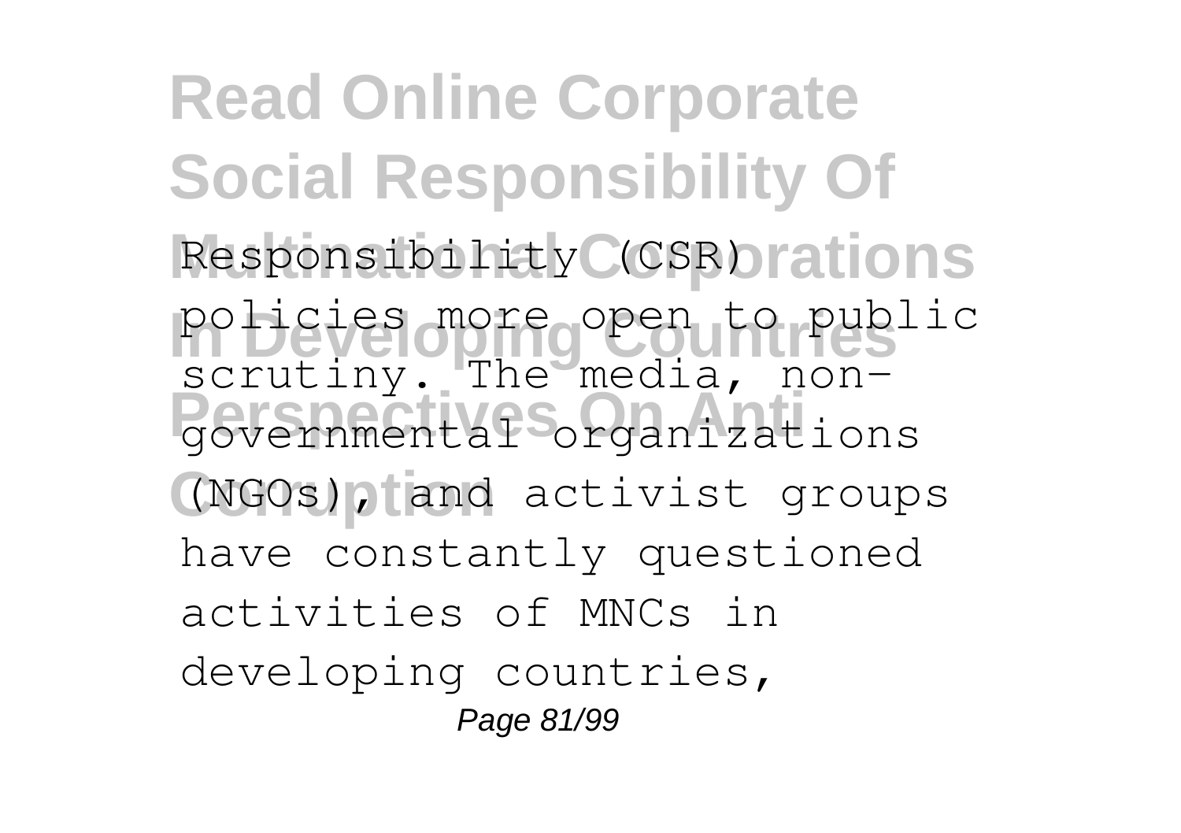Responsibility (CSR) policies more open to public scrutiny. The media, non-governmental organizations (NGOs), and activist groups have constantly questioned activities of MNCs in developing countries,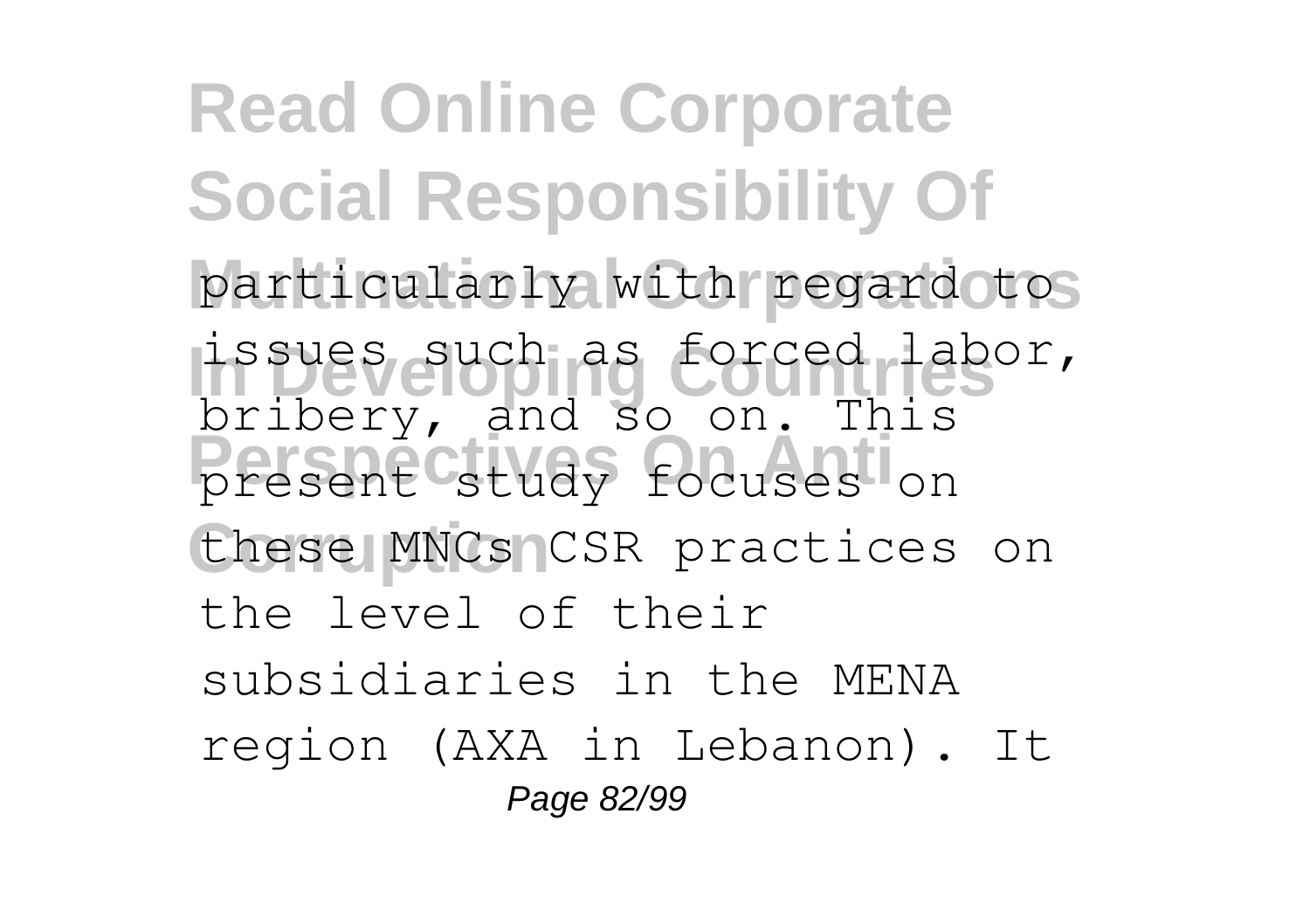particularly with regard to issues such as forced labor, bribery, and so on. This present study focuses on these MNCs CSR practices on the level of their subsidiaries in the MENA region (AXA in Lebanon). It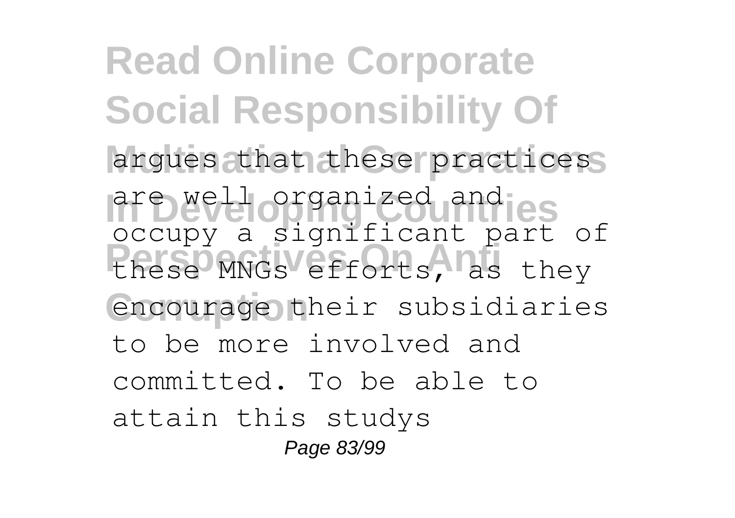argues that these practices are well organized and occupy a significant part of these MNGs efforts, as they encourage their subsidiaries to be more involved and committed. To be able to attain this studys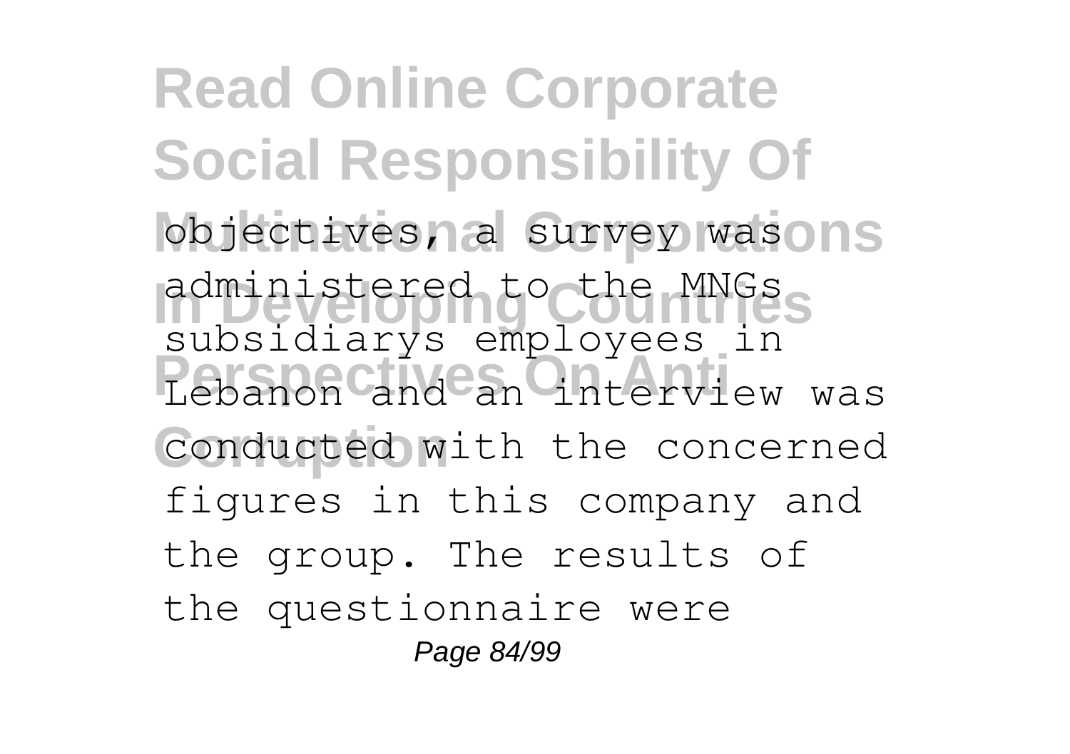objectives, a survey was administered to the MNGs subsidiarys employees in Lebanon and an interview was conducted with the concerned figures in this company and the group. The results of the questionnaire were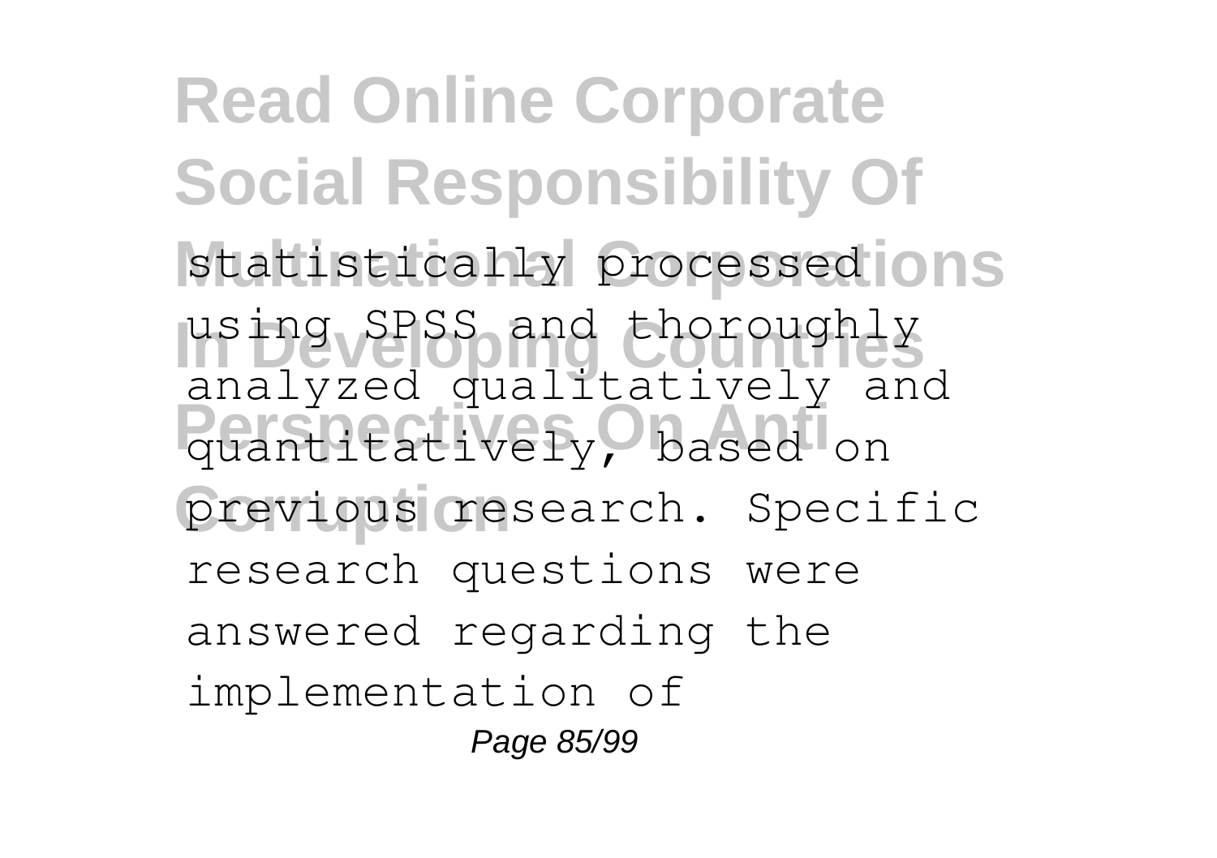statistically processed using SPSS and thoroughly analyzed qualitatively and quantitatively, based on previous research. Specific research questions were answered regarding the implementation of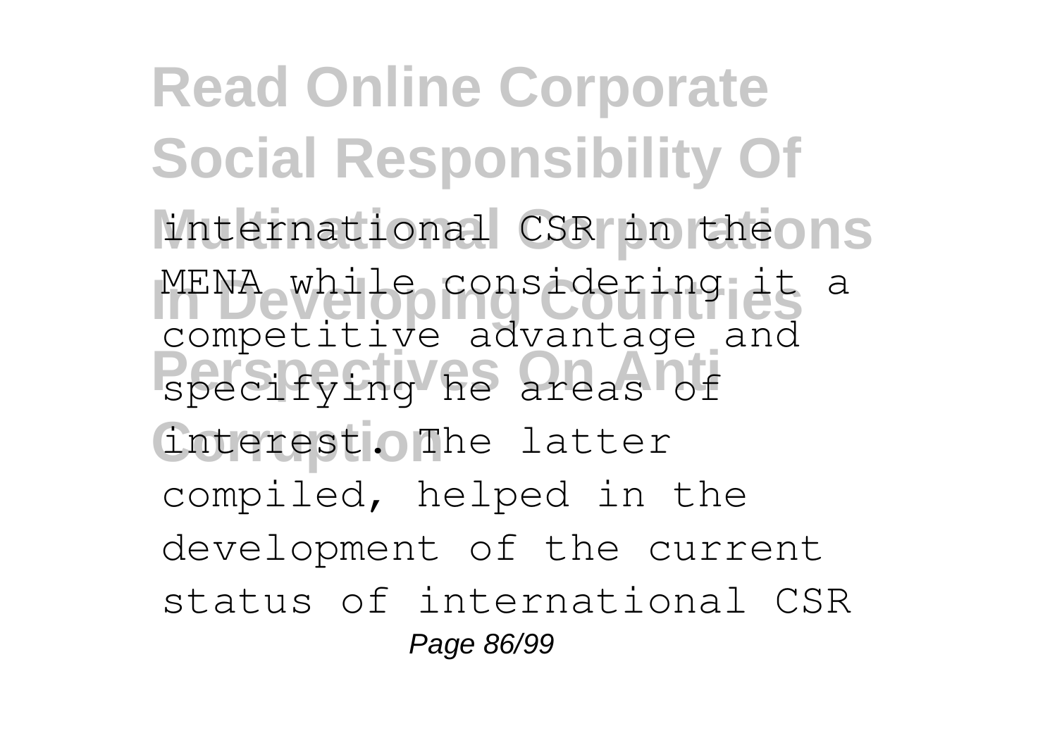international CSR in the MENA while considering it a competitive advantage and specifying he areas of interest. The latter compiled, helped in the development of the current status of international CSR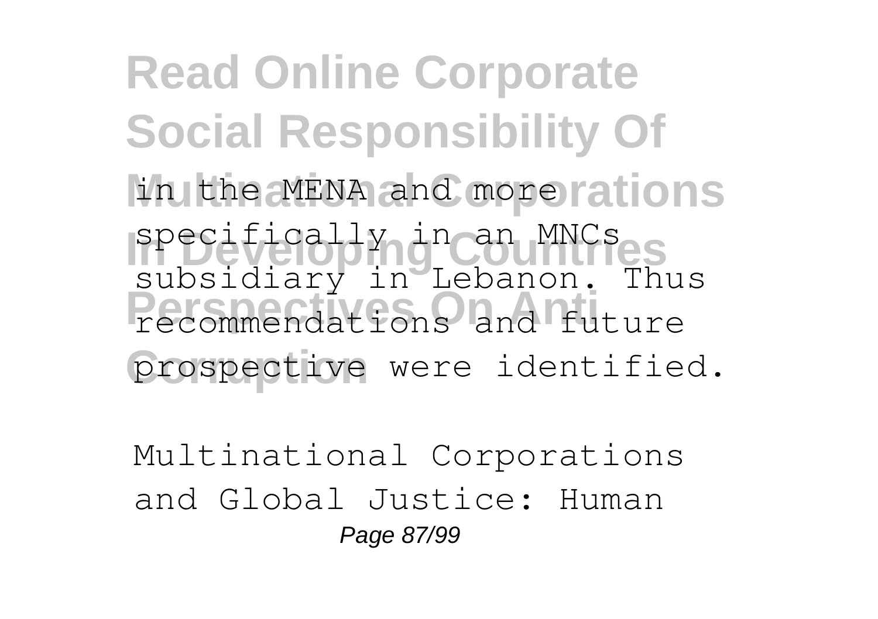in the MENA and more specifically in an MNCs subsidiary in Lebanon. Thus recommendations and future prospective were identified.

Multinational Corporations and Global Justice: Human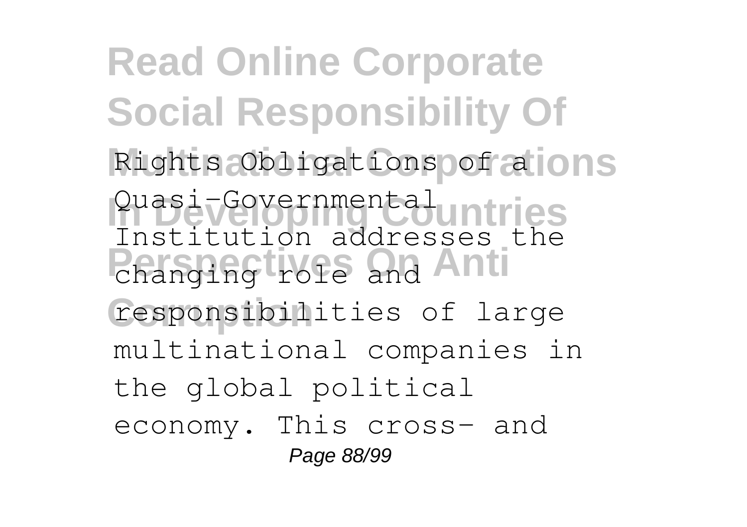Rights Obligations of a Quasi-Governmental Institution addresses the changing role and responsibilities of large multinational companies in the global political economy. This cross- and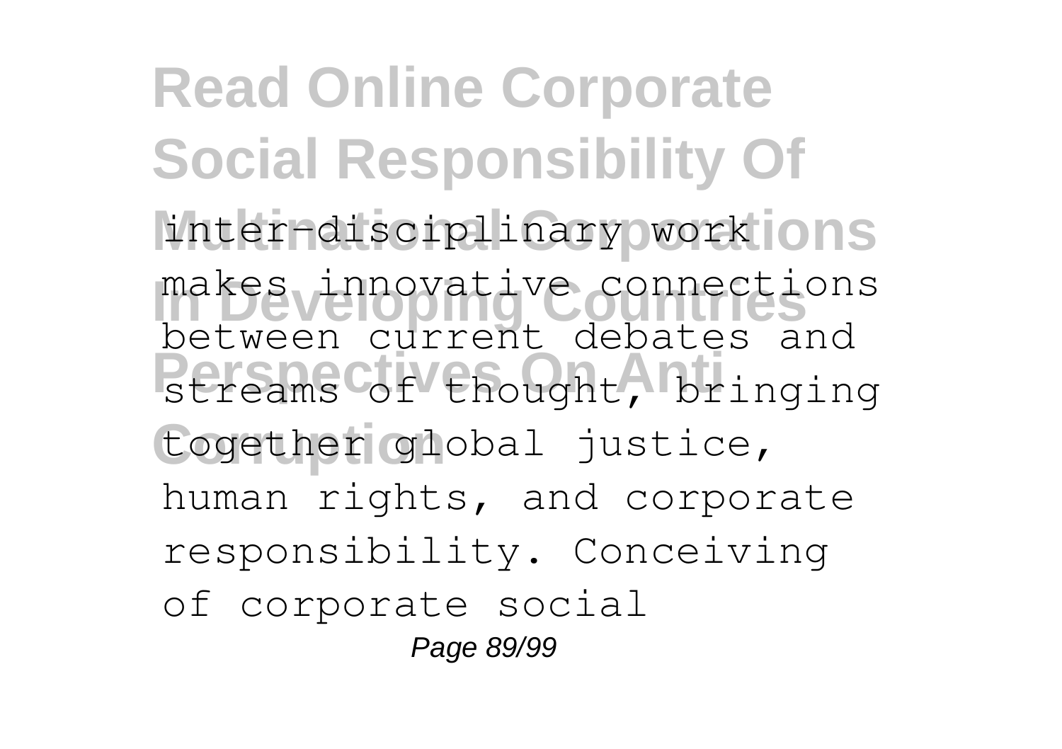inter-disciplinary work makes innovative connections between current debates and streams of thought, bringing together global justice, human rights, and corporate responsibility. Conceiving of corporate social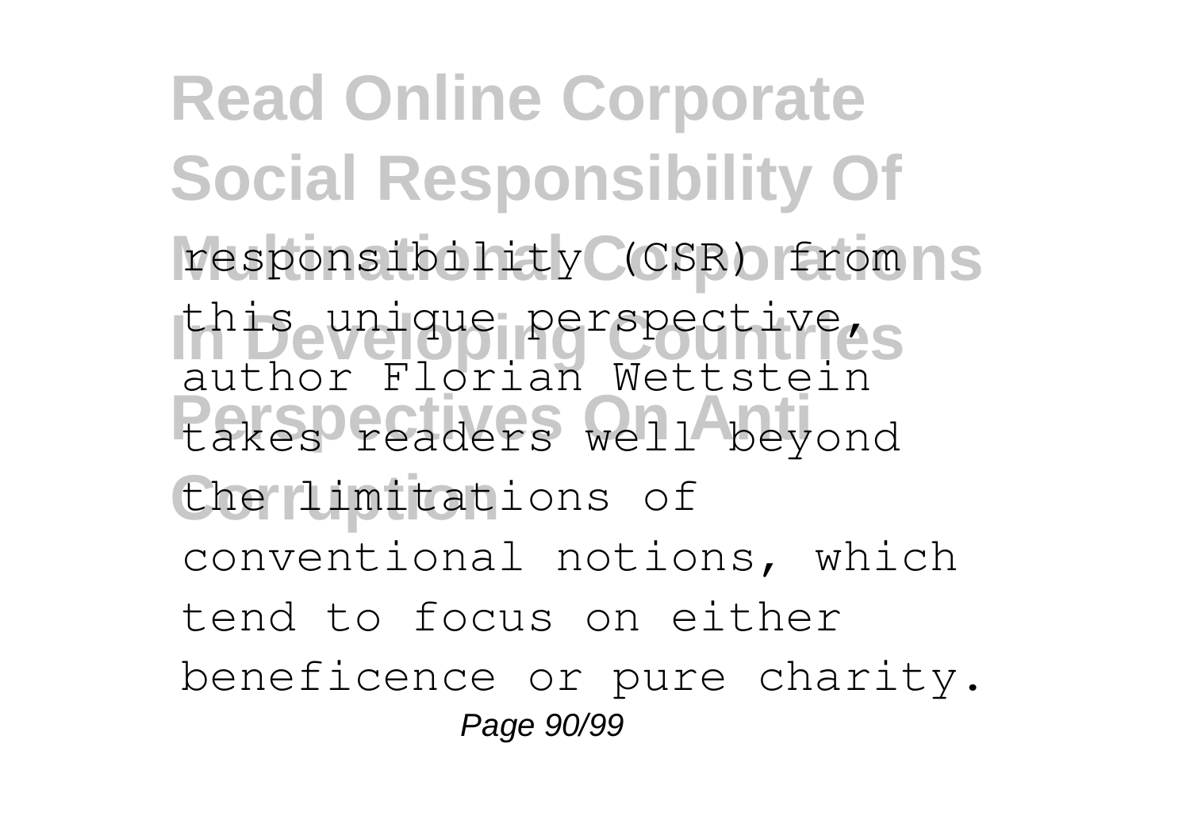responsibility (CSR) from this unique perspective, author Florian Wettstein takes readers well beyond the limitations of conventional notions, which tend to focus on either beneficence or pure charity.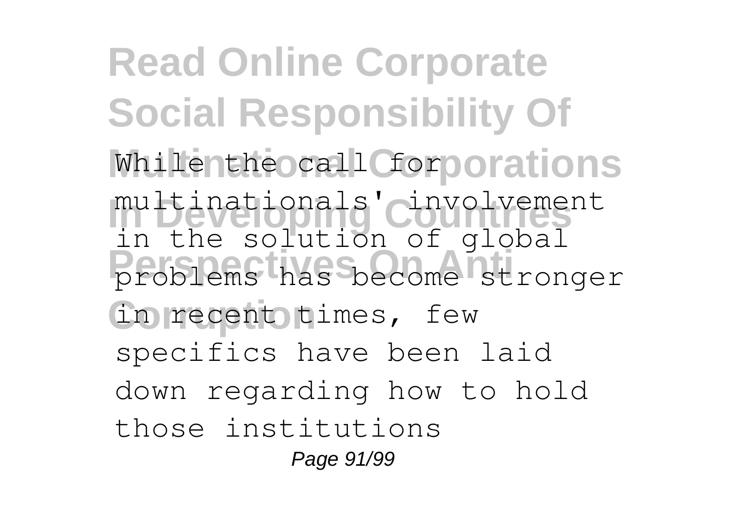While the call for multinationals' involvement in the solution of global problems has become stronger in recent times, few specifics have been laid down regarding how to hold those institutions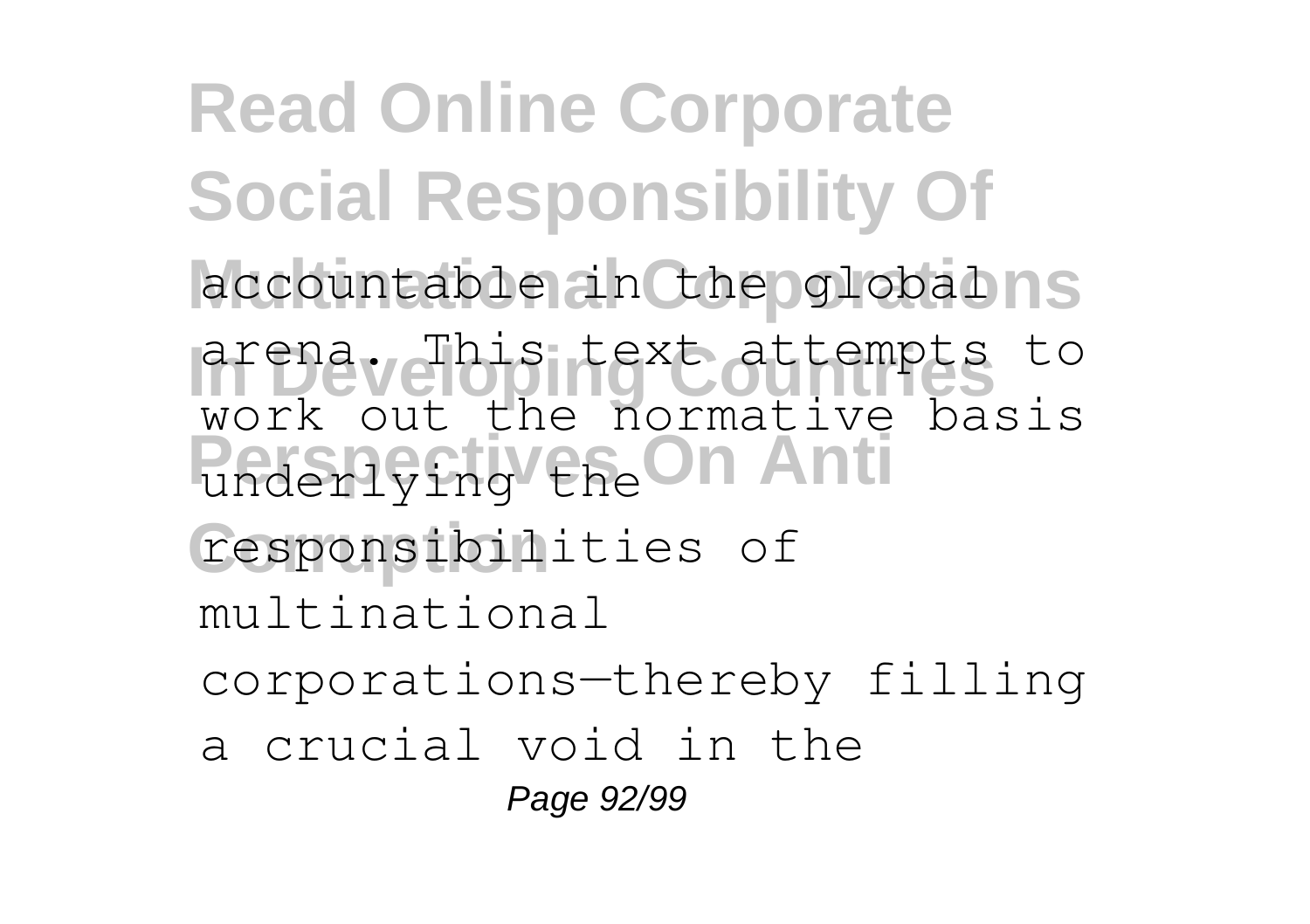accountable in the global arena. This text attempts to work out the normative basis underlying the responsibilities of multinational corporations—thereby filling a crucial void in the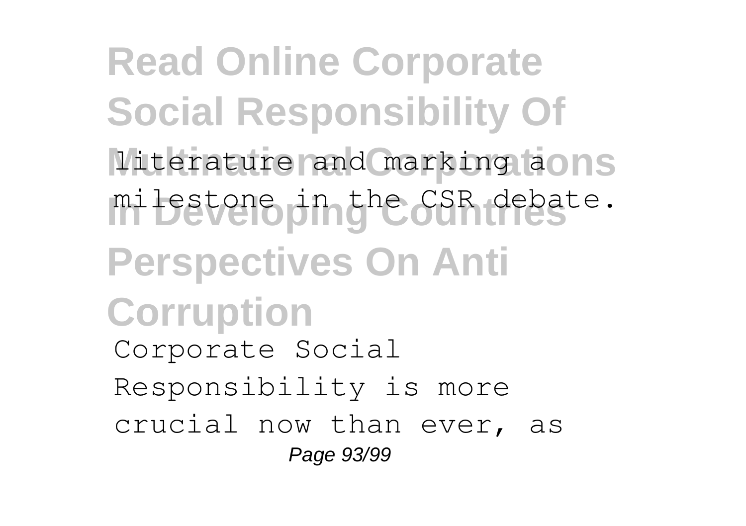literature and marking a milestone in the CSR debate.

Corporate Social Responsibility is more crucial now than ever, as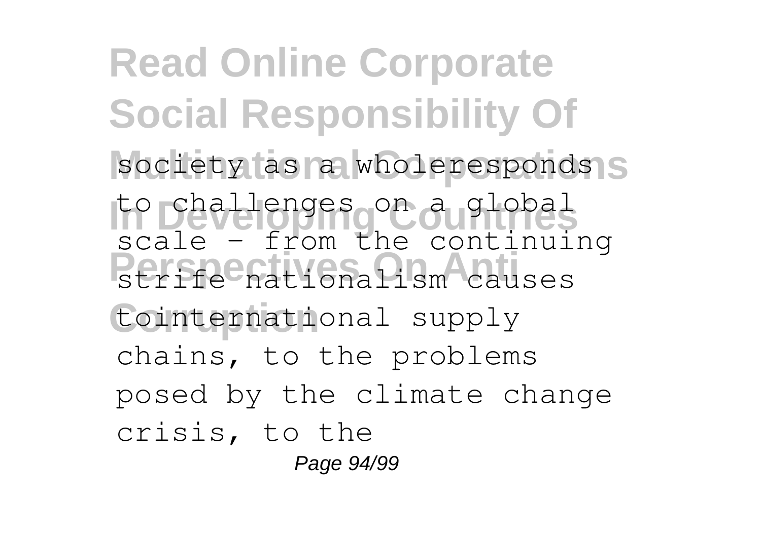society as a wholeresponds to challenges on a global scale - from the continuing strife nationalism causes tointernational supply chains, to the problems posed by the climate change crisis, to the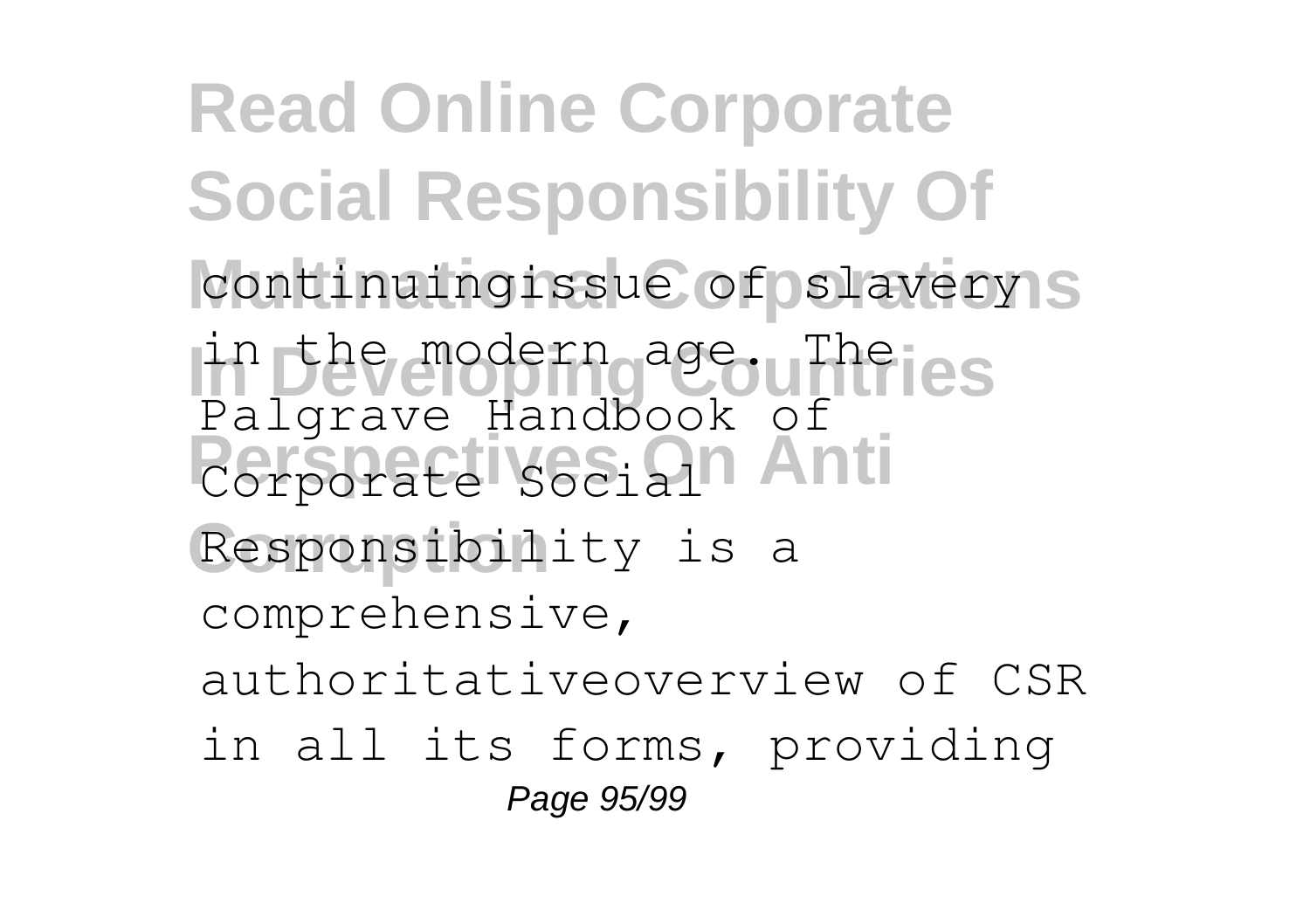continuingissue of slavery in the modern age. The Palgrave Handbook of Corporate Social Responsibility is a comprehensive, authoritativeoverview of CSR in all its forms, providing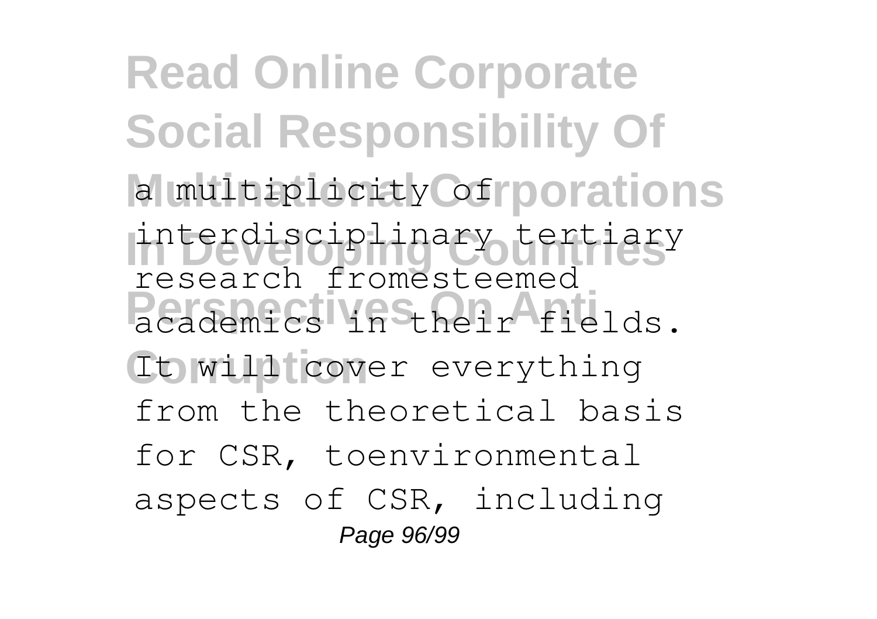a multiplicity of interdisciplinary tertiary research fromesteemed academics in their fields. It will cover everything from the theoretical basis for CSR, toenvironmental aspects of CSR, including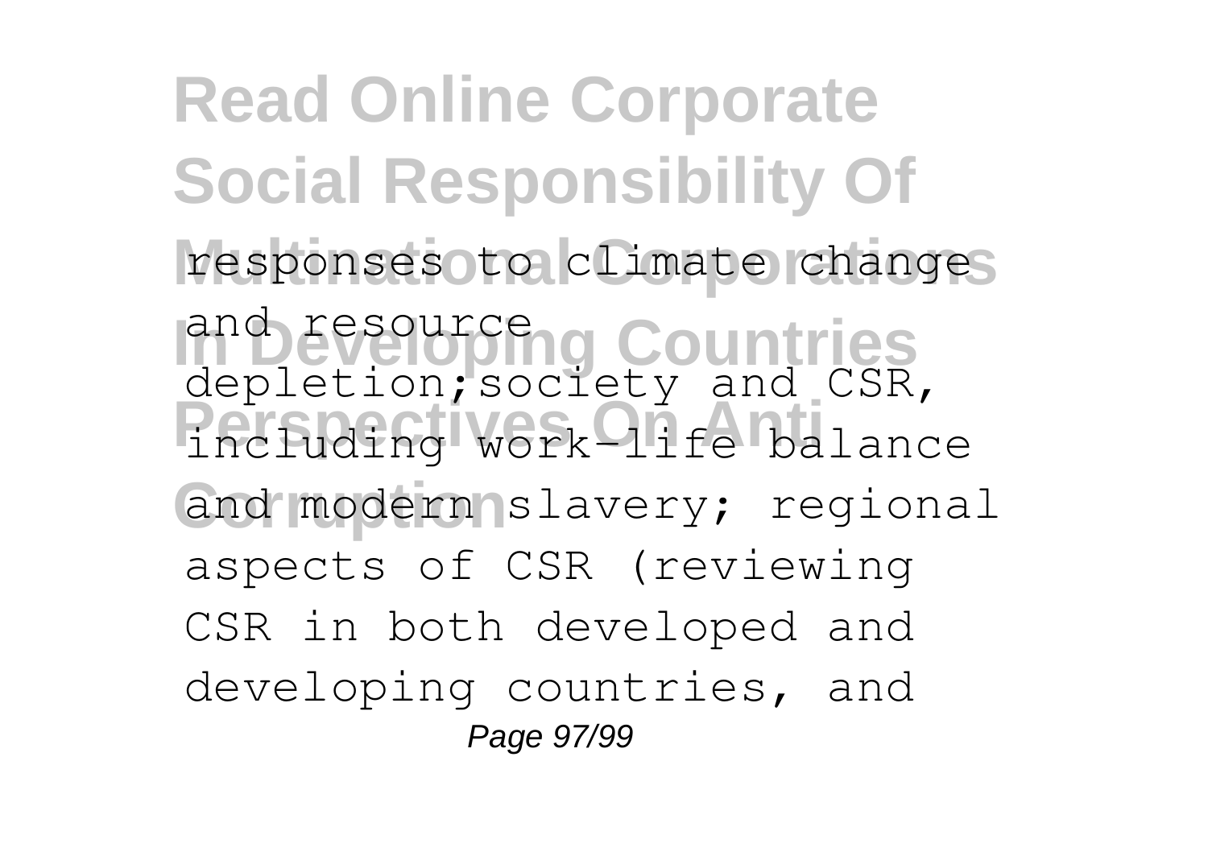responses to climate change and resource depletion;society and CSR, including work-life balance and modern slavery; regional aspects of CSR (reviewing CSR in both developed and developing countries, and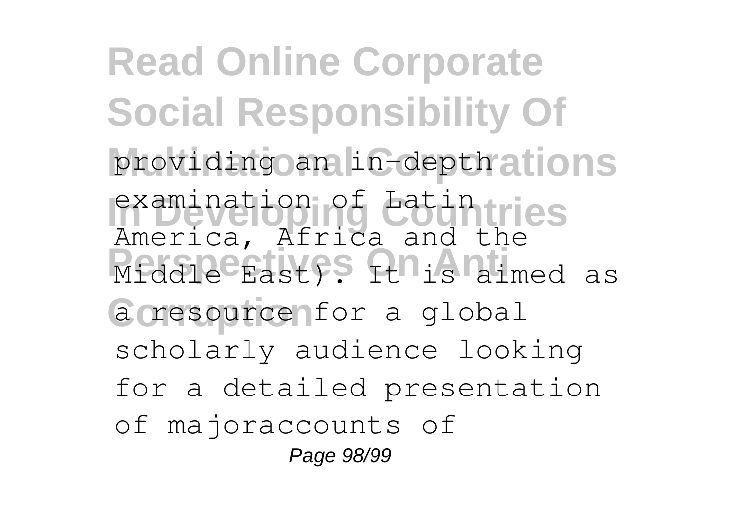providing an in-depth examination of Latin America, Africa and the Middle East). It is aimed as a resource for a global scholarly audience looking for a detailed presentation of majoraccounts of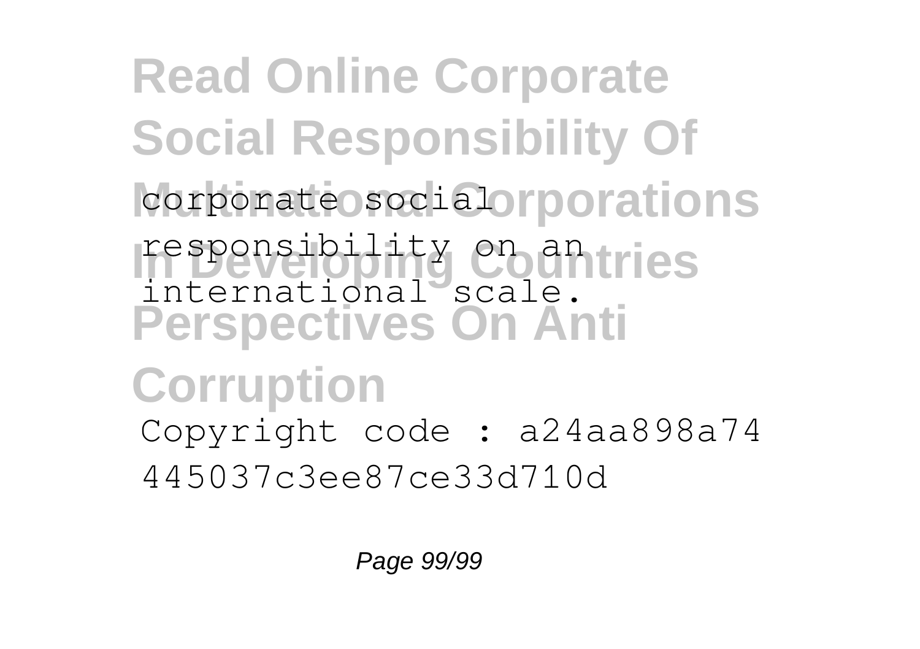corporate social responsibility on an international scale.

Copyright code : a24aa898a74445037c3ee87ce33d710d